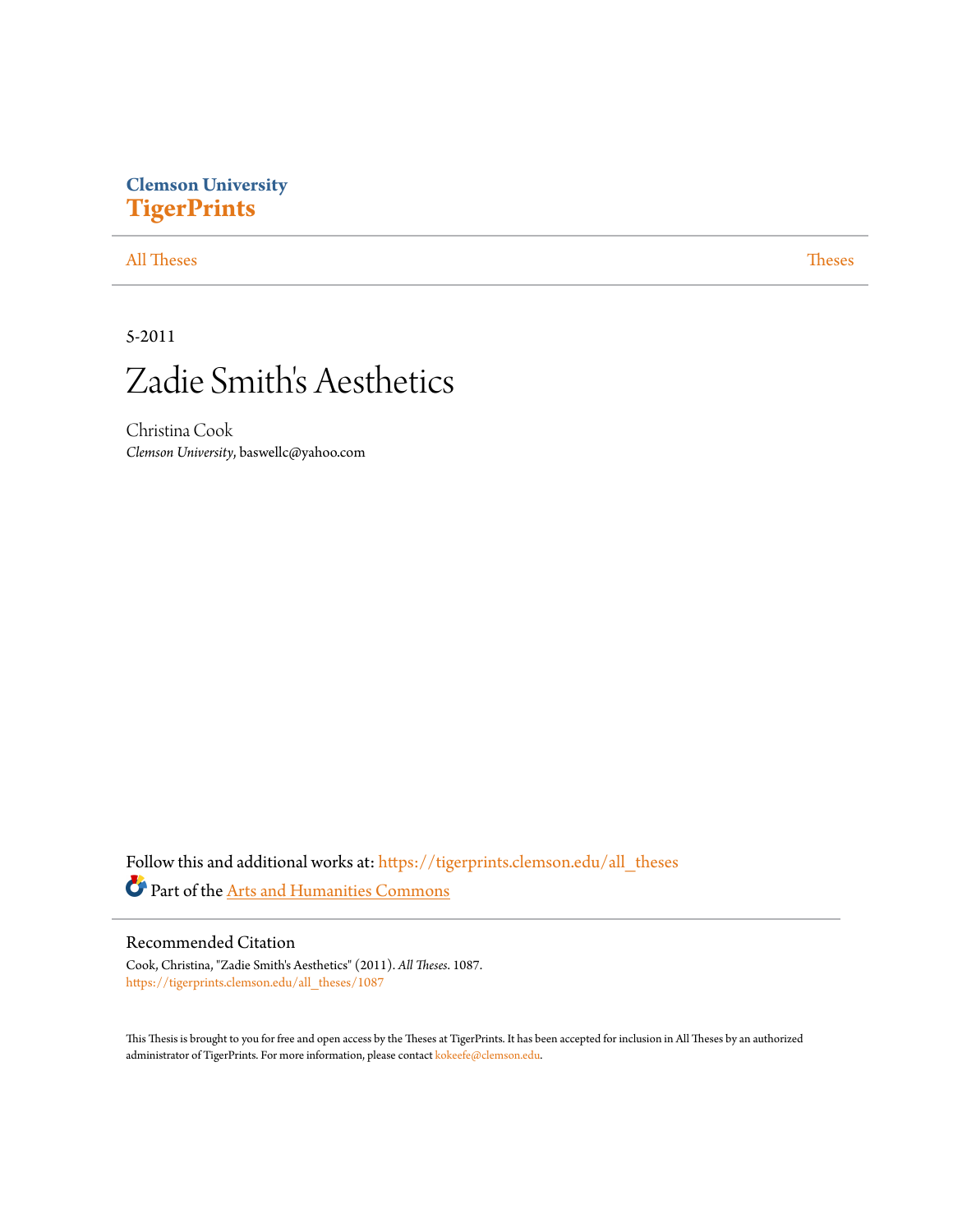Clemson University
**TigerPrints**

All Theses | Theses

5-2011

# Zadie Smith's Aesthetics

Christina Cook
*Clemson University*, baswellc@yahoo.com

Follow this and additional works at: https://tigerprints.clemson.edu/all_theses

Part of the Arts and Humanities Commons

## Recommended Citation

Cook, Christina, "Zadie Smith's Aesthetics" (2011). *All Theses*. 1087.
https://tigerprints.clemson.edu/all_theses/1087

This Thesis is brought to you for free and open access by the Theses at TigerPrints. It has been accepted for inclusion in All Theses by an authorized administrator of TigerPrints. For more information, please contact kokeefe@clemson.edu.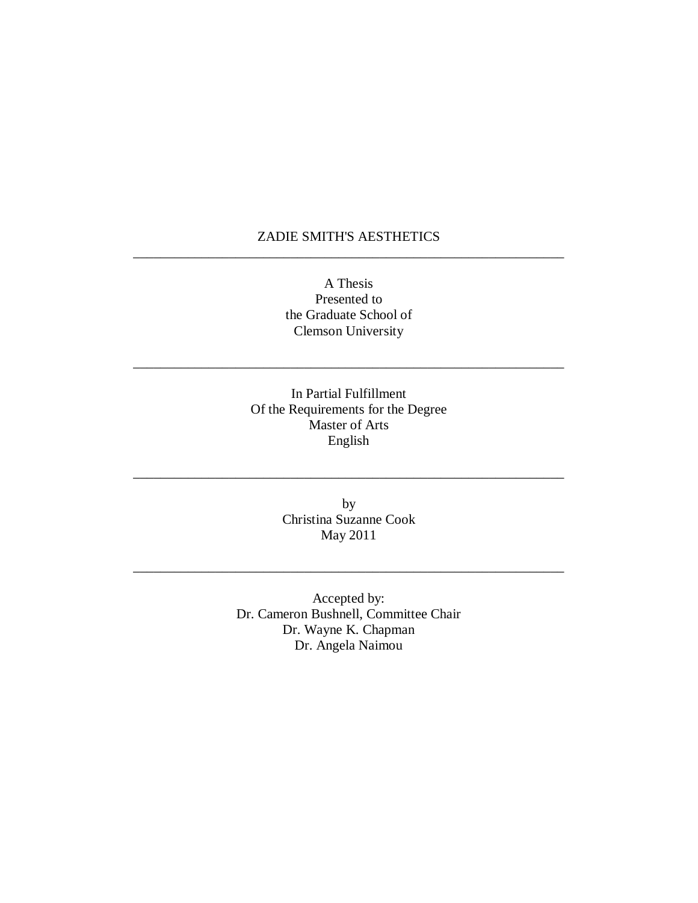# ZADIE SMITH'S AESTHETICS

---

A Thesis
Presented to
the Graduate School of
Clemson University

---

In Partial Fulfillment
Of the Requirements for the Degree
Master of Arts
English

---

by
Christina Suzanne Cook
May 2011

---

Accepted by:
Dr. Cameron Bushnell, Committee Chair
Dr. Wayne K. Chapman
Dr. Angela Naimou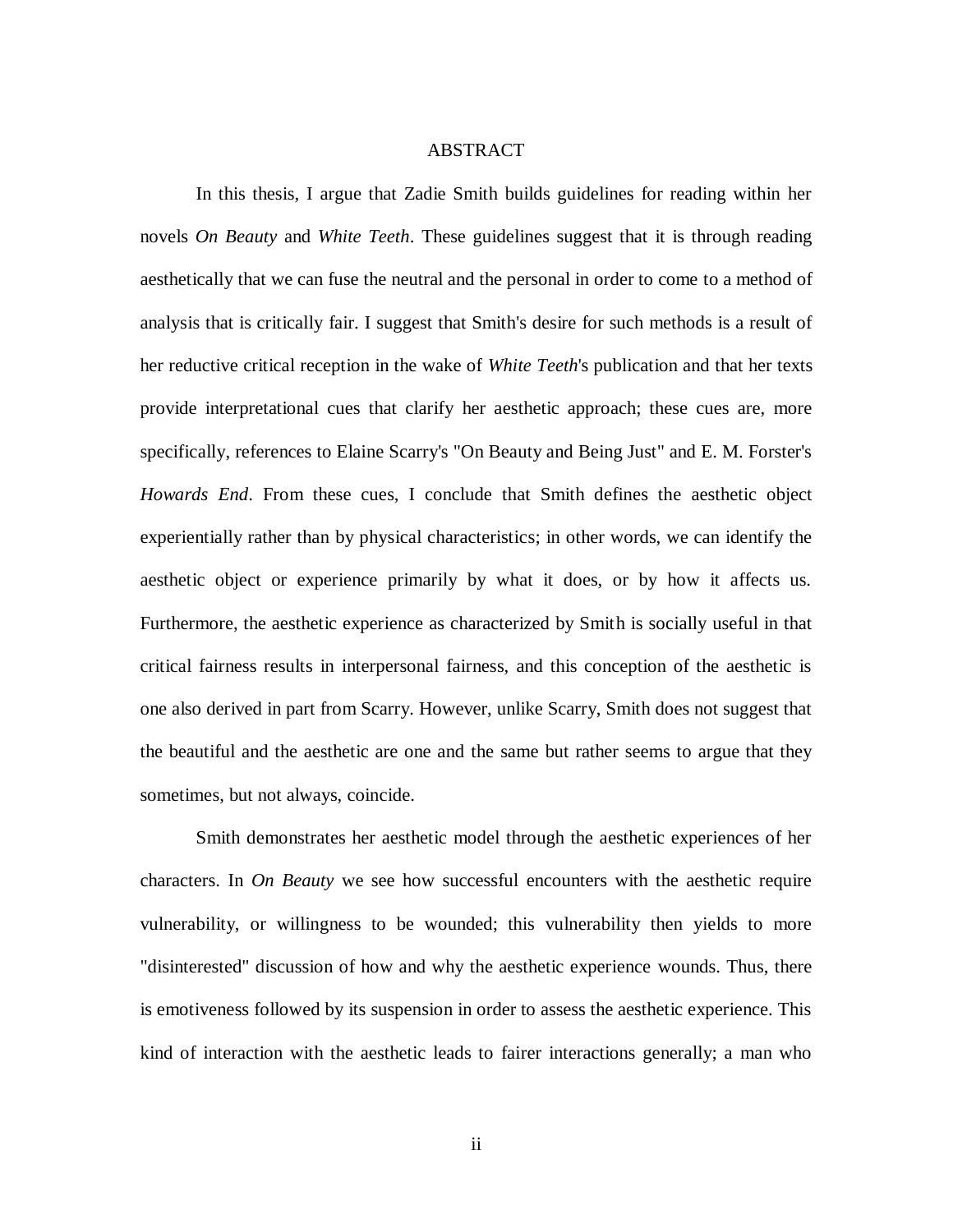# ABSTRACT

In this thesis, I argue that Zadie Smith builds guidelines for reading within her novels *On Beauty* and *White Teeth*. These guidelines suggest that it is through reading aesthetically that we can fuse the neutral and the personal in order to come to a method of analysis that is critically fair. I suggest that Smith's desire for such methods is a result of her reductive critical reception in the wake of *White Teeth*'s publication and that her texts provide interpretational cues that clarify her aesthetic approach; these cues are, more specifically, references to Elaine Scarry's "On Beauty and Being Just" and E. M. Forster's *Howards End*. From these cues, I conclude that Smith defines the aesthetic object experientially rather than by physical characteristics; in other words, we can identify the aesthetic object or experience primarily by what it does, or by how it affects us. Furthermore, the aesthetic experience as characterized by Smith is socially useful in that critical fairness results in interpersonal fairness, and this conception of the aesthetic is one also derived in part from Scarry. However, unlike Scarry, Smith does not suggest that the beautiful and the aesthetic are one and the same but rather seems to argue that they sometimes, but not always, coincide.

Smith demonstrates her aesthetic model through the aesthetic experiences of her characters. In *On Beauty* we see how successful encounters with the aesthetic require vulnerability, or willingness to be wounded; this vulnerability then yields to more "disinterested" discussion of how and why the aesthetic experience wounds. Thus, there is emotiveness followed by its suspension in order to assess the aesthetic experience. This kind of interaction with the aesthetic leads to fairer interactions generally; a man who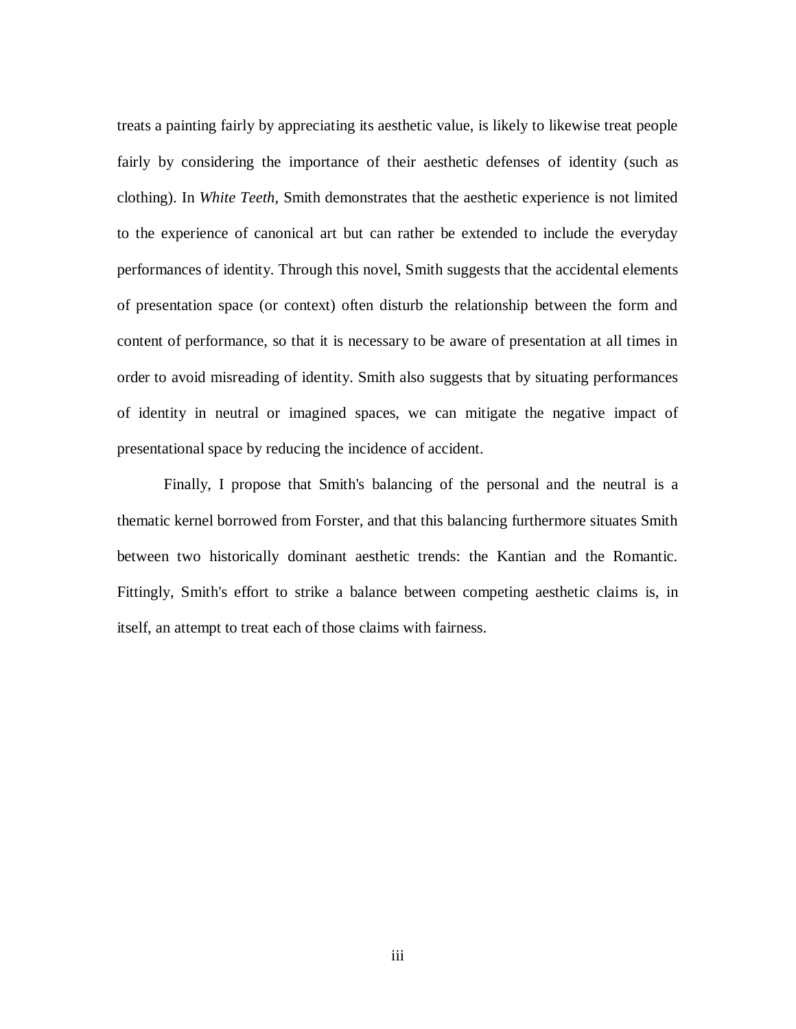treats a painting fairly by appreciating its aesthetic value, is likely to likewise treat people fairly by considering the importance of their aesthetic defenses of identity (such as clothing). In *White Teeth*, Smith demonstrates that the aesthetic experience is not limited to the experience of canonical art but can rather be extended to include the everyday performances of identity. Through this novel, Smith suggests that the accidental elements of presentation space (or context) often disturb the relationship between the form and content of performance, so that it is necessary to be aware of presentation at all times in order to avoid misreading of identity. Smith also suggests that by situating performances of identity in neutral or imagined spaces, we can mitigate the negative impact of presentational space by reducing the incidence of accident.

Finally, I propose that Smith's balancing of the personal and the neutral is a thematic kernel borrowed from Forster, and that this balancing furthermore situates Smith between two historically dominant aesthetic trends: the Kantian and the Romantic. Fittingly, Smith's effort to strike a balance between competing aesthetic claims is, in itself, an attempt to treat each of those claims with fairness.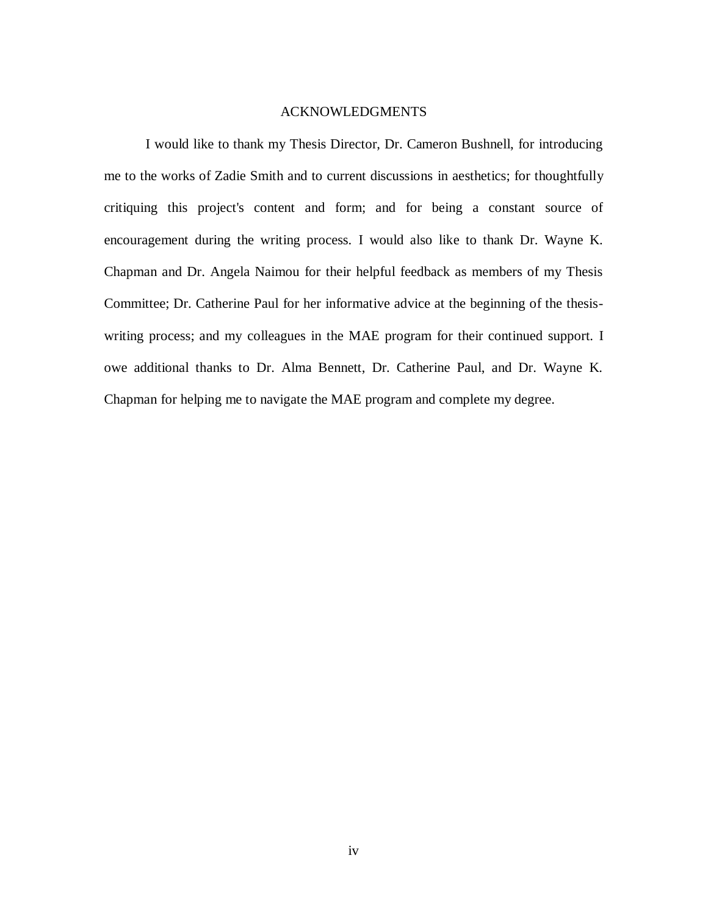# ACKNOWLEDGMENTS

I would like to thank my Thesis Director, Dr. Cameron Bushnell, for introducing me to the works of Zadie Smith and to current discussions in aesthetics; for thoughtfully critiquing this project's content and form; and for being a constant source of encouragement during the writing process. I would also like to thank Dr. Wayne K. Chapman and Dr. Angela Naimou for their helpful feedback as members of my Thesis Committee; Dr. Catherine Paul for her informative advice at the beginning of the thesis-writing process; and my colleagues in the MAE program for their continued support. I owe additional thanks to Dr. Alma Bennett, Dr. Catherine Paul, and Dr. Wayne K. Chapman for helping me to navigate the MAE program and complete my degree.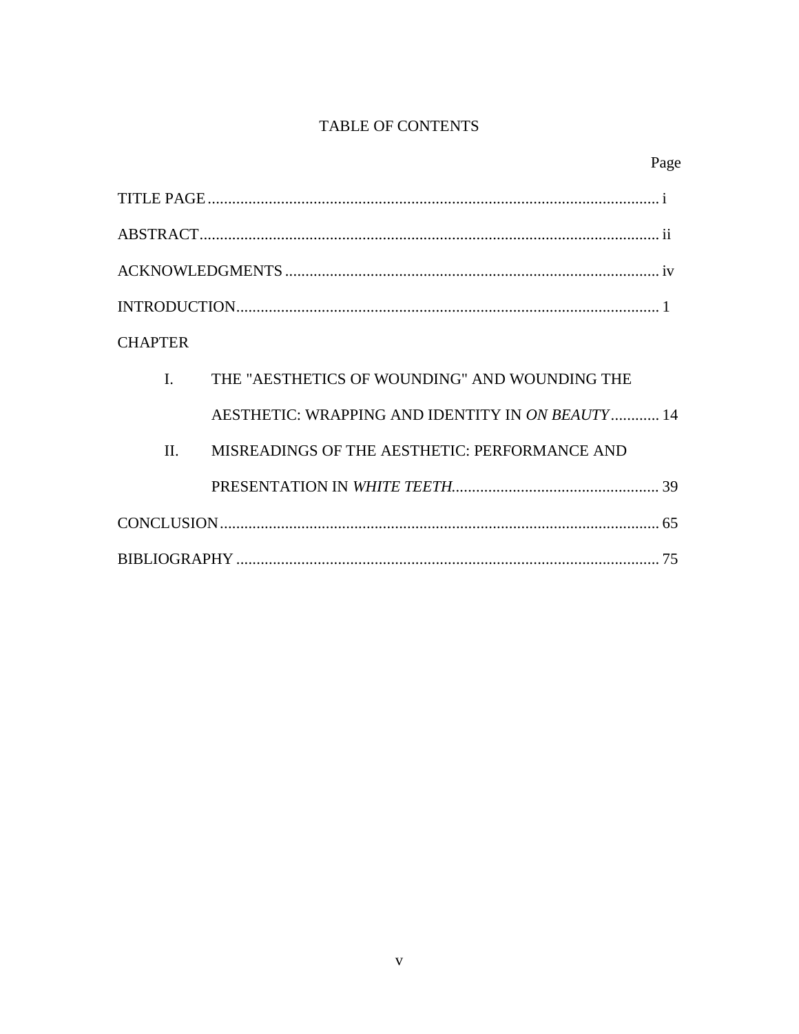# TABLE OF CONTENTS

| | Page |
|---|---|
| TITLE PAGE | i |
| ABSTRACT | ii |
| ACKNOWLEDGMENTS | iv |
| INTRODUCTION | 1 |
| CHAPTER | |
| I. THE "AESTHETICS OF WOUNDING" AND WOUNDING THE AESTHETIC: WRAPPING AND IDENTITY IN *ON BEAUTY* | 14 |
| II. MISREADINGS OF THE AESTHETIC: PERFORMANCE AND PRESENTATION IN *WHITE TEETH* | 39 |
| CONCLUSION | 65 |
| BIBLIOGRAPHY | 75 |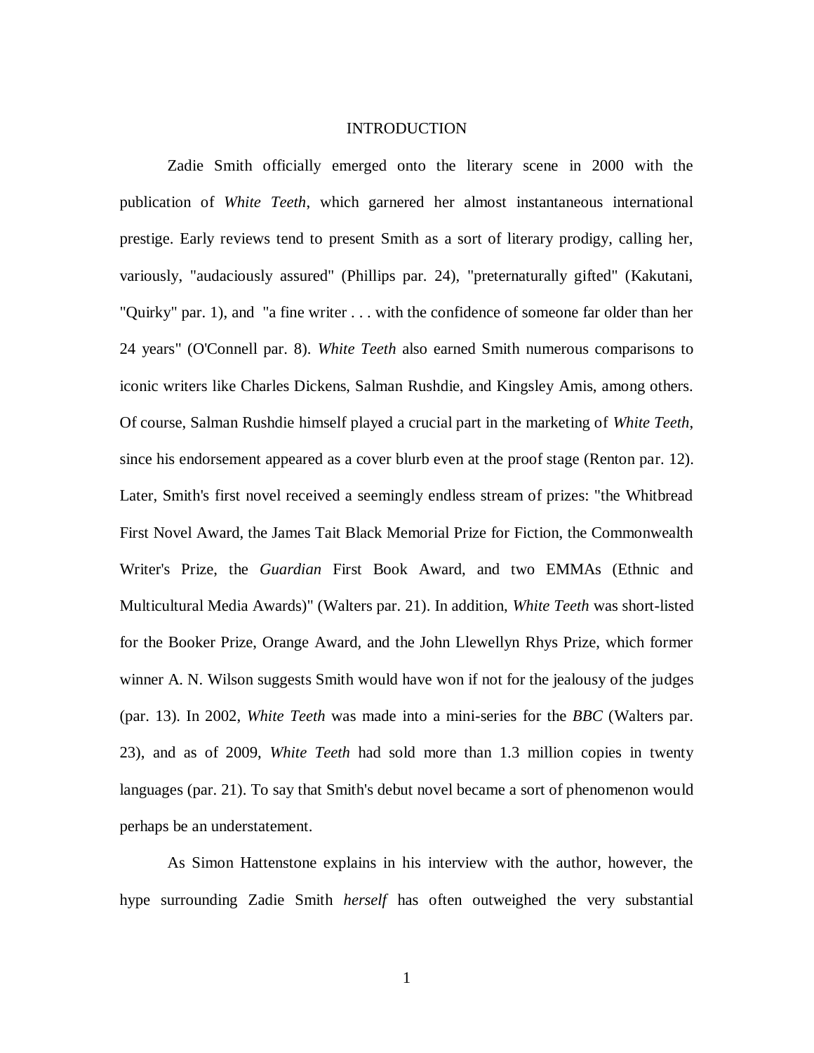# INTRODUCTION

Zadie Smith officially emerged onto the literary scene in 2000 with the publication of *White Teeth*, which garnered her almost instantaneous international prestige. Early reviews tend to present Smith as a sort of literary prodigy, calling her, variously, "audaciously assured" (Phillips par. 24), "preternaturally gifted" (Kakutani, "Quirky" par. 1), and "a fine writer . . . with the confidence of someone far older than her 24 years" (O'Connell par. 8). *White Teeth* also earned Smith numerous comparisons to iconic writers like Charles Dickens, Salman Rushdie, and Kingsley Amis, among others. Of course, Salman Rushdie himself played a crucial part in the marketing of *White Teeth*, since his endorsement appeared as a cover blurb even at the proof stage (Renton par. 12). Later, Smith's first novel received a seemingly endless stream of prizes: "the Whitbread First Novel Award, the James Tait Black Memorial Prize for Fiction, the Commonwealth Writer's Prize, the *Guardian* First Book Award, and two EMMAs (Ethnic and Multicultural Media Awards)" (Walters par. 21). In addition, *White Teeth* was short-listed for the Booker Prize, Orange Award, and the John Llewellyn Rhys Prize, which former winner A. N. Wilson suggests Smith would have won if not for the jealousy of the judges (par. 13). In 2002, *White Teeth* was made into a mini-series for the *BBC* (Walters par. 23), and as of 2009, *White Teeth* had sold more than 1.3 million copies in twenty languages (par. 21). To say that Smith's debut novel became a sort of phenomenon would perhaps be an understatement.

As Simon Hattenstone explains in his interview with the author, however, the hype surrounding Zadie Smith *herself* has often outweighed the very substantial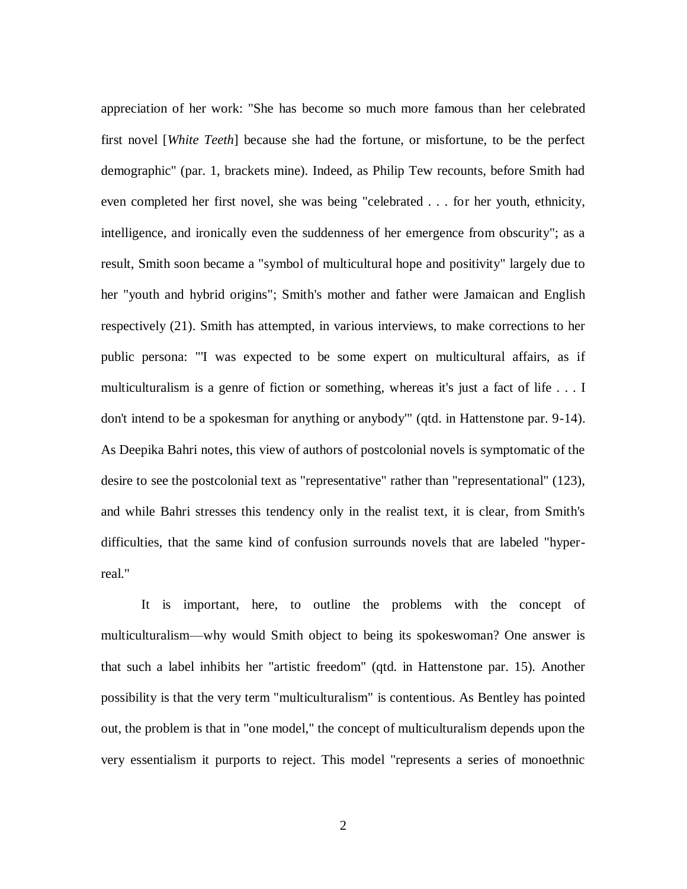appreciation of her work: "She has become so much more famous than her celebrated first novel [*White Teeth*] because she had the fortune, or misfortune, to be the perfect demographic" (par. 1, brackets mine). Indeed, as Philip Tew recounts, before Smith had even completed her first novel, she was being "celebrated . . . for her youth, ethnicity, intelligence, and ironically even the suddenness of her emergence from obscurity"; as a result, Smith soon became a "symbol of multicultural hope and positivity" largely due to her "youth and hybrid origins"; Smith's mother and father were Jamaican and English respectively (21). Smith has attempted, in various interviews, to make corrections to her public persona: "'I was expected to be some expert on multicultural affairs, as if multiculturalism is a genre of fiction or something, whereas it's just a fact of life . . . I don't intend to be a spokesman for anything or anybody'" (qtd. in Hattenstone par. 9-14). As Deepika Bahri notes, this view of authors of postcolonial novels is symptomatic of the desire to see the postcolonial text as "representative" rather than "representational" (123), and while Bahri stresses this tendency only in the realist text, it is clear, from Smith's difficulties, that the same kind of confusion surrounds novels that are labeled "hyper-real."

It is important, here, to outline the problems with the concept of multiculturalism—why would Smith object to being its spokeswoman? One answer is that such a label inhibits her "artistic freedom" (qtd. in Hattenstone par. 15). Another possibility is that the very term "multiculturalism" is contentious. As Bentley has pointed out, the problem is that in "one model," the concept of multiculturalism depends upon the very essentialism it purports to reject. This model "represents a series of monoethnic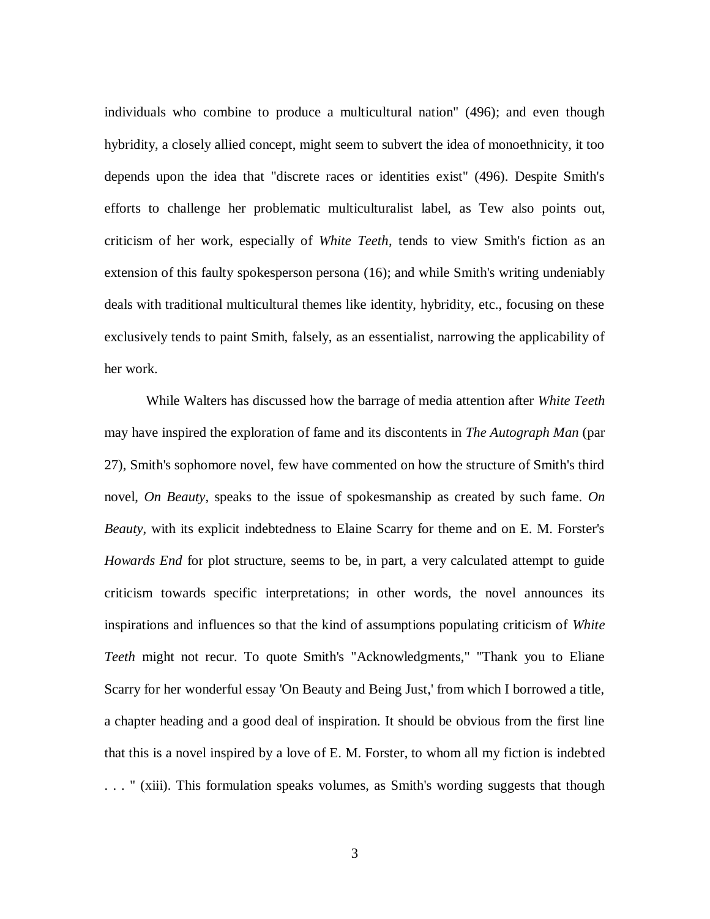individuals who combine to produce a multicultural nation" (496); and even though hybridity, a closely allied concept, might seem to subvert the idea of monoethnicity, it too depends upon the idea that "discrete races or identities exist" (496). Despite Smith's efforts to challenge her problematic multiculturalist label, as Tew also points out, criticism of her work, especially of *White Teeth*, tends to view Smith's fiction as an extension of this faulty spokesperson persona (16); and while Smith's writing undeniably deals with traditional multicultural themes like identity, hybridity, etc., focusing on these exclusively tends to paint Smith, falsely, as an essentialist, narrowing the applicability of her work.

While Walters has discussed how the barrage of media attention after *White Teeth* may have inspired the exploration of fame and its discontents in *The Autograph Man* (par 27), Smith's sophomore novel, few have commented on how the structure of Smith's third novel, *On Beauty*, speaks to the issue of spokesmanship as created by such fame. *On Beauty*, with its explicit indebtedness to Elaine Scarry for theme and on E. M. Forster's *Howards End* for plot structure, seems to be, in part, a very calculated attempt to guide criticism towards specific interpretations; in other words, the novel announces its inspirations and influences so that the kind of assumptions populating criticism of *White Teeth* might not recur. To quote Smith's "Acknowledgments," "Thank you to Eliane Scarry for her wonderful essay 'On Beauty and Being Just,' from which I borrowed a title, a chapter heading and a good deal of inspiration. It should be obvious from the first line that this is a novel inspired by a love of E. M. Forster, to whom all my fiction is indebted . . . " (xiii). This formulation speaks volumes, as Smith's wording suggests that though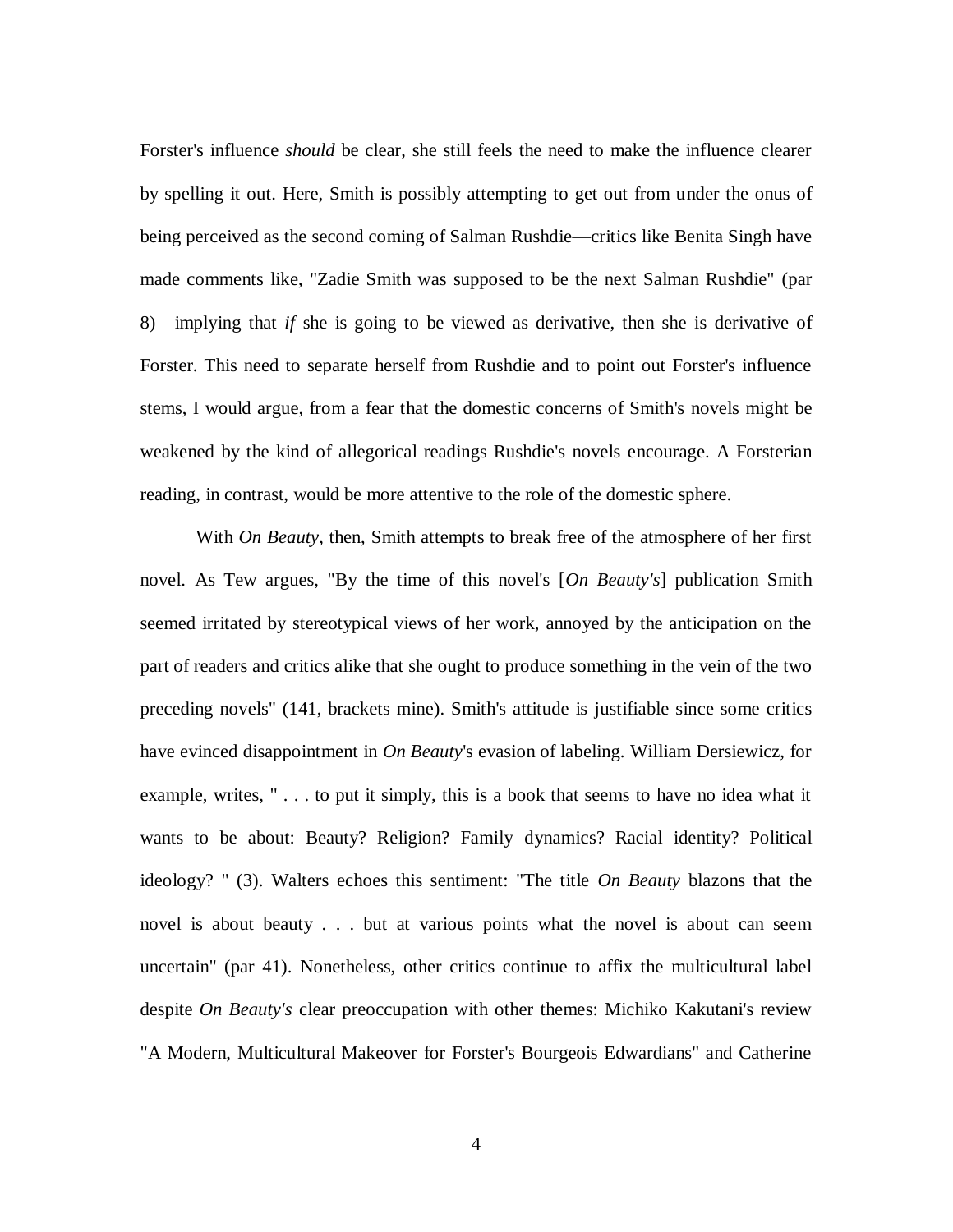Forster's influence *should* be clear, she still feels the need to make the influence clearer by spelling it out. Here, Smith is possibly attempting to get out from under the onus of being perceived as the second coming of Salman Rushdie—critics like Benita Singh have made comments like, "Zadie Smith was supposed to be the next Salman Rushdie" (par 8)—implying that *if* she is going to be viewed as derivative, then she is derivative of Forster. This need to separate herself from Rushdie and to point out Forster's influence stems, I would argue, from a fear that the domestic concerns of Smith's novels might be weakened by the kind of allegorical readings Rushdie's novels encourage. A Forsterian reading, in contrast, would be more attentive to the role of the domestic sphere.

With *On Beauty*, then, Smith attempts to break free of the atmosphere of her first novel. As Tew argues, "By the time of this novel's [*On Beauty's*] publication Smith seemed irritated by stereotypical views of her work, annoyed by the anticipation on the part of readers and critics alike that she ought to produce something in the vein of the two preceding novels" (141, brackets mine). Smith's attitude is justifiable since some critics have evinced disappointment in *On Beauty*'s evasion of labeling. William Dersiewicz, for example, writes, " . . . to put it simply, this is a book that seems to have no idea what it wants to be about: Beauty? Religion? Family dynamics? Racial identity? Political ideology? " (3). Walters echoes this sentiment: "The title *On Beauty* blazons that the novel is about beauty . . . but at various points what the novel is about can seem uncertain" (par 41). Nonetheless, other critics continue to affix the multicultural label despite *On Beauty's* clear preoccupation with other themes: Michiko Kakutani's review "A Modern, Multicultural Makeover for Forster's Bourgeois Edwardians" and Catherine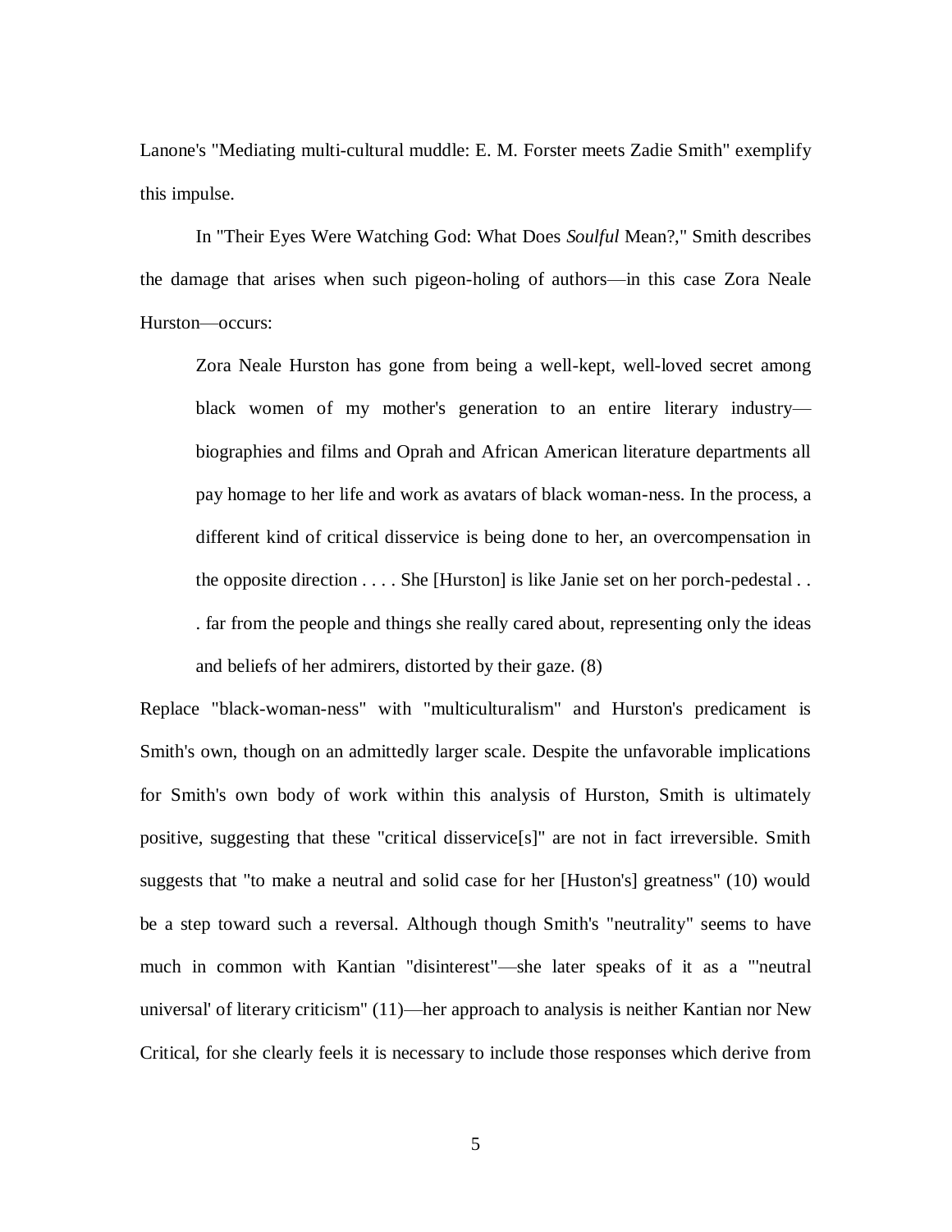Lanone's "Mediating multi-cultural muddle: E. M. Forster meets Zadie Smith" exemplify this impulse.

In "Their Eyes Were Watching God: What Does *Soulful* Mean?," Smith describes the damage that arises when such pigeon-holing of authors—in this case Zora Neale Hurston—occurs:

> Zora Neale Hurston has gone from being a well-kept, well-loved secret among black women of my mother's generation to an entire literary industry—biographies and films and Oprah and African American literature departments all pay homage to her life and work as avatars of black woman-ness. In the process, a different kind of critical disservice is being done to her, an overcompensation in the opposite direction . . . . She [Hurston] is like Janie set on her porch-pedestal . . . far from the people and things she really cared about, representing only the ideas and beliefs of her admirers, distorted by their gaze. (8)

Replace "black-woman-ness" with "multiculturalism" and Hurston's predicament is Smith's own, though on an admittedly larger scale. Despite the unfavorable implications for Smith's own body of work within this analysis of Hurston, Smith is ultimately positive, suggesting that these "critical disservice[s]" are not in fact irreversible. Smith suggests that "to make a neutral and solid case for her [Huston's] greatness" (10) would be a step toward such a reversal. Although though Smith's "neutrality" seems to have much in common with Kantian "disinterest"—she later speaks of it as a "'neutral universal' of literary criticism" (11)—her approach to analysis is neither Kantian nor New Critical, for she clearly feels it is necessary to include those responses which derive from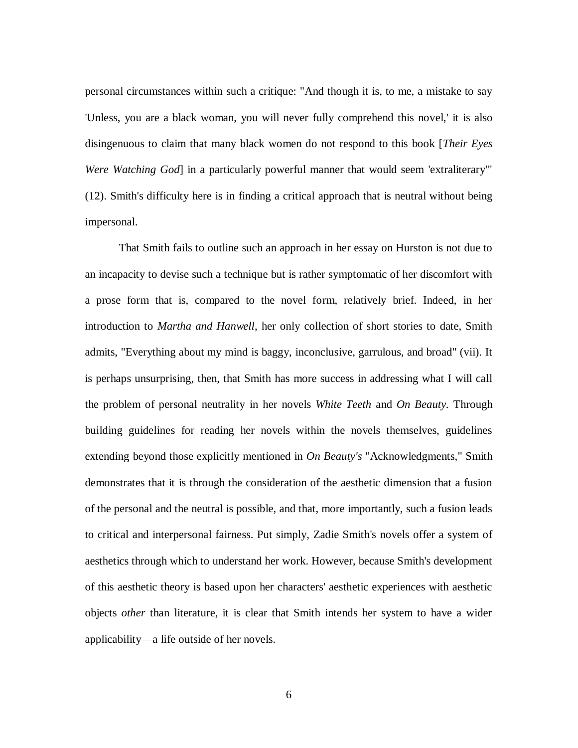personal circumstances within such a critique: "And though it is, to me, a mistake to say 'Unless, you are a black woman, you will never fully comprehend this novel,' it is also disingenuous to claim that many black women do not respond to this book [*Their Eyes Were Watching God*] in a particularly powerful manner that would seem 'extraliterary'" (12). Smith's difficulty here is in finding a critical approach that is neutral without being impersonal.

That Smith fails to outline such an approach in her essay on Hurston is not due to an incapacity to devise such a technique but is rather symptomatic of her discomfort with a prose form that is, compared to the novel form, relatively brief. Indeed, in her introduction to *Martha and Hanwell*, her only collection of short stories to date, Smith admits, "Everything about my mind is baggy, inconclusive, garrulous, and broad" (vii). It is perhaps unsurprising, then, that Smith has more success in addressing what I will call the problem of personal neutrality in her novels *White Teeth* and *On Beauty*. Through building guidelines for reading her novels within the novels themselves, guidelines extending beyond those explicitly mentioned in *On Beauty's* "Acknowledgments," Smith demonstrates that it is through the consideration of the aesthetic dimension that a fusion of the personal and the neutral is possible, and that, more importantly, such a fusion leads to critical and interpersonal fairness. Put simply, Zadie Smith's novels offer a system of aesthetics through which to understand her work. However, because Smith's development of this aesthetic theory is based upon her characters' aesthetic experiences with aesthetic objects *other* than literature, it is clear that Smith intends her system to have a wider applicability—a life outside of her novels.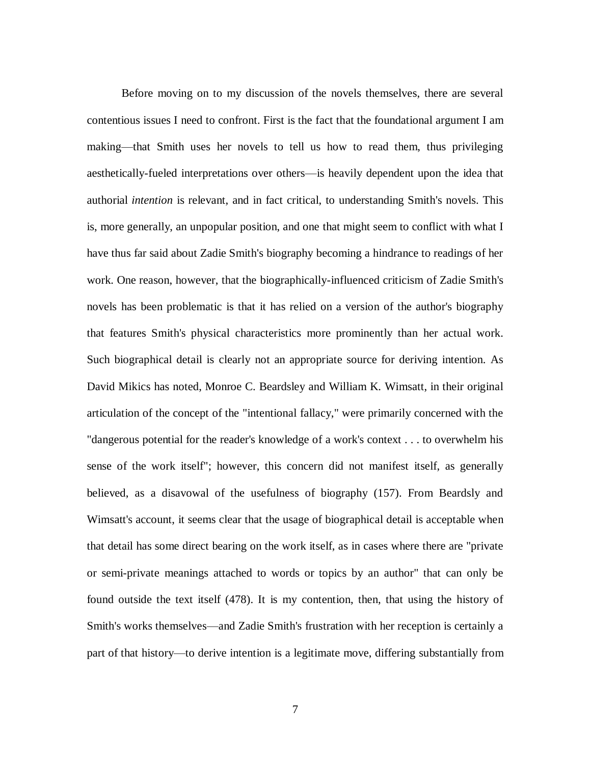Before moving on to my discussion of the novels themselves, there are several contentious issues I need to confront. First is the fact that the foundational argument I am making—that Smith uses her novels to tell us how to read them, thus privileging aesthetically-fueled interpretations over others—is heavily dependent upon the idea that authorial *intention* is relevant, and in fact critical, to understanding Smith's novels. This is, more generally, an unpopular position, and one that might seem to conflict with what I have thus far said about Zadie Smith's biography becoming a hindrance to readings of her work. One reason, however, that the biographically-influenced criticism of Zadie Smith's novels has been problematic is that it has relied on a version of the author's biography that features Smith's physical characteristics more prominently than her actual work. Such biographical detail is clearly not an appropriate source for deriving intention. As David Mikics has noted, Monroe C. Beardsley and William K. Wimsatt, in their original articulation of the concept of the "intentional fallacy," were primarily concerned with the "dangerous potential for the reader's knowledge of a work's context . . . to overwhelm his sense of the work itself"; however, this concern did not manifest itself, as generally believed, as a disavowal of the usefulness of biography (157). From Beardsly and Wimsatt's account, it seems clear that the usage of biographical detail is acceptable when that detail has some direct bearing on the work itself, as in cases where there are "private or semi-private meanings attached to words or topics by an author" that can only be found outside the text itself (478). It is my contention, then, that using the history of Smith's works themselves—and Zadie Smith's frustration with her reception is certainly a part of that history—to derive intention is a legitimate move, differing substantially from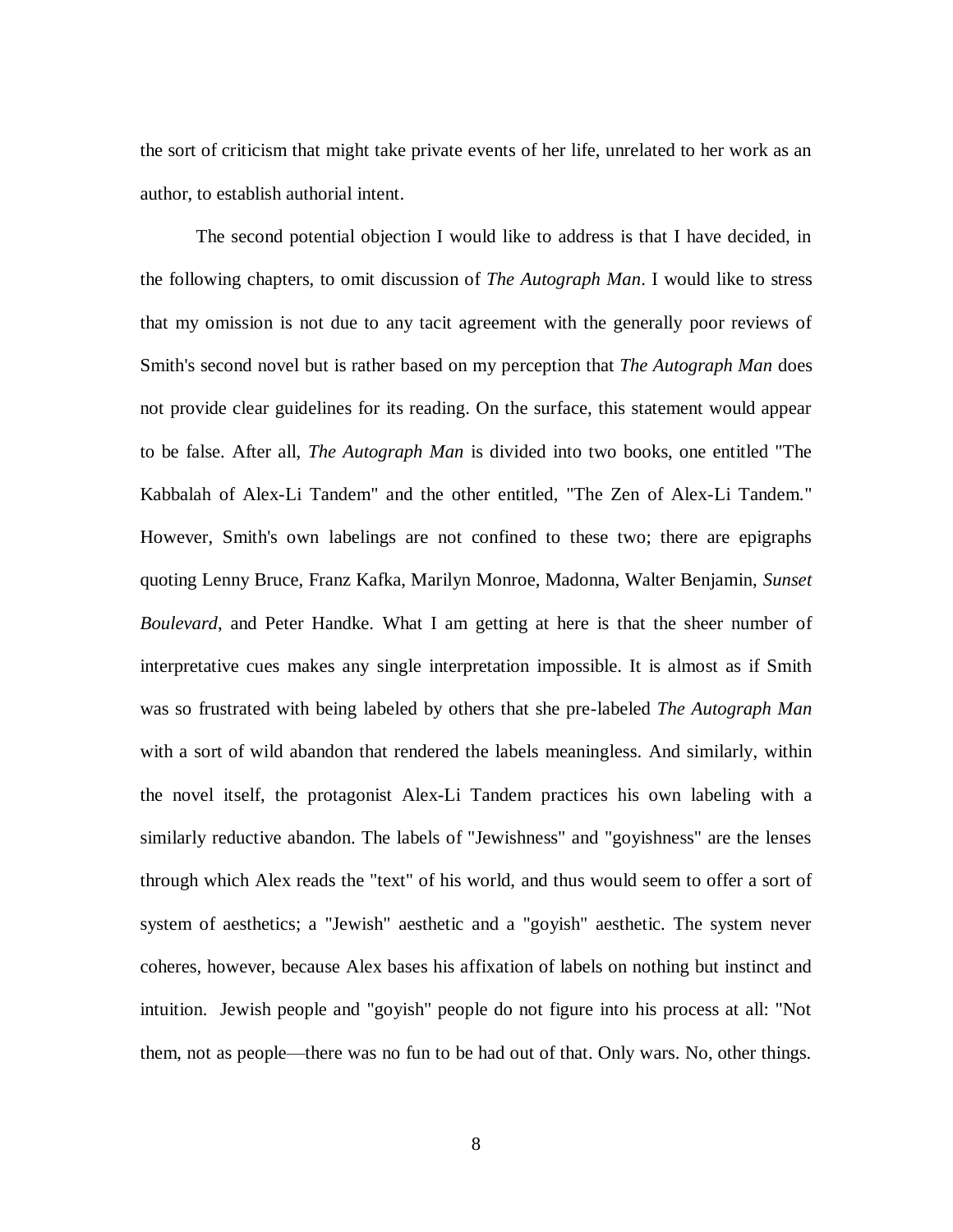the sort of criticism that might take private events of her life, unrelated to her work as an author, to establish authorial intent.

The second potential objection I would like to address is that I have decided, in the following chapters, to omit discussion of *The Autograph Man*. I would like to stress that my omission is not due to any tacit agreement with the generally poor reviews of Smith's second novel but is rather based on my perception that *The Autograph Man* does not provide clear guidelines for its reading. On the surface, this statement would appear to be false. After all, *The Autograph Man* is divided into two books, one entitled "The Kabbalah of Alex-Li Tandem" and the other entitled, "The Zen of Alex-Li Tandem." However, Smith's own labelings are not confined to these two; there are epigraphs quoting Lenny Bruce, Franz Kafka, Marilyn Monroe, Madonna, Walter Benjamin, *Sunset Boulevard*, and Peter Handke. What I am getting at here is that the sheer number of interpretative cues makes any single interpretation impossible. It is almost as if Smith was so frustrated with being labeled by others that she pre-labeled *The Autograph Man* with a sort of wild abandon that rendered the labels meaningless. And similarly, within the novel itself, the protagonist Alex-Li Tandem practices his own labeling with a similarly reductive abandon. The labels of "Jewishness" and "goyishness" are the lenses through which Alex reads the "text" of his world, and thus would seem to offer a sort of system of aesthetics; a "Jewish" aesthetic and a "goyish" aesthetic. The system never coheres, however, because Alex bases his affixation of labels on nothing but instinct and intuition. Jewish people and "goyish" people do not figure into his process at all: "Not them, not as people—there was no fun to be had out of that. Only wars. No, other things.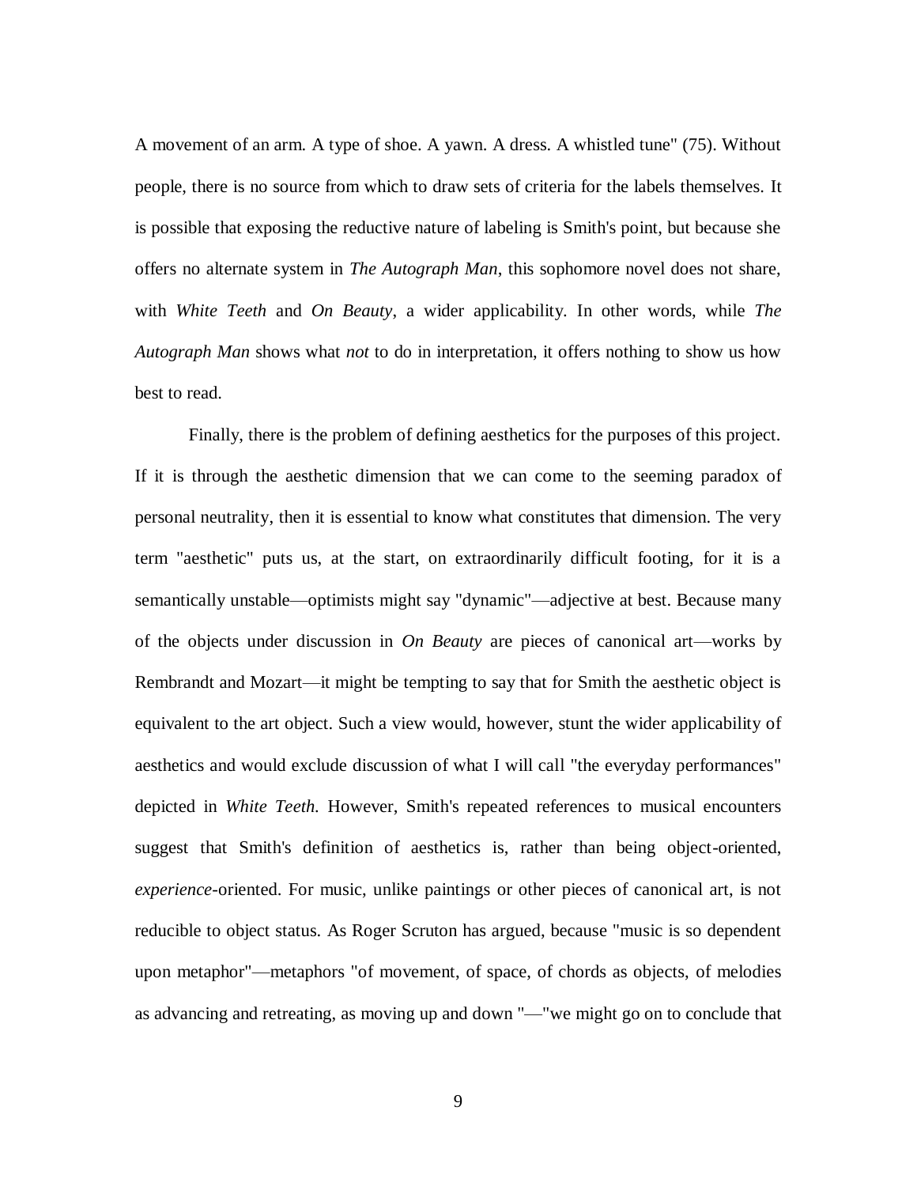A movement of an arm. A type of shoe. A yawn. A dress. A whistled tune" (75). Without people, there is no source from which to draw sets of criteria for the labels themselves. It is possible that exposing the reductive nature of labeling is Smith's point, but because she offers no alternate system in *The Autograph Man*, this sophomore novel does not share, with *White Teeth* and *On Beauty*, a wider applicability. In other words, while *The Autograph Man* shows what *not* to do in interpretation, it offers nothing to show us how best to read.

Finally, there is the problem of defining aesthetics for the purposes of this project. If it is through the aesthetic dimension that we can come to the seeming paradox of personal neutrality, then it is essential to know what constitutes that dimension. The very term "aesthetic" puts us, at the start, on extraordinarily difficult footing, for it is a semantically unstable—optimists might say "dynamic"—adjective at best. Because many of the objects under discussion in *On Beauty* are pieces of canonical art—works by Rembrandt and Mozart—it might be tempting to say that for Smith the aesthetic object is equivalent to the art object. Such a view would, however, stunt the wider applicability of aesthetics and would exclude discussion of what I will call "the everyday performances" depicted in *White Teeth*. However, Smith's repeated references to musical encounters suggest that Smith's definition of aesthetics is, rather than being object-oriented, *experience*-oriented. For music, unlike paintings or other pieces of canonical art, is not reducible to object status. As Roger Scruton has argued, because "music is so dependent upon metaphor"—metaphors "of movement, of space, of chords as objects, of melodies as advancing and retreating, as moving up and down "—"we might go on to conclude that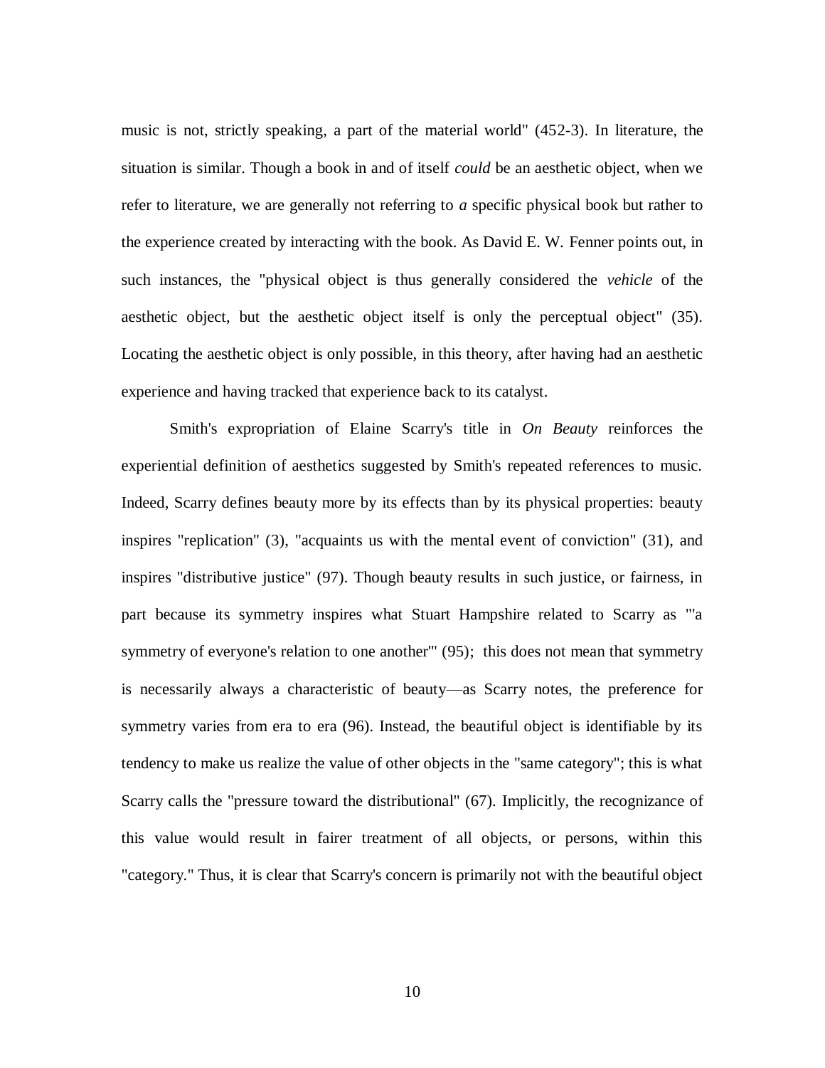music is not, strictly speaking, a part of the material world" (452-3). In literature, the situation is similar. Though a book in and of itself *could* be an aesthetic object, when we refer to literature, we are generally not referring to *a* specific physical book but rather to the experience created by interacting with the book. As David E. W. Fenner points out, in such instances, the "physical object is thus generally considered the *vehicle* of the aesthetic object, but the aesthetic object itself is only the perceptual object" (35). Locating the aesthetic object is only possible, in this theory, after having had an aesthetic experience and having tracked that experience back to its catalyst.

Smith's expropriation of Elaine Scarry's title in *On Beauty* reinforces the experiential definition of aesthetics suggested by Smith's repeated references to music. Indeed, Scarry defines beauty more by its effects than by its physical properties: beauty inspires "replication" (3), "acquaints us with the mental event of conviction" (31), and inspires "distributive justice" (97). Though beauty results in such justice, or fairness, in part because its symmetry inspires what Stuart Hampshire related to Scarry as "'a symmetry of everyone's relation to one another'" (95); this does not mean that symmetry is necessarily always a characteristic of beauty—as Scarry notes, the preference for symmetry varies from era to era (96). Instead, the beautiful object is identifiable by its tendency to make us realize the value of other objects in the "same category"; this is what Scarry calls the "pressure toward the distributional" (67). Implicitly, the recognizance of this value would result in fairer treatment of all objects, or persons, within this "category." Thus, it is clear that Scarry's concern is primarily not with the beautiful object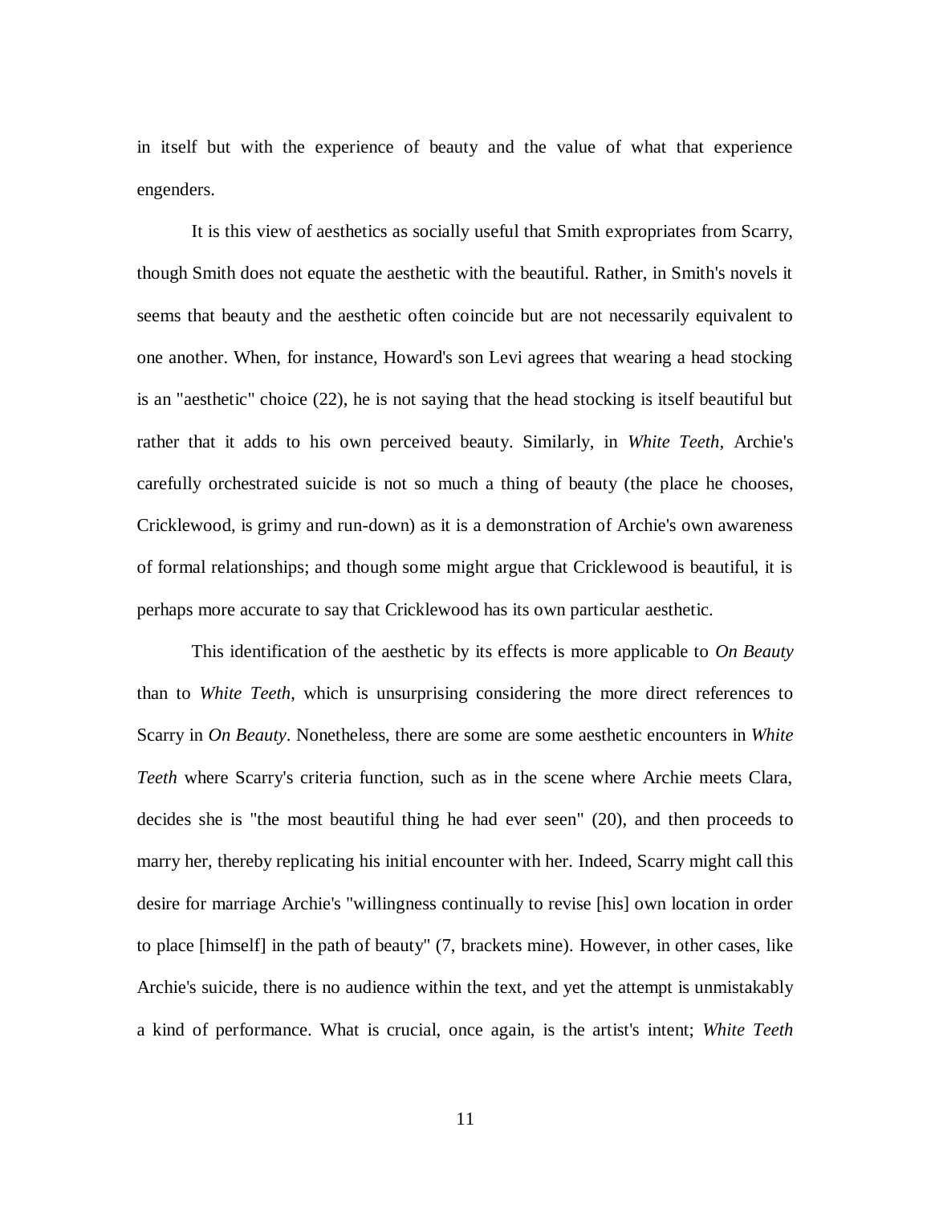in itself but with the experience of beauty and the value of what that experience engenders.

It is this view of aesthetics as socially useful that Smith expropriates from Scarry, though Smith does not equate the aesthetic with the beautiful. Rather, in Smith's novels it seems that beauty and the aesthetic often coincide but are not necessarily equivalent to one another. When, for instance, Howard's son Levi agrees that wearing a head stocking is an "aesthetic" choice (22), he is not saying that the head stocking is itself beautiful but rather that it adds to his own perceived beauty. Similarly, in *White Teeth,* Archie's carefully orchestrated suicide is not so much a thing of beauty (the place he chooses, Cricklewood, is grimy and run-down) as it is a demonstration of Archie's own awareness of formal relationships; and though some might argue that Cricklewood is beautiful, it is perhaps more accurate to say that Cricklewood has its own particular aesthetic.

This identification of the aesthetic by its effects is more applicable to *On Beauty* than to *White Teeth*, which is unsurprising considering the more direct references to Scarry in *On Beauty*. Nonetheless, there are some are some aesthetic encounters in *White Teeth* where Scarry's criteria function, such as in the scene where Archie meets Clara, decides she is "the most beautiful thing he had ever seen" (20), and then proceeds to marry her, thereby replicating his initial encounter with her. Indeed, Scarry might call this desire for marriage Archie's "willingness continually to revise [his] own location in order to place [himself] in the path of beauty" (7, brackets mine). However, in other cases, like Archie's suicide, there is no audience within the text, and yet the attempt is unmistakably a kind of performance. What is crucial, once again, is the artist's intent; *White Teeth*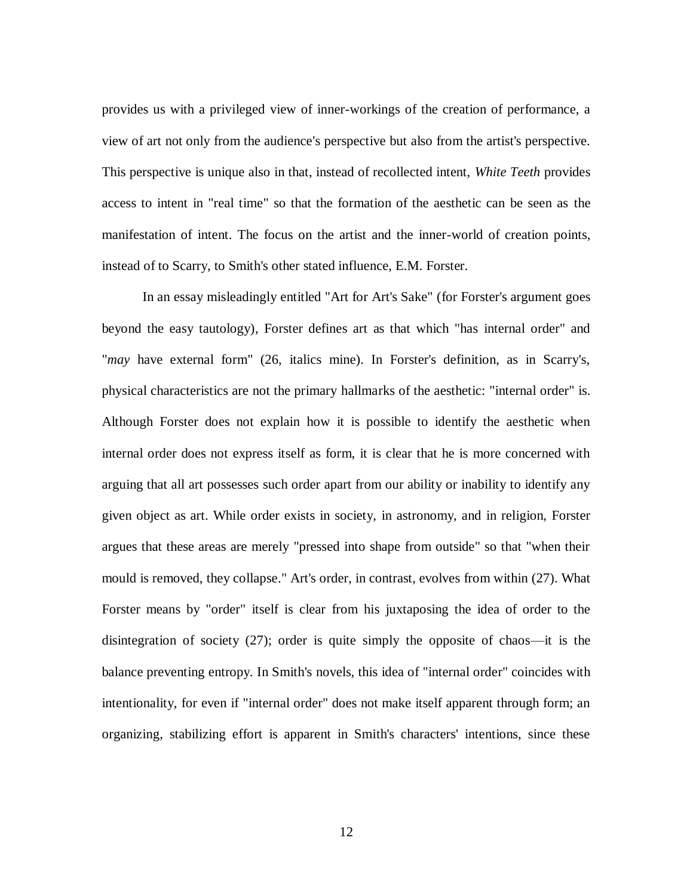provides us with a privileged view of inner-workings of the creation of performance, a view of art not only from the audience's perspective but also from the artist's perspective. This perspective is unique also in that, instead of recollected intent, *White Teeth* provides access to intent in "real time" so that the formation of the aesthetic can be seen as the manifestation of intent. The focus on the artist and the inner-world of creation points, instead of to Scarry, to Smith's other stated influence, E.M. Forster.

In an essay misleadingly entitled "Art for Art's Sake" (for Forster's argument goes beyond the easy tautology), Forster defines art as that which "has internal order" and "*may* have external form" (26, italics mine). In Forster's definition, as in Scarry's, physical characteristics are not the primary hallmarks of the aesthetic: "internal order" is. Although Forster does not explain how it is possible to identify the aesthetic when internal order does not express itself as form, it is clear that he is more concerned with arguing that all art possesses such order apart from our ability or inability to identify any given object as art. While order exists in society, in astronomy, and in religion, Forster argues that these areas are merely "pressed into shape from outside" so that "when their mould is removed, they collapse." Art's order, in contrast, evolves from within (27). What Forster means by "order" itself is clear from his juxtaposing the idea of order to the disintegration of society (27); order is quite simply the opposite of chaos—it is the balance preventing entropy. In Smith's novels, this idea of "internal order" coincides with intentionality, for even if "internal order" does not make itself apparent through form; an organizing, stabilizing effort is apparent in Smith's characters' intentions, since these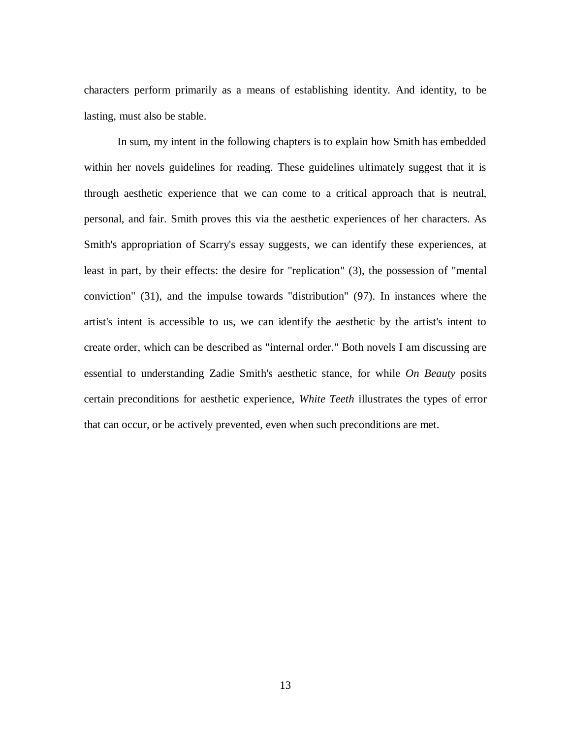characters perform primarily as a means of establishing identity. And identity, to be lasting, must also be stable.

In sum, my intent in the following chapters is to explain how Smith has embedded within her novels guidelines for reading. These guidelines ultimately suggest that it is through aesthetic experience that we can come to a critical approach that is neutral, personal, and fair. Smith proves this via the aesthetic experiences of her characters. As Smith's appropriation of Scarry's essay suggests, we can identify these experiences, at least in part, by their effects: the desire for "replication" (3), the possession of "mental conviction" (31), and the impulse towards "distribution" (97). In instances where the artist's intent is accessible to us, we can identify the aesthetic by the artist's intent to create order, which can be described as "internal order." Both novels I am discussing are essential to understanding Zadie Smith's aesthetic stance, for while *On Beauty* posits certain preconditions for aesthetic experience, *White Teeth* illustrates the types of error that can occur, or be actively prevented, even when such preconditions are met.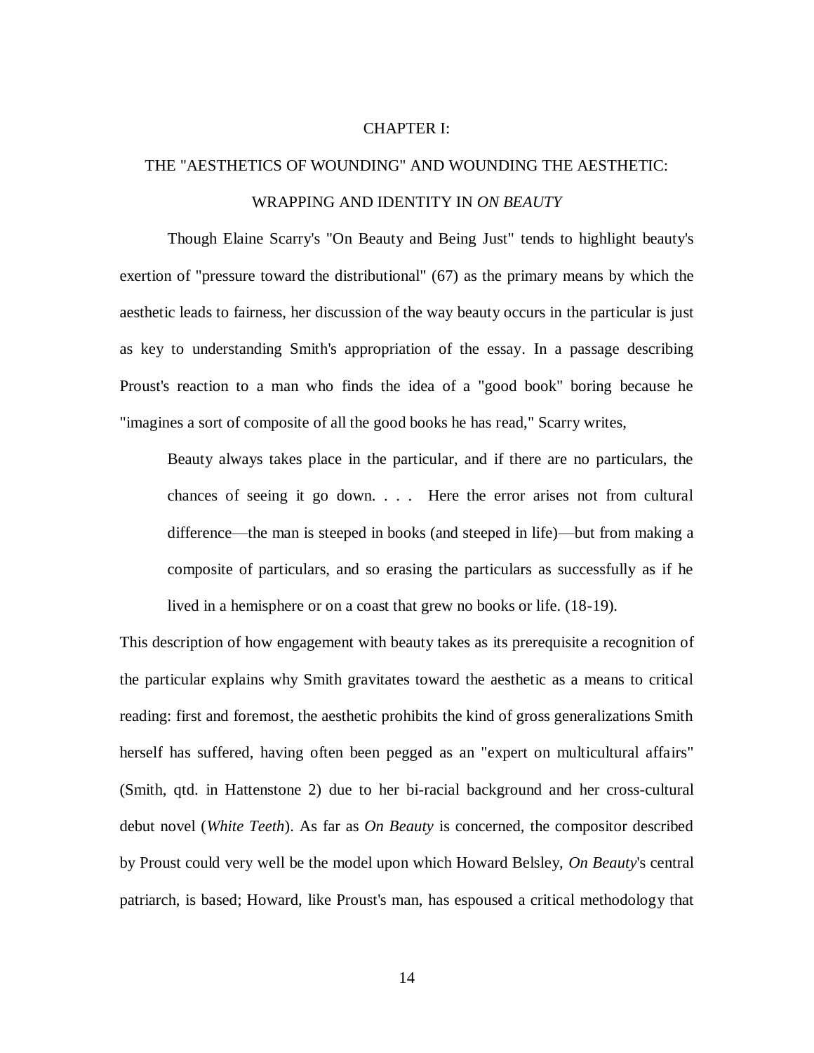# CHAPTER I:

## THE "AESTHETICS OF WOUNDING" AND WOUNDING THE AESTHETIC: WRAPPING AND IDENTITY IN *ON BEAUTY*

Though Elaine Scarry's "On Beauty and Being Just" tends to highlight beauty's exertion of "pressure toward the distributional" (67) as the primary means by which the aesthetic leads to fairness, her discussion of the way beauty occurs in the particular is just as key to understanding Smith's appropriation of the essay. In a passage describing Proust's reaction to a man who finds the idea of a "good book" boring because he "imagines a sort of composite of all the good books he has read," Scarry writes,

> Beauty always takes place in the particular, and if there are no particulars, the chances of seeing it go down. . . . Here the error arises not from cultural difference—the man is steeped in books (and steeped in life)—but from making a composite of particulars, and so erasing the particulars as successfully as if he lived in a hemisphere or on a coast that grew no books or life. (18-19).

This description of how engagement with beauty takes as its prerequisite a recognition of the particular explains why Smith gravitates toward the aesthetic as a means to critical reading: first and foremost, the aesthetic prohibits the kind of gross generalizations Smith herself has suffered, having often been pegged as an "expert on multicultural affairs" (Smith, qtd. in Hattenstone 2) due to her bi-racial background and her cross-cultural debut novel (*White Teeth*). As far as *On Beauty* is concerned, the compositor described by Proust could very well be the model upon which Howard Belsley, *On Beauty*'s central patriarch, is based; Howard, like Proust's man, has espoused a critical methodology that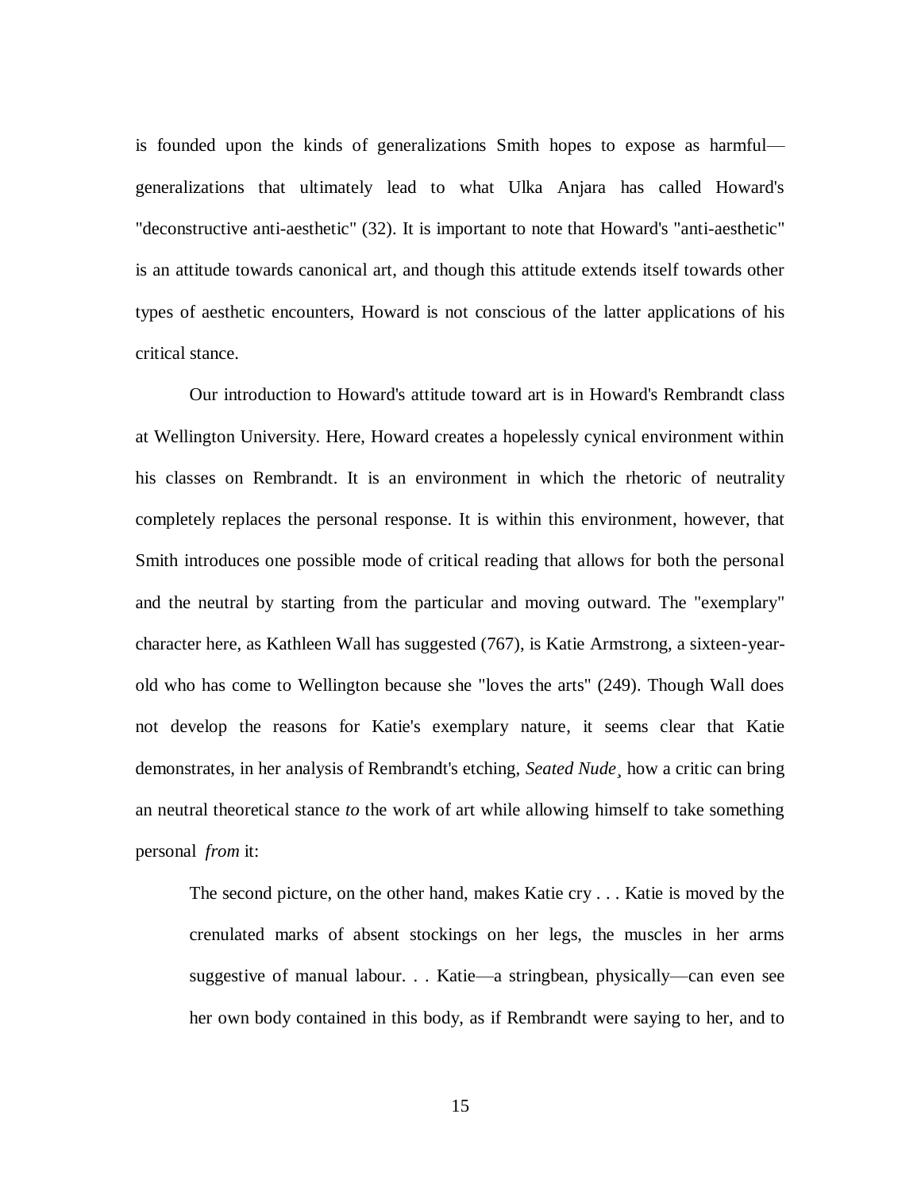is founded upon the kinds of generalizations Smith hopes to expose as harmful—generalizations that ultimately lead to what Ulka Anjara has called Howard's "deconstructive anti-aesthetic" (32). It is important to note that Howard's "anti-aesthetic" is an attitude towards canonical art, and though this attitude extends itself towards other types of aesthetic encounters, Howard is not conscious of the latter applications of his critical stance.

Our introduction to Howard's attitude toward art is in Howard's Rembrandt class at Wellington University. Here, Howard creates a hopelessly cynical environment within his classes on Rembrandt. It is an environment in which the rhetoric of neutrality completely replaces the personal response. It is within this environment, however, that Smith introduces one possible mode of critical reading that allows for both the personal and the neutral by starting from the particular and moving outward. The "exemplary" character here, as Kathleen Wall has suggested (767), is Katie Armstrong, a sixteen-year-old who has come to Wellington because she "loves the arts" (249). Though Wall does not develop the reasons for Katie's exemplary nature, it seems clear that Katie demonstrates, in her analysis of Rembrandt's etching, *Seated Nude*¸ how a critic can bring an neutral theoretical stance *to* the work of art while allowing himself to take something personal *from* it:

> The second picture, on the other hand, makes Katie cry . . . Katie is moved by the crenulated marks of absent stockings on her legs, the muscles in her arms suggestive of manual labour. . . Katie—a stringbean, physically—can even see her own body contained in this body, as if Rembrandt were saying to her, and to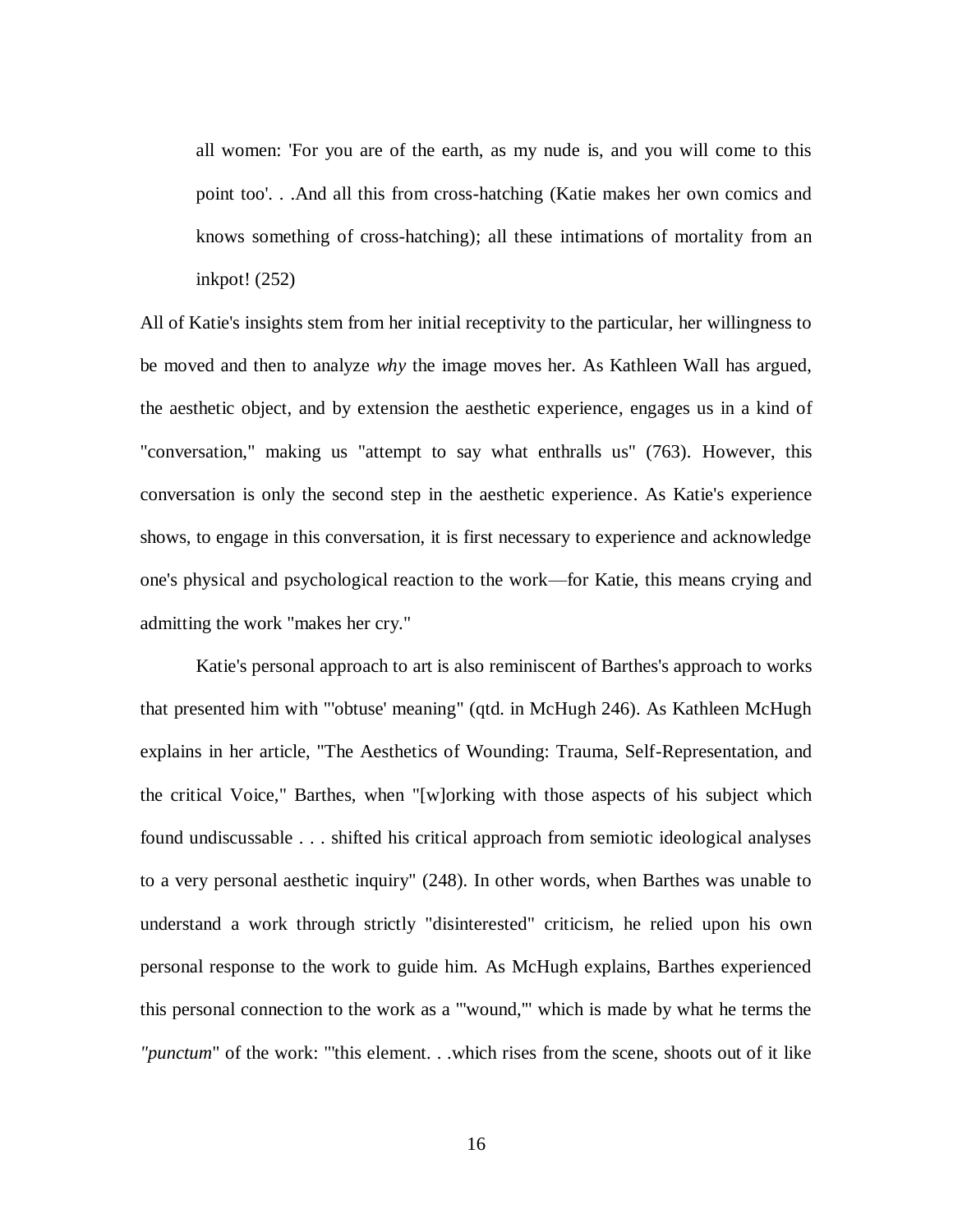> all women: 'For you are of the earth, as my nude is, and you will come to this point too'. . .And all this from cross-hatching (Katie makes her own comics and knows something of cross-hatching); all these intimations of mortality from an inkpot! (252)

All of Katie's insights stem from her initial receptivity to the particular, her willingness to be moved and then to analyze *why* the image moves her. As Kathleen Wall has argued, the aesthetic object, and by extension the aesthetic experience, engages us in a kind of "conversation," making us "attempt to say what enthralls us" (763). However, this conversation is only the second step in the aesthetic experience. As Katie's experience shows, to engage in this conversation, it is first necessary to experience and acknowledge one's physical and psychological reaction to the work—for Katie, this means crying and admitting the work "makes her cry."

Katie's personal approach to art is also reminiscent of Barthes's approach to works that presented him with "'obtuse' meaning" (qtd. in McHugh 246). As Kathleen McHugh explains in her article, "The Aesthetics of Wounding: Trauma, Self-Representation, and the critical Voice," Barthes, when "[w]orking with those aspects of his subject which found undiscussable . . . shifted his critical approach from semiotic ideological analyses to a very personal aesthetic inquiry" (248). In other words, when Barthes was unable to understand a work through strictly "disinterested" criticism, he relied upon his own personal response to the work to guide him. As McHugh explains, Barthes experienced this personal connection to the work as a "'wound,'" which is made by what he terms the *"punctum"* of the work: "'this element. . .which rises from the scene, shoots out of it like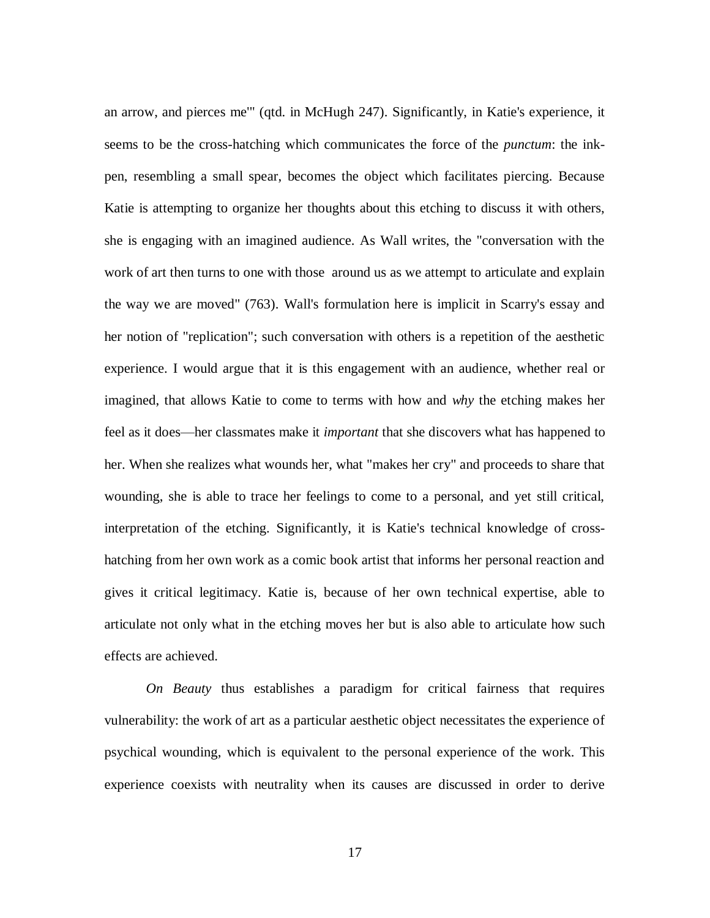an arrow, and pierces me'" (qtd. in McHugh 247). Significantly, in Katie's experience, it seems to be the cross-hatching which communicates the force of the *punctum*: the ink-pen, resembling a small spear, becomes the object which facilitates piercing. Because Katie is attempting to organize her thoughts about this etching to discuss it with others, she is engaging with an imagined audience. As Wall writes, the "conversation with the work of art then turns to one with those around us as we attempt to articulate and explain the way we are moved" (763). Wall's formulation here is implicit in Scarry's essay and her notion of "replication"; such conversation with others is a repetition of the aesthetic experience. I would argue that it is this engagement with an audience, whether real or imagined, that allows Katie to come to terms with how and *why* the etching makes her feel as it does—her classmates make it *important* that she discovers what has happened to her. When she realizes what wounds her, what "makes her cry" and proceeds to share that wounding, she is able to trace her feelings to come to a personal, and yet still critical, interpretation of the etching. Significantly, it is Katie's technical knowledge of cross-hatching from her own work as a comic book artist that informs her personal reaction and gives it critical legitimacy. Katie is, because of her own technical expertise, able to articulate not only what in the etching moves her but is also able to articulate how such effects are achieved.

*On Beauty* thus establishes a paradigm for critical fairness that requires vulnerability: the work of art as a particular aesthetic object necessitates the experience of psychical wounding, which is equivalent to the personal experience of the work. This experience coexists with neutrality when its causes are discussed in order to derive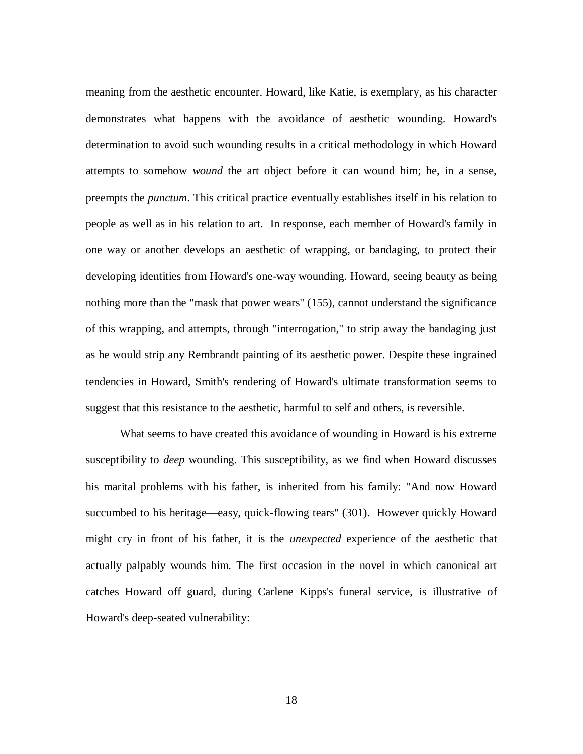meaning from the aesthetic encounter. Howard, like Katie, is exemplary, as his character demonstrates what happens with the avoidance of aesthetic wounding. Howard's determination to avoid such wounding results in a critical methodology in which Howard attempts to somehow *wound* the art object before it can wound him; he, in a sense, preempts the *punctum*. This critical practice eventually establishes itself in his relation to people as well as in his relation to art. In response, each member of Howard's family in one way or another develops an aesthetic of wrapping, or bandaging, to protect their developing identities from Howard's one-way wounding. Howard, seeing beauty as being nothing more than the "mask that power wears" (155), cannot understand the significance of this wrapping, and attempts, through "interrogation," to strip away the bandaging just as he would strip any Rembrandt painting of its aesthetic power. Despite these ingrained tendencies in Howard, Smith's rendering of Howard's ultimate transformation seems to suggest that this resistance to the aesthetic, harmful to self and others, is reversible.

What seems to have created this avoidance of wounding in Howard is his extreme susceptibility to *deep* wounding. This susceptibility, as we find when Howard discusses his marital problems with his father, is inherited from his family: "And now Howard succumbed to his heritage—easy, quick-flowing tears" (301). However quickly Howard might cry in front of his father, it is the *unexpected* experience of the aesthetic that actually palpably wounds him. The first occasion in the novel in which canonical art catches Howard off guard, during Carlene Kipps's funeral service, is illustrative of Howard's deep-seated vulnerability: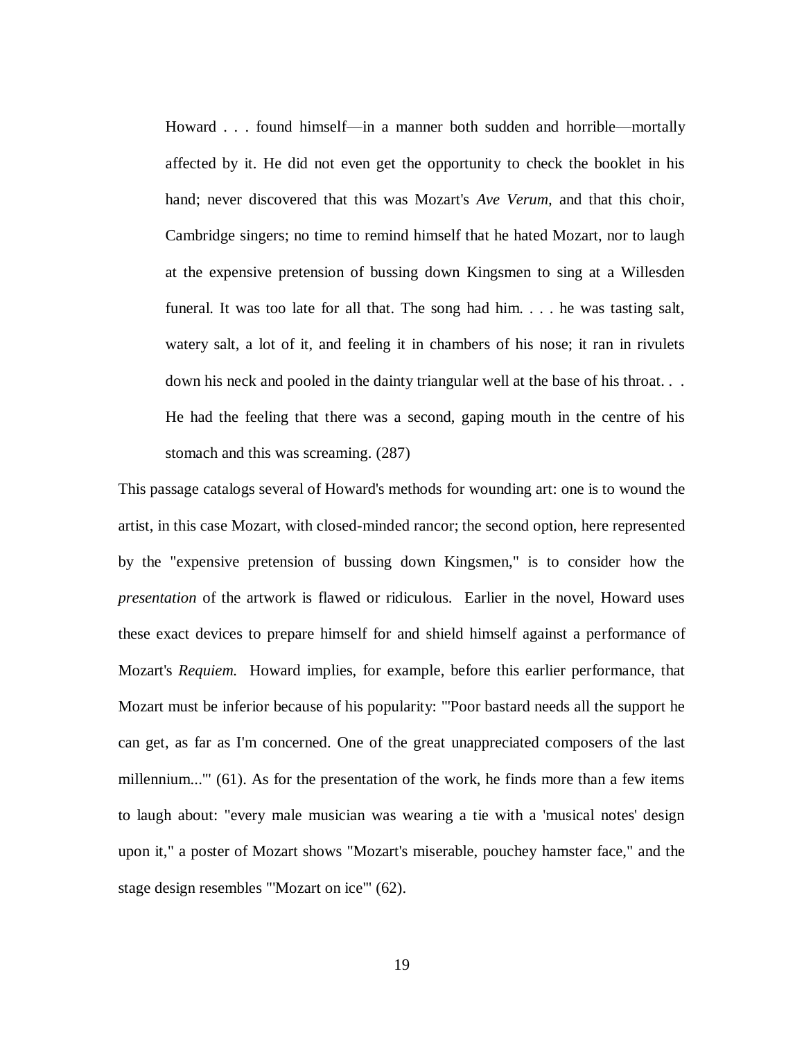> Howard . . . found himself—in a manner both sudden and horrible—mortally affected by it. He did not even get the opportunity to check the booklet in his hand; never discovered that this was Mozart's *Ave Verum,* and that this choir, Cambridge singers; no time to remind himself that he hated Mozart, nor to laugh at the expensive pretension of bussing down Kingsmen to sing at a Willesden funeral. It was too late for all that. The song had him. . . . he was tasting salt, watery salt, a lot of it, and feeling it in chambers of his nose; it ran in rivulets down his neck and pooled in the dainty triangular well at the base of his throat. . . He had the feeling that there was a second, gaping mouth in the centre of his stomach and this was screaming. (287)

This passage catalogs several of Howard's methods for wounding art: one is to wound the artist, in this case Mozart, with closed-minded rancor; the second option, here represented by the "expensive pretension of bussing down Kingsmen," is to consider how the *presentation* of the artwork is flawed or ridiculous. Earlier in the novel, Howard uses these exact devices to prepare himself for and shield himself against a performance of Mozart's *Requiem.* Howard implies, for example, before this earlier performance, that Mozart must be inferior because of his popularity: "'Poor bastard needs all the support he can get, as far as I'm concerned. One of the great unappreciated composers of the last millennium...'" (61). As for the presentation of the work, he finds more than a few items to laugh about: "every male musician was wearing a tie with a 'musical notes' design upon it," a poster of Mozart shows "Mozart's miserable, pouchey hamster face," and the stage design resembles "'Mozart on ice'" (62).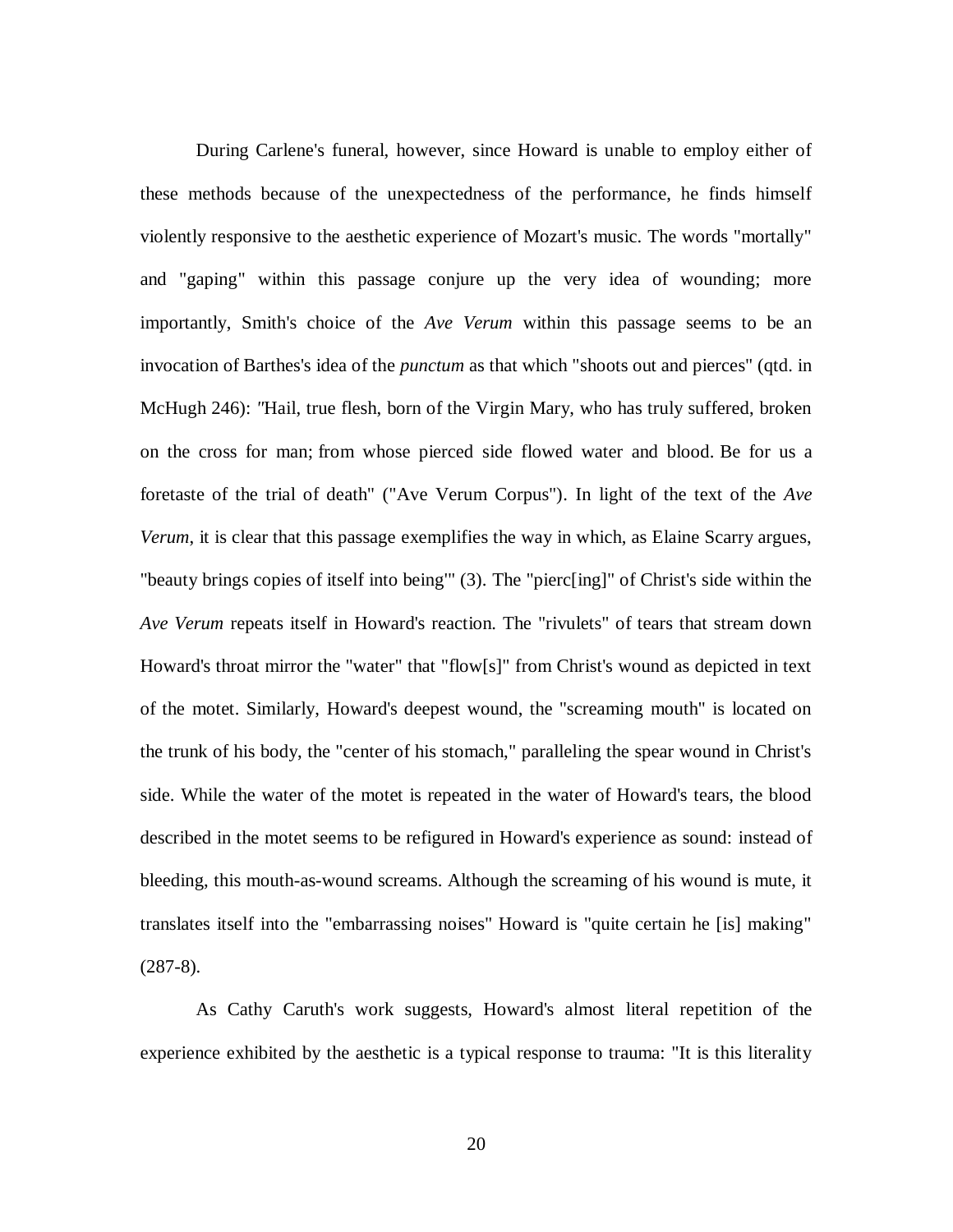During Carlene's funeral, however, since Howard is unable to employ either of these methods because of the unexpectedness of the performance, he finds himself violently responsive to the aesthetic experience of Mozart's music. The words "mortally" and "gaping" within this passage conjure up the very idea of wounding; more importantly, Smith's choice of the *Ave Verum* within this passage seems to be an invocation of Barthes's idea of the *punctum* as that which "shoots out and pierces" (qtd. in McHugh 246): "Hail, true flesh, born of the Virgin Mary, who has truly suffered, broken on the cross for man; from whose pierced side flowed water and blood. Be for us a foretaste of the trial of death" ("Ave Verum Corpus"). In light of the text of the *Ave Verum*, it is clear that this passage exemplifies the way in which, as Elaine Scarry argues, "beauty brings copies of itself into being'" (3). The "pierc[ing]" of Christ's side within the *Ave Verum* repeats itself in Howard's reaction. The "rivulets" of tears that stream down Howard's throat mirror the "water" that "flow[s]" from Christ's wound as depicted in text of the motet. Similarly, Howard's deepest wound, the "screaming mouth" is located on the trunk of his body, the "center of his stomach," paralleling the spear wound in Christ's side. While the water of the motet is repeated in the water of Howard's tears, the blood described in the motet seems to be refigured in Howard's experience as sound: instead of bleeding, this mouth-as-wound screams. Although the screaming of his wound is mute, it translates itself into the "embarrassing noises" Howard is "quite certain he [is] making" (287-8).

As Cathy Caruth's work suggests, Howard's almost literal repetition of the experience exhibited by the aesthetic is a typical response to trauma: "It is this literality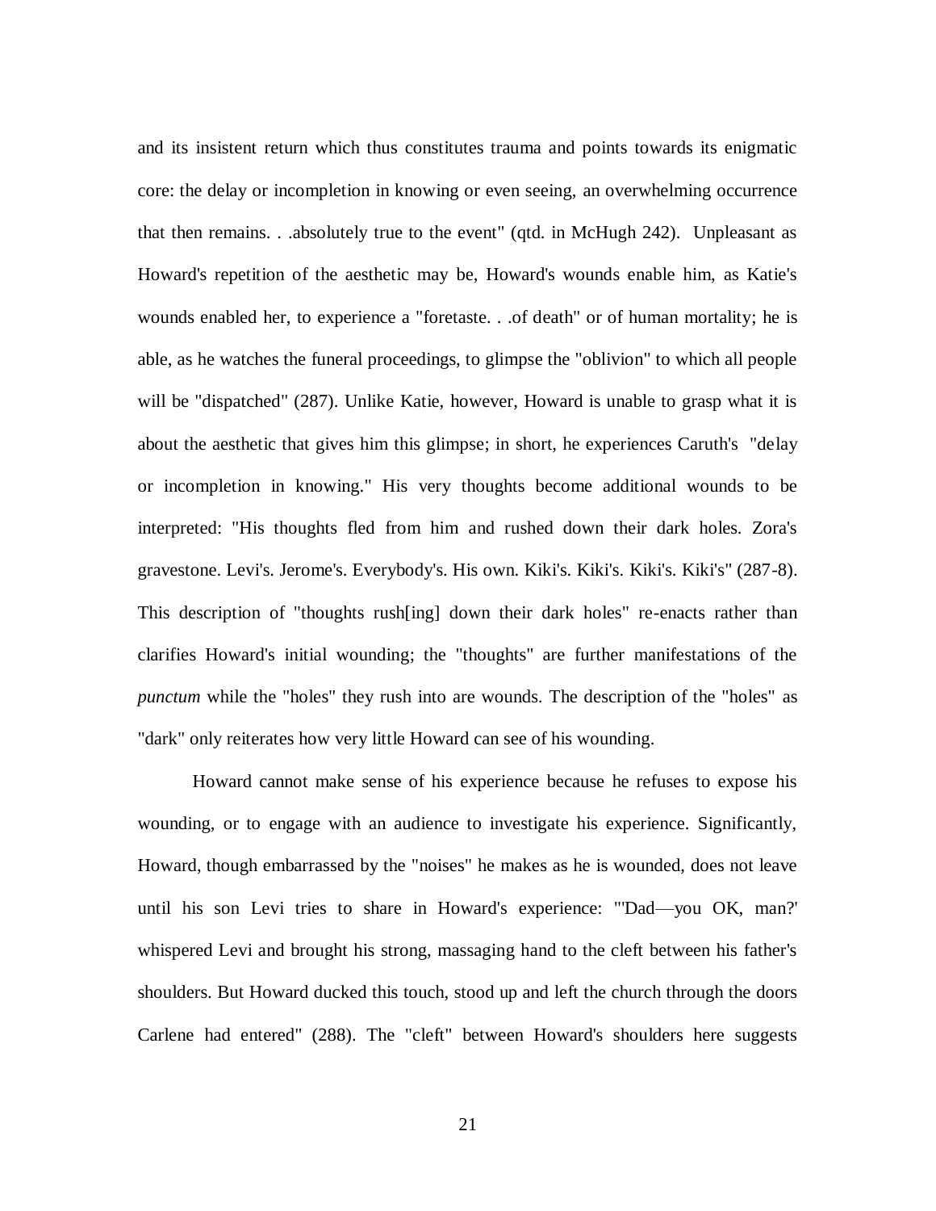and its insistent return which thus constitutes trauma and points towards its enigmatic core: the delay or incompletion in knowing or even seeing, an overwhelming occurrence that then remains. . .absolutely true to the event" (qtd. in McHugh 242). Unpleasant as Howard's repetition of the aesthetic may be, Howard's wounds enable him, as Katie's wounds enabled her, to experience a "foretaste. . .of death" or of human mortality; he is able, as he watches the funeral proceedings, to glimpse the "oblivion" to which all people will be "dispatched" (287). Unlike Katie, however, Howard is unable to grasp what it is about the aesthetic that gives him this glimpse; in short, he experiences Caruth's "delay or incompletion in knowing." His very thoughts become additional wounds to be interpreted: "His thoughts fled from him and rushed down their dark holes. Zora's gravestone. Levi's. Jerome's. Everybody's. His own. Kiki's. Kiki's. Kiki's. Kiki's" (287-8). This description of "thoughts rush[ing] down their dark holes" re-enacts rather than clarifies Howard's initial wounding; the "thoughts" are further manifestations of the *punctum* while the "holes" they rush into are wounds. The description of the "holes" as "dark" only reiterates how very little Howard can see of his wounding.

Howard cannot make sense of his experience because he refuses to expose his wounding, or to engage with an audience to investigate his experience. Significantly, Howard, though embarrassed by the "noises" he makes as he is wounded, does not leave until his son Levi tries to share in Howard's experience: "'Dad—you OK, man?' whispered Levi and brought his strong, massaging hand to the cleft between his father's shoulders. But Howard ducked this touch, stood up and left the church through the doors Carlene had entered" (288). The "cleft" between Howard's shoulders here suggests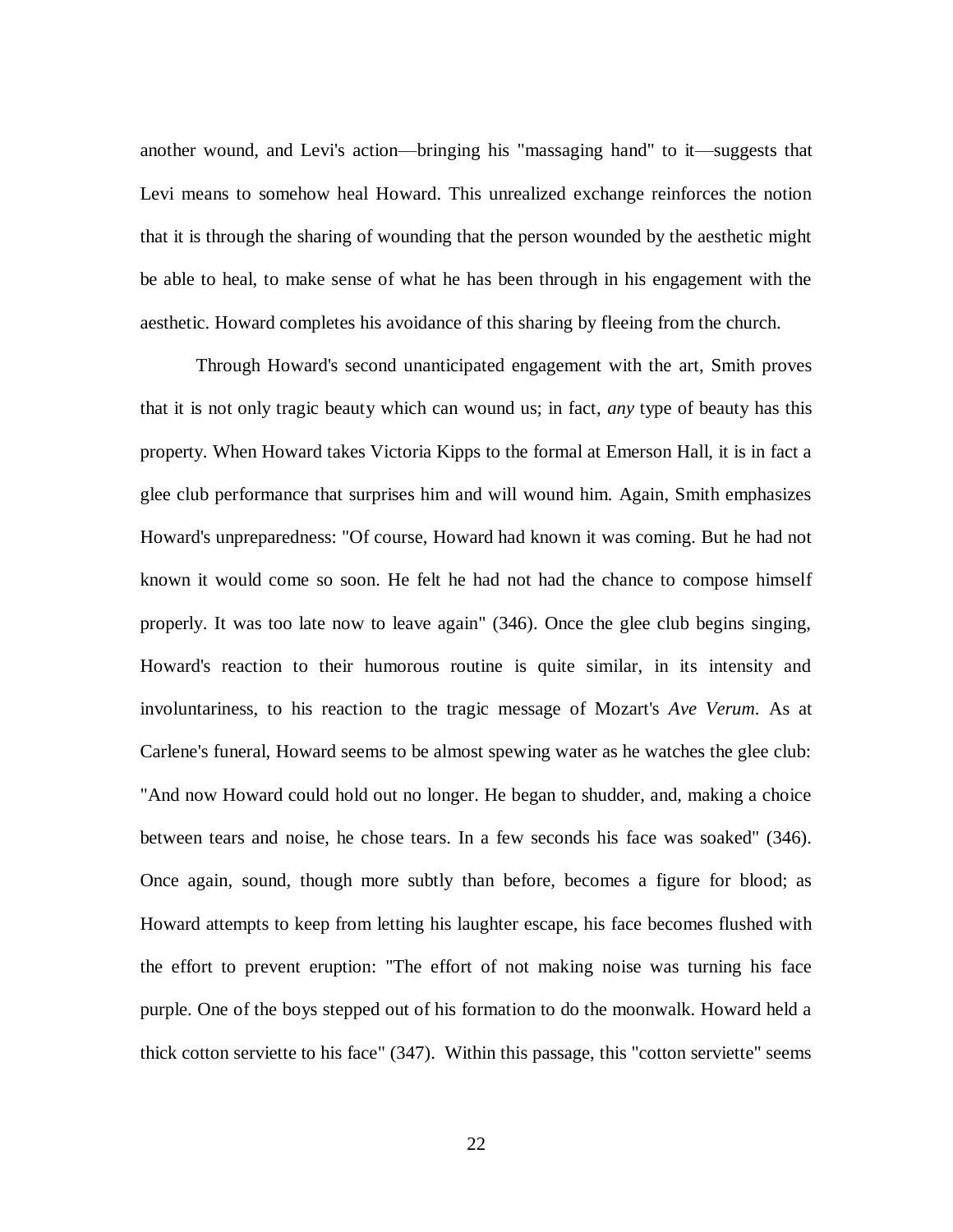another wound, and Levi's action—bringing his "massaging hand" to it—suggests that Levi means to somehow heal Howard. This unrealized exchange reinforces the notion that it is through the sharing of wounding that the person wounded by the aesthetic might be able to heal, to make sense of what he has been through in his engagement with the aesthetic. Howard completes his avoidance of this sharing by fleeing from the church.

Through Howard's second unanticipated engagement with the art, Smith proves that it is not only tragic beauty which can wound us; in fact, *any* type of beauty has this property. When Howard takes Victoria Kipps to the formal at Emerson Hall, it is in fact a glee club performance that surprises him and will wound him. Again, Smith emphasizes Howard's unpreparedness: "Of course, Howard had known it was coming. But he had not known it would come so soon. He felt he had not had the chance to compose himself properly. It was too late now to leave again" (346). Once the glee club begins singing, Howard's reaction to their humorous routine is quite similar, in its intensity and involuntariness, to his reaction to the tragic message of Mozart's *Ave Verum*. As at Carlene's funeral, Howard seems to be almost spewing water as he watches the glee club: "And now Howard could hold out no longer. He began to shudder, and, making a choice between tears and noise, he chose tears. In a few seconds his face was soaked" (346). Once again, sound, though more subtly than before, becomes a figure for blood; as Howard attempts to keep from letting his laughter escape, his face becomes flushed with the effort to prevent eruption: "The effort of not making noise was turning his face purple. One of the boys stepped out of his formation to do the moonwalk. Howard held a thick cotton serviette to his face" (347). Within this passage, this "cotton serviette" seems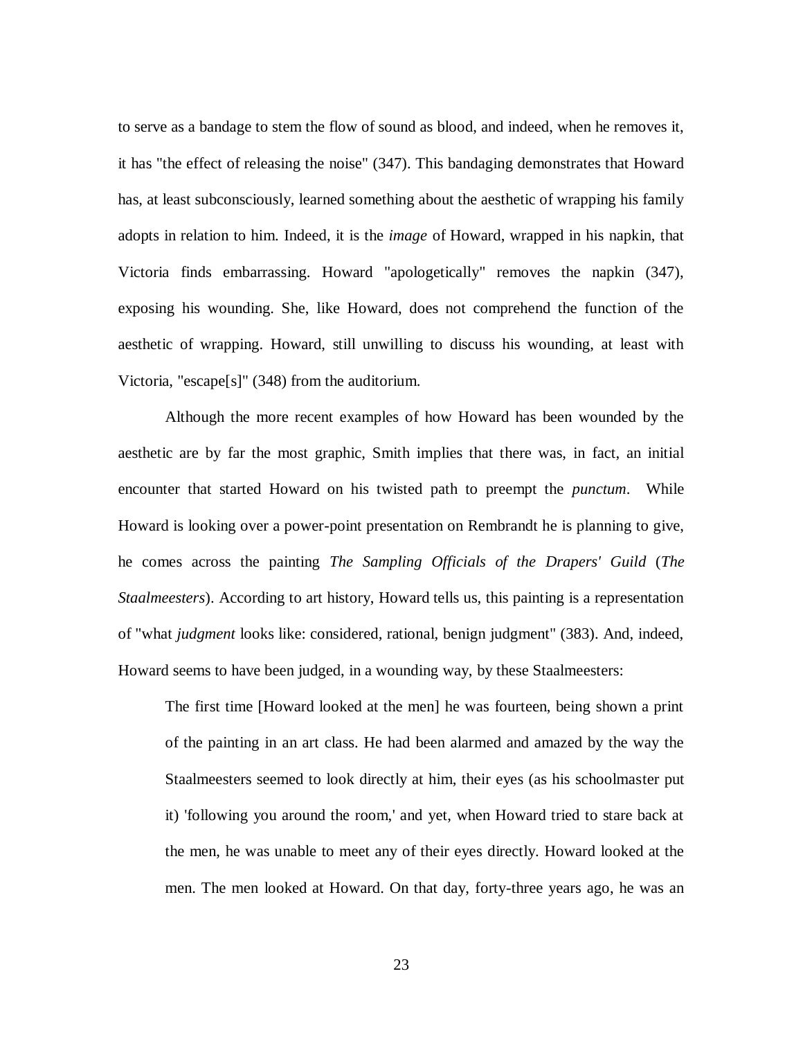to serve as a bandage to stem the flow of sound as blood, and indeed, when he removes it, it has "the effect of releasing the noise" (347). This bandaging demonstrates that Howard has, at least subconsciously, learned something about the aesthetic of wrapping his family adopts in relation to him. Indeed, it is the *image* of Howard, wrapped in his napkin, that Victoria finds embarrassing. Howard "apologetically" removes the napkin (347), exposing his wounding. She, like Howard, does not comprehend the function of the aesthetic of wrapping. Howard, still unwilling to discuss his wounding, at least with Victoria, "escape[s]" (348) from the auditorium.

Although the more recent examples of how Howard has been wounded by the aesthetic are by far the most graphic, Smith implies that there was, in fact, an initial encounter that started Howard on his twisted path to preempt the *punctum*. While Howard is looking over a power-point presentation on Rembrandt he is planning to give, he comes across the painting *The Sampling Officials of the Drapers' Guild* (*The Staalmeesters*). According to art history, Howard tells us, this painting is a representation of "what *judgment* looks like: considered, rational, benign judgment" (383). And, indeed, Howard seems to have been judged, in a wounding way, by these Staalmeesters:

> The first time [Howard looked at the men] he was fourteen, being shown a print of the painting in an art class. He had been alarmed and amazed by the way the Staalmeesters seemed to look directly at him, their eyes (as his schoolmaster put it) 'following you around the room,' and yet, when Howard tried to stare back at the men, he was unable to meet any of their eyes directly. Howard looked at the men. The men looked at Howard. On that day, forty-three years ago, he was an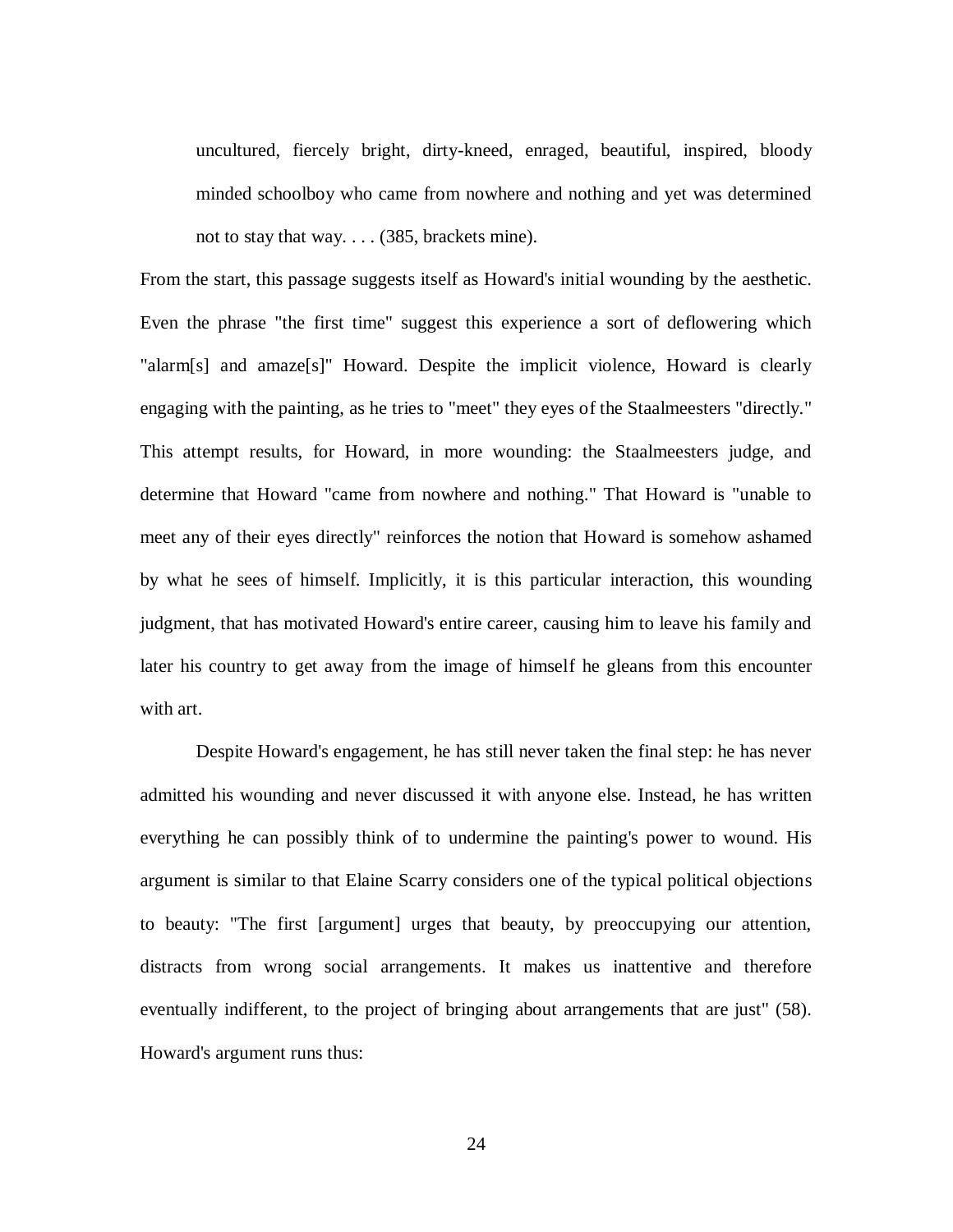> uncultured, fiercely bright, dirty-kneed, enraged, beautiful, inspired, bloody minded schoolboy who came from nowhere and nothing and yet was determined not to stay that way. . . . (385, brackets mine).

From the start, this passage suggests itself as Howard's initial wounding by the aesthetic. Even the phrase "the first time" suggest this experience a sort of deflowering which "alarm[s] and amaze[s]" Howard. Despite the implicit violence, Howard is clearly engaging with the painting, as he tries to "meet" they eyes of the Staalmeesters "directly." This attempt results, for Howard, in more wounding: the Staalmeesters judge, and determine that Howard "came from nowhere and nothing." That Howard is "unable to meet any of their eyes directly" reinforces the notion that Howard is somehow ashamed by what he sees of himself. Implicitly, it is this particular interaction, this wounding judgment, that has motivated Howard's entire career, causing him to leave his family and later his country to get away from the image of himself he gleans from this encounter with art.

Despite Howard's engagement, he has still never taken the final step: he has never admitted his wounding and never discussed it with anyone else. Instead, he has written everything he can possibly think of to undermine the painting's power to wound. His argument is similar to that Elaine Scarry considers one of the typical political objections to beauty: "The first [argument] urges that beauty, by preoccupying our attention, distracts from wrong social arrangements. It makes us inattentive and therefore eventually indifferent, to the project of bringing about arrangements that are just" (58). Howard's argument runs thus: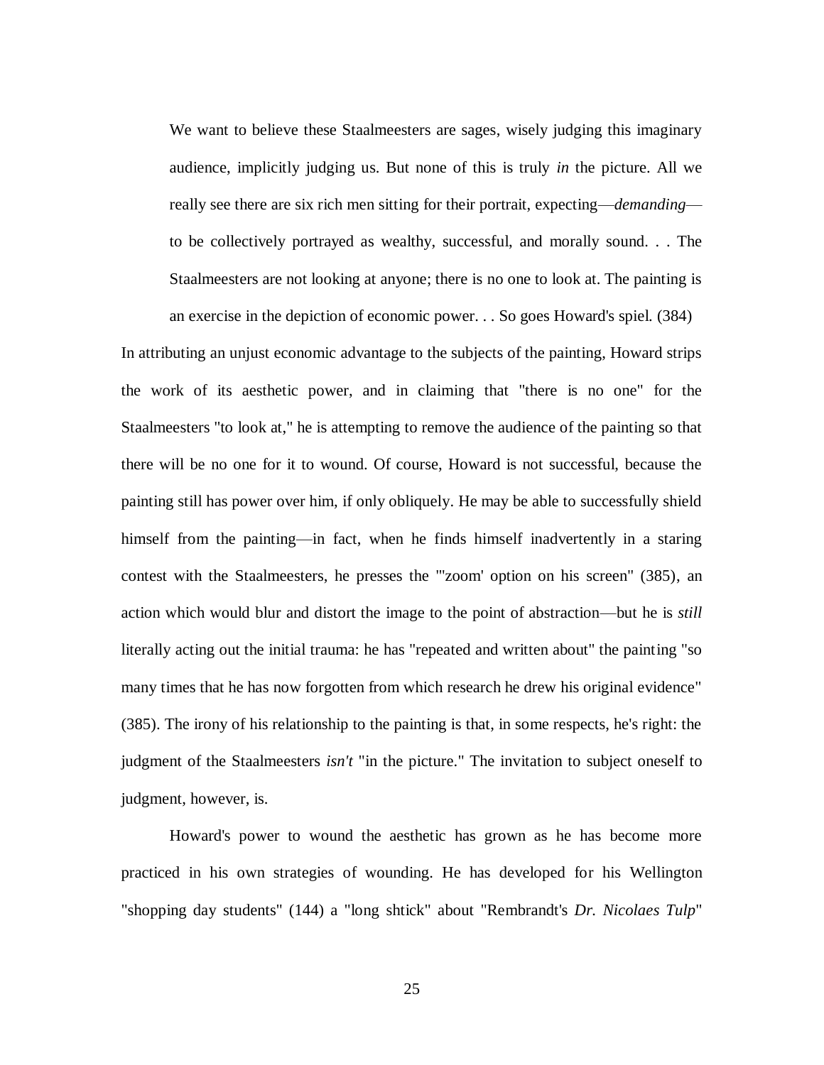> We want to believe these Staalmeesters are sages, wisely judging this imaginary audience, implicitly judging us. But none of this is truly *in* the picture. All we really see there are six rich men sitting for their portrait, expecting—*demanding*—to be collectively portrayed as wealthy, successful, and morally sound. . . The Staalmeesters are not looking at anyone; there is no one to look at. The painting is an exercise in the depiction of economic power. . . So goes Howard's spiel. (384)

In attributing an unjust economic advantage to the subjects of the painting, Howard strips the work of its aesthetic power, and in claiming that "there is no one" for the Staalmeesters "to look at," he is attempting to remove the audience of the painting so that there will be no one for it to wound. Of course, Howard is not successful, because the painting still has power over him, if only obliquely. He may be able to successfully shield himself from the painting—in fact, when he finds himself inadvertently in a staring contest with the Staalmeesters, he presses the "'zoom' option on his screen" (385), an action which would blur and distort the image to the point of abstraction—but he is *still* literally acting out the initial trauma: he has "repeated and written about" the painting "so many times that he has now forgotten from which research he drew his original evidence" (385). The irony of his relationship to the painting is that, in some respects, he's right: the judgment of the Staalmeesters *isn't* "in the picture." The invitation to subject oneself to judgment, however, is.

Howard's power to wound the aesthetic has grown as he has become more practiced in his own strategies of wounding. He has developed for his Wellington "shopping day students" (144) a "long shtick" about "Rembrandt's *Dr. Nicolaes Tulp*"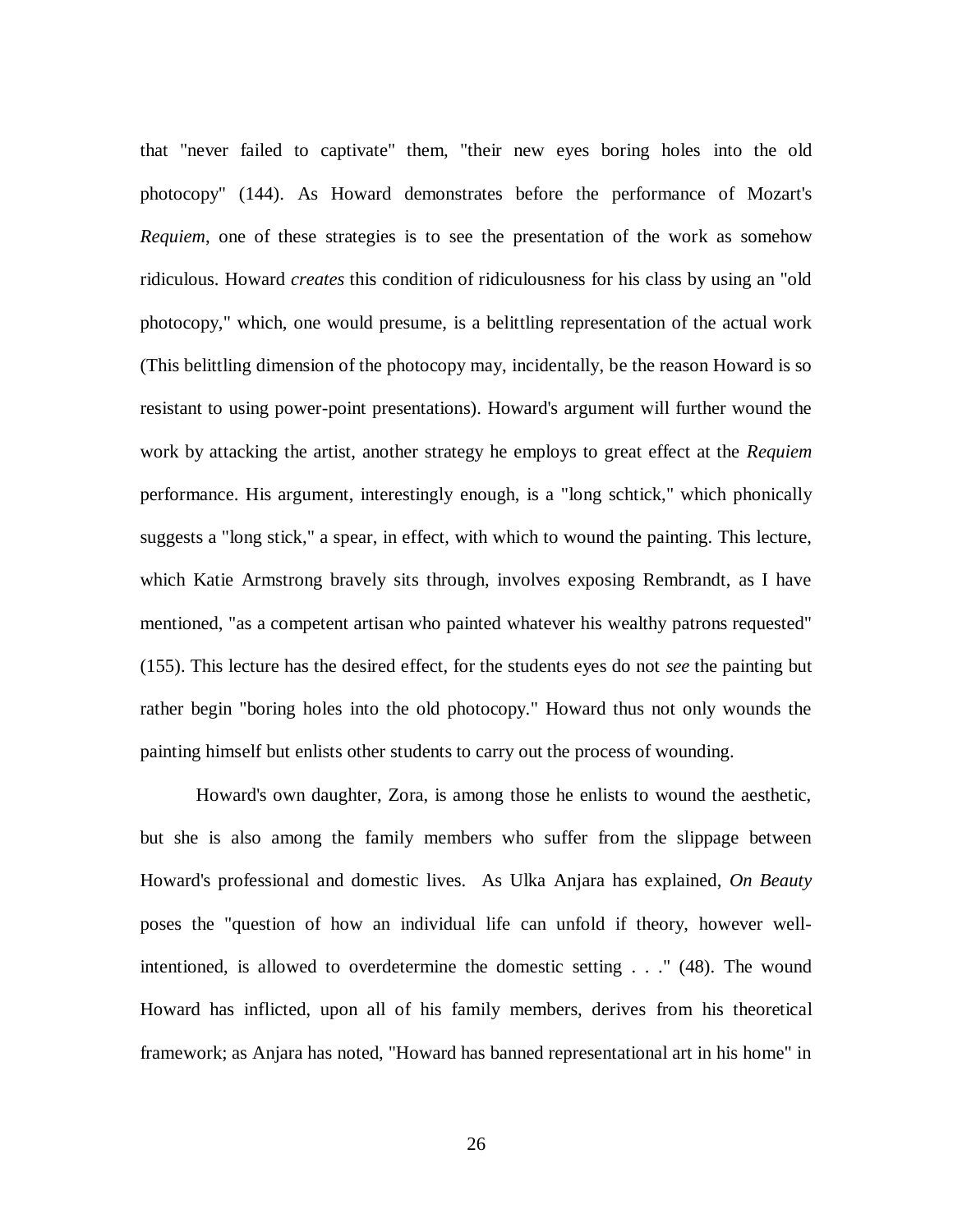that "never failed to captivate" them, "their new eyes boring holes into the old photocopy" (144). As Howard demonstrates before the performance of Mozart's *Requiem*, one of these strategies is to see the presentation of the work as somehow ridiculous. Howard *creates* this condition of ridiculousness for his class by using an "old photocopy," which, one would presume, is a belittling representation of the actual work (This belittling dimension of the photocopy may, incidentally, be the reason Howard is so resistant to using power-point presentations). Howard's argument will further wound the work by attacking the artist, another strategy he employs to great effect at the *Requiem* performance. His argument, interestingly enough, is a "long schtick," which phonically suggests a "long stick," a spear, in effect, with which to wound the painting. This lecture, which Katie Armstrong bravely sits through, involves exposing Rembrandt, as I have mentioned, "as a competent artisan who painted whatever his wealthy patrons requested" (155). This lecture has the desired effect, for the students eyes do not *see* the painting but rather begin "boring holes into the old photocopy." Howard thus not only wounds the painting himself but enlists other students to carry out the process of wounding.

Howard's own daughter, Zora, is among those he enlists to wound the aesthetic, but she is also among the family members who suffer from the slippage between Howard's professional and domestic lives. As Ulka Anjara has explained, *On Beauty* poses the "question of how an individual life can unfold if theory, however well-intentioned, is allowed to overdetermine the domestic setting . . ." (48). The wound Howard has inflicted, upon all of his family members, derives from his theoretical framework; as Anjara has noted, "Howard has banned representational art in his home" in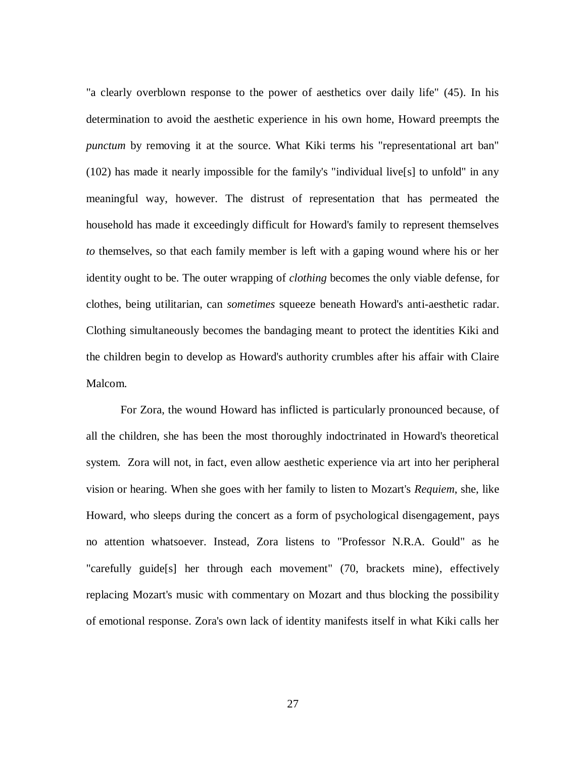"a clearly overblown response to the power of aesthetics over daily life" (45). In his determination to avoid the aesthetic experience in his own home, Howard preempts the *punctum* by removing it at the source. What Kiki terms his "representational art ban" (102) has made it nearly impossible for the family's "individual live[s] to unfold" in any meaningful way, however. The distrust of representation that has permeated the household has made it exceedingly difficult for Howard's family to represent themselves *to* themselves, so that each family member is left with a gaping wound where his or her identity ought to be. The outer wrapping of *clothing* becomes the only viable defense, for clothes, being utilitarian, can *sometimes* squeeze beneath Howard's anti-aesthetic radar. Clothing simultaneously becomes the bandaging meant to protect the identities Kiki and the children begin to develop as Howard's authority crumbles after his affair with Claire Malcom.

For Zora, the wound Howard has inflicted is particularly pronounced because, of all the children, she has been the most thoroughly indoctrinated in Howard's theoretical system. Zora will not, in fact, even allow aesthetic experience via art into her peripheral vision or hearing. When she goes with her family to listen to Mozart's *Requiem*, she, like Howard, who sleeps during the concert as a form of psychological disengagement, pays no attention whatsoever. Instead, Zora listens to "Professor N.R.A. Gould" as he "carefully guide[s] her through each movement" (70, brackets mine), effectively replacing Mozart's music with commentary on Mozart and thus blocking the possibility of emotional response. Zora's own lack of identity manifests itself in what Kiki calls her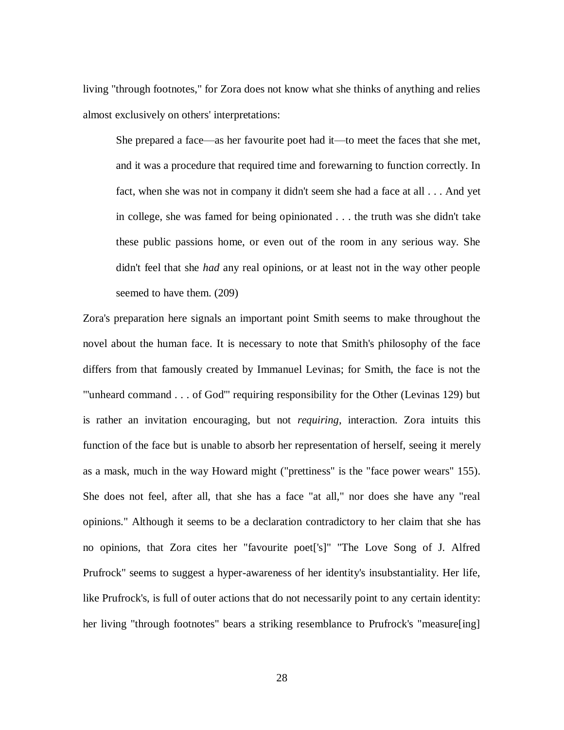living "through footnotes," for Zora does not know what she thinks of anything and relies almost exclusively on others' interpretations:

> She prepared a face—as her favourite poet had it—to meet the faces that she met, and it was a procedure that required time and forewarning to function correctly. In fact, when she was not in company it didn't seem she had a face at all . . . And yet in college, she was famed for being opinionated . . . the truth was she didn't take these public passions home, or even out of the room in any serious way. She didn't feel that she *had* any real opinions, or at least not in the way other people seemed to have them. (209)

Zora's preparation here signals an important point Smith seems to make throughout the novel about the human face. It is necessary to note that Smith's philosophy of the face differs from that famously created by Immanuel Levinas; for Smith, the face is not the "'unheard command . . . of God'" requiring responsibility for the Other (Levinas 129) but is rather an invitation encouraging, but not *requiring*, interaction. Zora intuits this function of the face but is unable to absorb her representation of herself, seeing it merely as a mask, much in the way Howard might ("prettiness" is the "face power wears" 155). She does not feel, after all, that she has a face "at all," nor does she have any "real opinions." Although it seems to be a declaration contradictory to her claim that she has no opinions, that Zora cites her "favourite poet['s]" "The Love Song of J. Alfred Prufrock" seems to suggest a hyper-awareness of her identity's insubstantiality. Her life, like Prufrock's, is full of outer actions that do not necessarily point to any certain identity: her living "through footnotes" bears a striking resemblance to Prufrock's "measure[ing]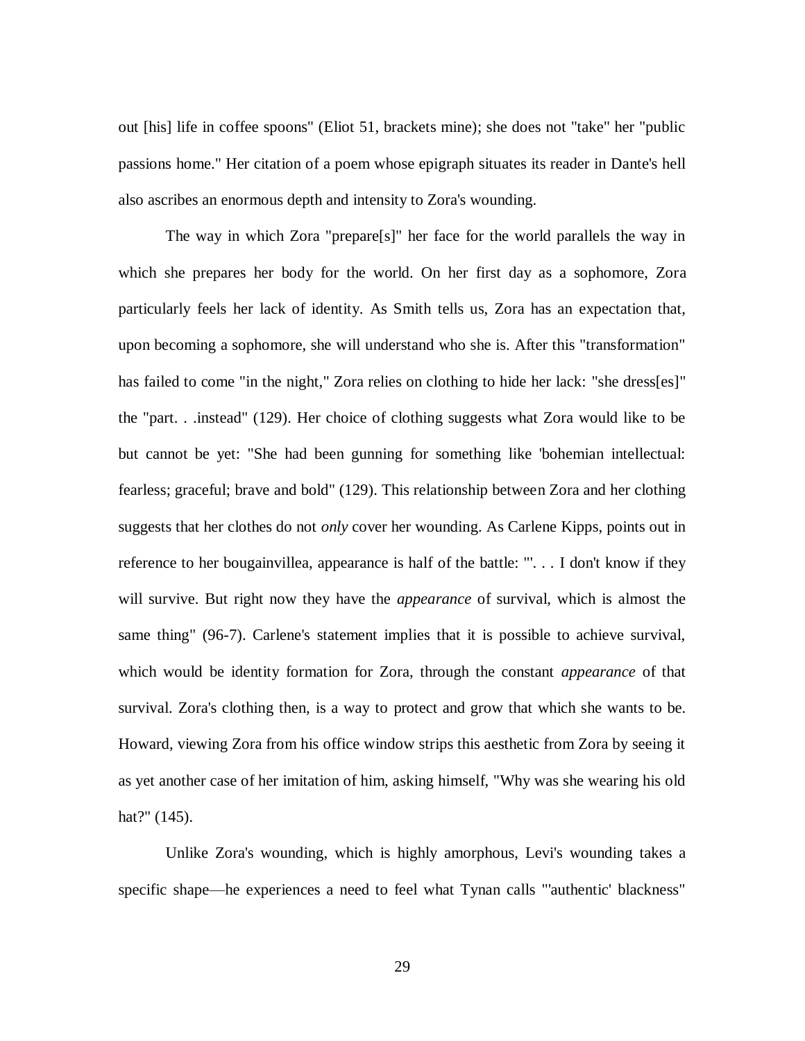out [his] life in coffee spoons" (Eliot 51, brackets mine); she does not "take" her "public passions home." Her citation of a poem whose epigraph situates its reader in Dante's hell also ascribes an enormous depth and intensity to Zora's wounding.

The way in which Zora "prepare[s]" her face for the world parallels the way in which she prepares her body for the world. On her first day as a sophomore, Zora particularly feels her lack of identity. As Smith tells us, Zora has an expectation that, upon becoming a sophomore, she will understand who she is. After this "transformation" has failed to come "in the night," Zora relies on clothing to hide her lack: "she dress[es]" the "part. . .instead" (129). Her choice of clothing suggests what Zora would like to be but cannot be yet: "She had been gunning for something like 'bohemian intellectual: fearless; graceful; brave and bold" (129). This relationship between Zora and her clothing suggests that her clothes do not *only* cover her wounding. As Carlene Kipps, points out in reference to her bougainvillea, appearance is half of the battle: "'. . . I don't know if they will survive. But right now they have the *appearance* of survival, which is almost the same thing" (96-7). Carlene's statement implies that it is possible to achieve survival, which would be identity formation for Zora, through the constant *appearance* of that survival. Zora's clothing then, is a way to protect and grow that which she wants to be. Howard, viewing Zora from his office window strips this aesthetic from Zora by seeing it as yet another case of her imitation of him, asking himself, "Why was she wearing his old hat?" (145).

Unlike Zora's wounding, which is highly amorphous, Levi's wounding takes a specific shape—he experiences a need to feel what Tynan calls "'authentic' blackness"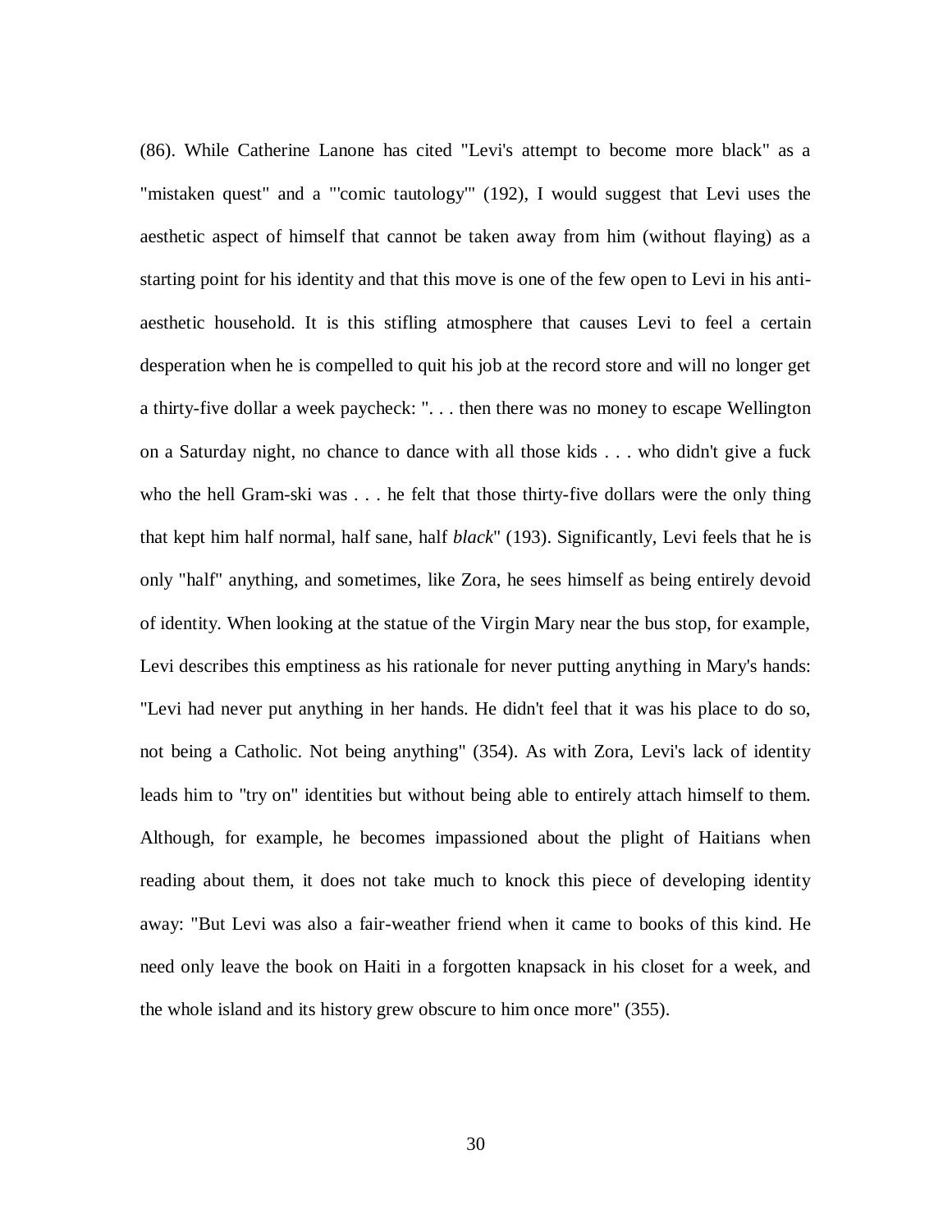(86). While Catherine Lanone has cited "Levi's attempt to become more black" as a "mistaken quest" and a "'comic tautology'" (192), I would suggest that Levi uses the aesthetic aspect of himself that cannot be taken away from him (without flaying) as a starting point for his identity and that this move is one of the few open to Levi in his anti-aesthetic household. It is this stifling atmosphere that causes Levi to feel a certain desperation when he is compelled to quit his job at the record store and will no longer get a thirty-five dollar a week paycheck: ". . . then there was no money to escape Wellington on a Saturday night, no chance to dance with all those kids . . . who didn't give a fuck who the hell Gram-ski was . . . he felt that those thirty-five dollars were the only thing that kept him half normal, half sane, half *black*" (193). Significantly, Levi feels that he is only "half" anything, and sometimes, like Zora, he sees himself as being entirely devoid of identity. When looking at the statue of the Virgin Mary near the bus stop, for example, Levi describes this emptiness as his rationale for never putting anything in Mary's hands: "Levi had never put anything in her hands. He didn't feel that it was his place to do so, not being a Catholic. Not being anything" (354). As with Zora, Levi's lack of identity leads him to "try on" identities but without being able to entirely attach himself to them. Although, for example, he becomes impassioned about the plight of Haitians when reading about them, it does not take much to knock this piece of developing identity away: "But Levi was also a fair-weather friend when it came to books of this kind. He need only leave the book on Haiti in a forgotten knapsack in his closet for a week, and the whole island and its history grew obscure to him once more" (355).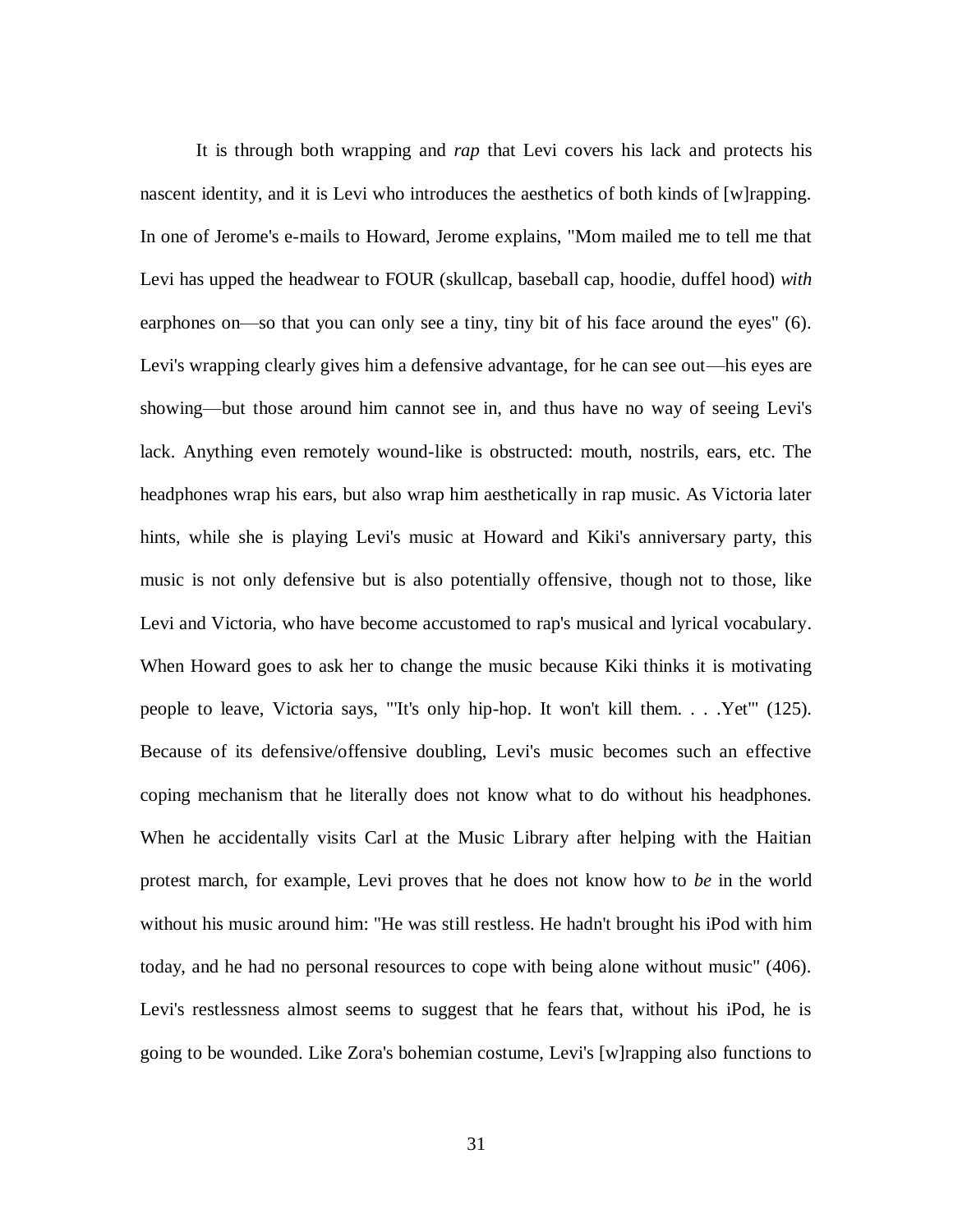It is through both wrapping and *rap* that Levi covers his lack and protects his nascent identity, and it is Levi who introduces the aesthetics of both kinds of [w]rapping. In one of Jerome's e-mails to Howard, Jerome explains, "Mom mailed me to tell me that Levi has upped the headwear to FOUR (skullcap, baseball cap, hoodie, duffel hood) *with* earphones on—so that you can only see a tiny, tiny bit of his face around the eyes" (6). Levi's wrapping clearly gives him a defensive advantage, for he can see out—his eyes are showing—but those around him cannot see in, and thus have no way of seeing Levi's lack. Anything even remotely wound-like is obstructed: mouth, nostrils, ears, etc. The headphones wrap his ears, but also wrap him aesthetically in rap music. As Victoria later hints, while she is playing Levi's music at Howard and Kiki's anniversary party, this music is not only defensive but is also potentially offensive, though not to those, like Levi and Victoria, who have become accustomed to rap's musical and lyrical vocabulary. When Howard goes to ask her to change the music because Kiki thinks it is motivating people to leave, Victoria says, "'It's only hip-hop. It won't kill them. . . .Yet'" (125). Because of its defensive/offensive doubling, Levi's music becomes such an effective coping mechanism that he literally does not know what to do without his headphones. When he accidentally visits Carl at the Music Library after helping with the Haitian protest march, for example, Levi proves that he does not know how to *be* in the world without his music around him: "He was still restless. He hadn't brought his iPod with him today, and he had no personal resources to cope with being alone without music" (406). Levi's restlessness almost seems to suggest that he fears that, without his iPod, he is going to be wounded. Like Zora's bohemian costume, Levi's [w]rapping also functions to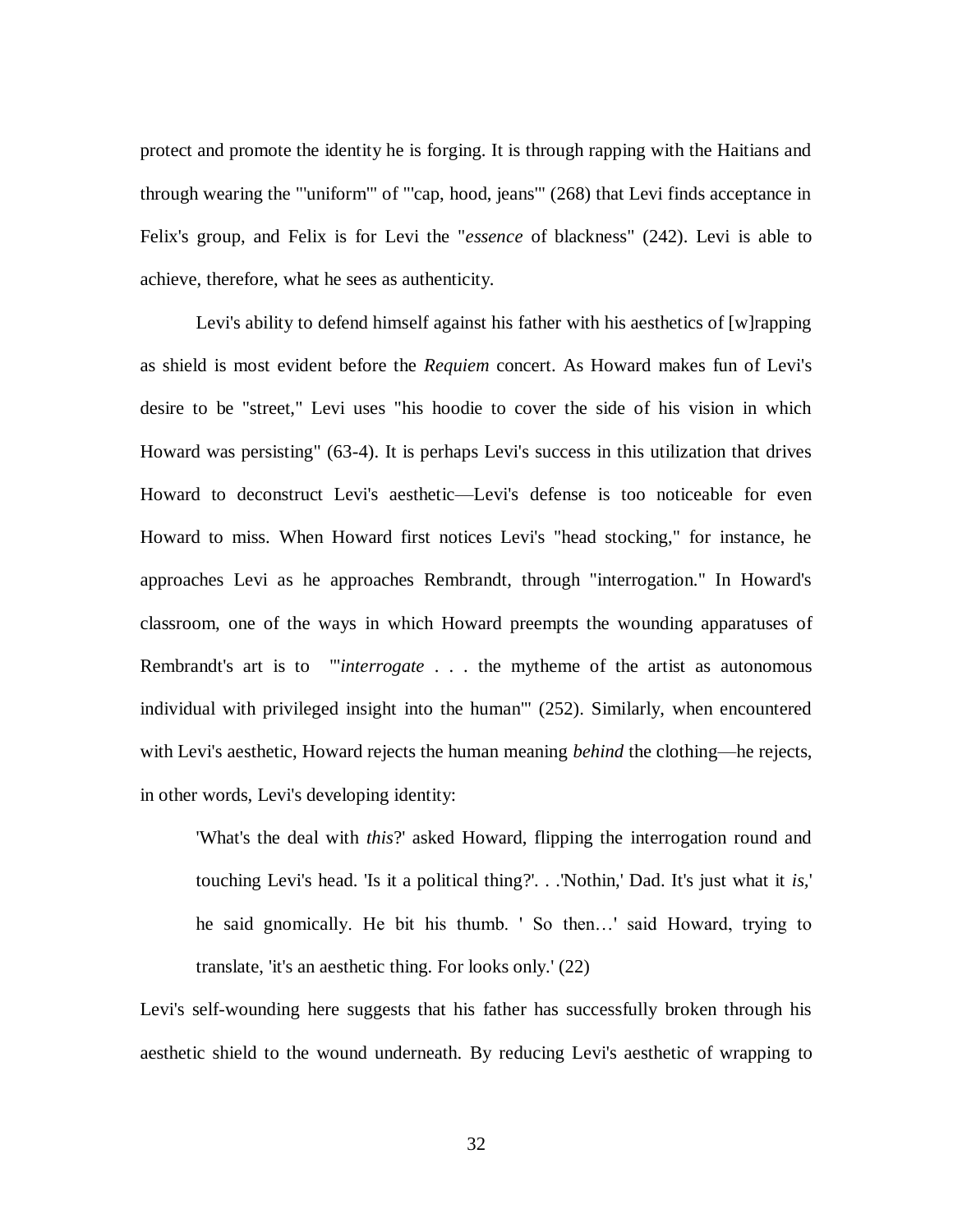protect and promote the identity he is forging. It is through rapping with the Haitians and through wearing the "'uniform'" of "'cap, hood, jeans'" (268) that Levi finds acceptance in Felix's group, and Felix is for Levi the "*essence* of blackness" (242). Levi is able to achieve, therefore, what he sees as authenticity.

Levi's ability to defend himself against his father with his aesthetics of [w]rapping as shield is most evident before the *Requiem* concert. As Howard makes fun of Levi's desire to be "street," Levi uses "his hoodie to cover the side of his vision in which Howard was persisting" (63-4). It is perhaps Levi's success in this utilization that drives Howard to deconstruct Levi's aesthetic—Levi's defense is too noticeable for even Howard to miss. When Howard first notices Levi's "head stocking," for instance, he approaches Levi as he approaches Rembrandt, through "interrogation." In Howard's classroom, one of the ways in which Howard preempts the wounding apparatuses of Rembrandt's art is to "'*interrogate* . . . the mytheme of the artist as autonomous individual with privileged insight into the human'" (252). Similarly, when encountered with Levi's aesthetic, Howard rejects the human meaning *behind* the clothing—he rejects, in other words, Levi's developing identity:

> 'What's the deal with *this*?' asked Howard, flipping the interrogation round and touching Levi's head. 'Is it a political thing?'. . .'Nothin,' Dad. It's just what it *is*,' he said gnomically. He bit his thumb. ' So then…' said Howard, trying to translate, 'it's an aesthetic thing. For looks only.' (22)

Levi's self-wounding here suggests that his father has successfully broken through his aesthetic shield to the wound underneath. By reducing Levi's aesthetic of wrapping to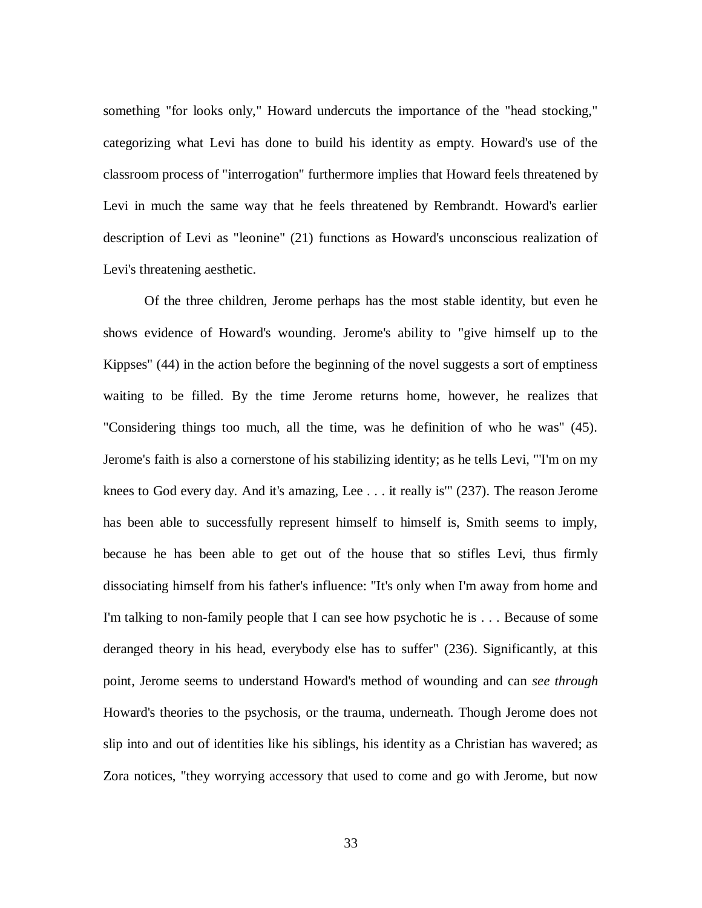something "for looks only," Howard undercuts the importance of the "head stocking," categorizing what Levi has done to build his identity as empty. Howard's use of the classroom process of "interrogation" furthermore implies that Howard feels threatened by Levi in much the same way that he feels threatened by Rembrandt. Howard's earlier description of Levi as "leonine" (21) functions as Howard's unconscious realization of Levi's threatening aesthetic.

Of the three children, Jerome perhaps has the most stable identity, but even he shows evidence of Howard's wounding. Jerome's ability to "give himself up to the Kippses" (44) in the action before the beginning of the novel suggests a sort of emptiness waiting to be filled. By the time Jerome returns home, however, he realizes that "Considering things too much, all the time, was he definition of who he was" (45). Jerome's faith is also a cornerstone of his stabilizing identity; as he tells Levi, "'I'm on my knees to God every day. And it's amazing, Lee . . . it really is'" (237). The reason Jerome has been able to successfully represent himself to himself is, Smith seems to imply, because he has been able to get out of the house that so stifles Levi, thus firmly dissociating himself from his father's influence: "It's only when I'm away from home and I'm talking to non-family people that I can see how psychotic he is . . . Because of some deranged theory in his head, everybody else has to suffer" (236). Significantly, at this point, Jerome seems to understand Howard's method of wounding and can *see through* Howard's theories to the psychosis, or the trauma, underneath. Though Jerome does not slip into and out of identities like his siblings, his identity as a Christian has wavered; as Zora notices, "they worrying accessory that used to come and go with Jerome, but now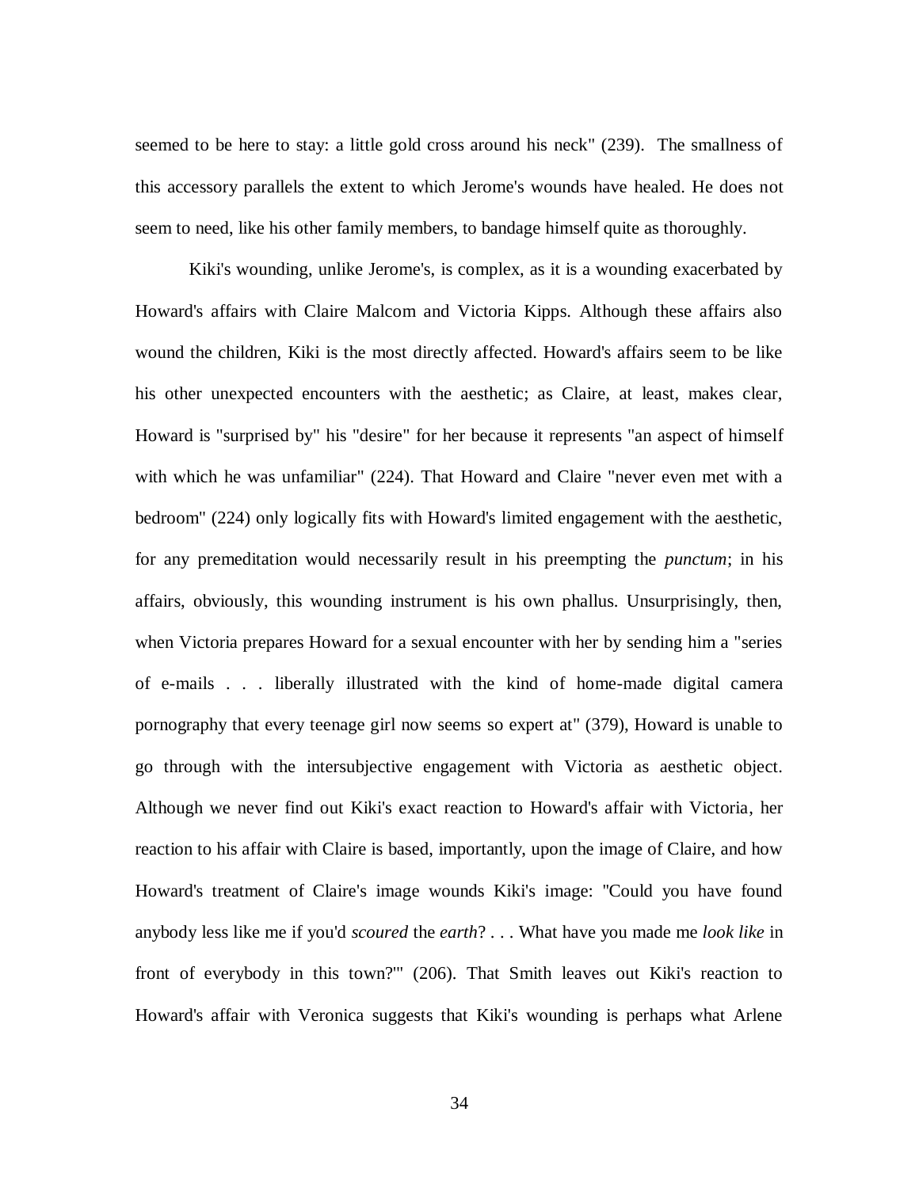seemed to be here to stay: a little gold cross around his neck" (239). The smallness of this accessory parallels the extent to which Jerome's wounds have healed. He does not seem to need, like his other family members, to bandage himself quite as thoroughly.

Kiki's wounding, unlike Jerome's, is complex, as it is a wounding exacerbated by Howard's affairs with Claire Malcom and Victoria Kipps. Although these affairs also wound the children, Kiki is the most directly affected. Howard's affairs seem to be like his other unexpected encounters with the aesthetic; as Claire, at least, makes clear, Howard is "surprised by" his "desire" for her because it represents "an aspect of himself with which he was unfamiliar" (224). That Howard and Claire "never even met with a bedroom" (224) only logically fits with Howard's limited engagement with the aesthetic, for any premeditation would necessarily result in his preempting the *punctum*; in his affairs, obviously, this wounding instrument is his own phallus. Unsurprisingly, then, when Victoria prepares Howard for a sexual encounter with her by sending him a "series of e-mails . . . liberally illustrated with the kind of home-made digital camera pornography that every teenage girl now seems so expert at" (379), Howard is unable to go through with the intersubjective engagement with Victoria as aesthetic object. Although we never find out Kiki's exact reaction to Howard's affair with Victoria, her reaction to his affair with Claire is based, importantly, upon the image of Claire, and how Howard's treatment of Claire's image wounds Kiki's image: "Could you have found anybody less like me if you'd *scoured* the *earth*? . . . What have you made me *look like* in front of everybody in this town?'" (206). That Smith leaves out Kiki's reaction to Howard's affair with Veronica suggests that Kiki's wounding is perhaps what Arlene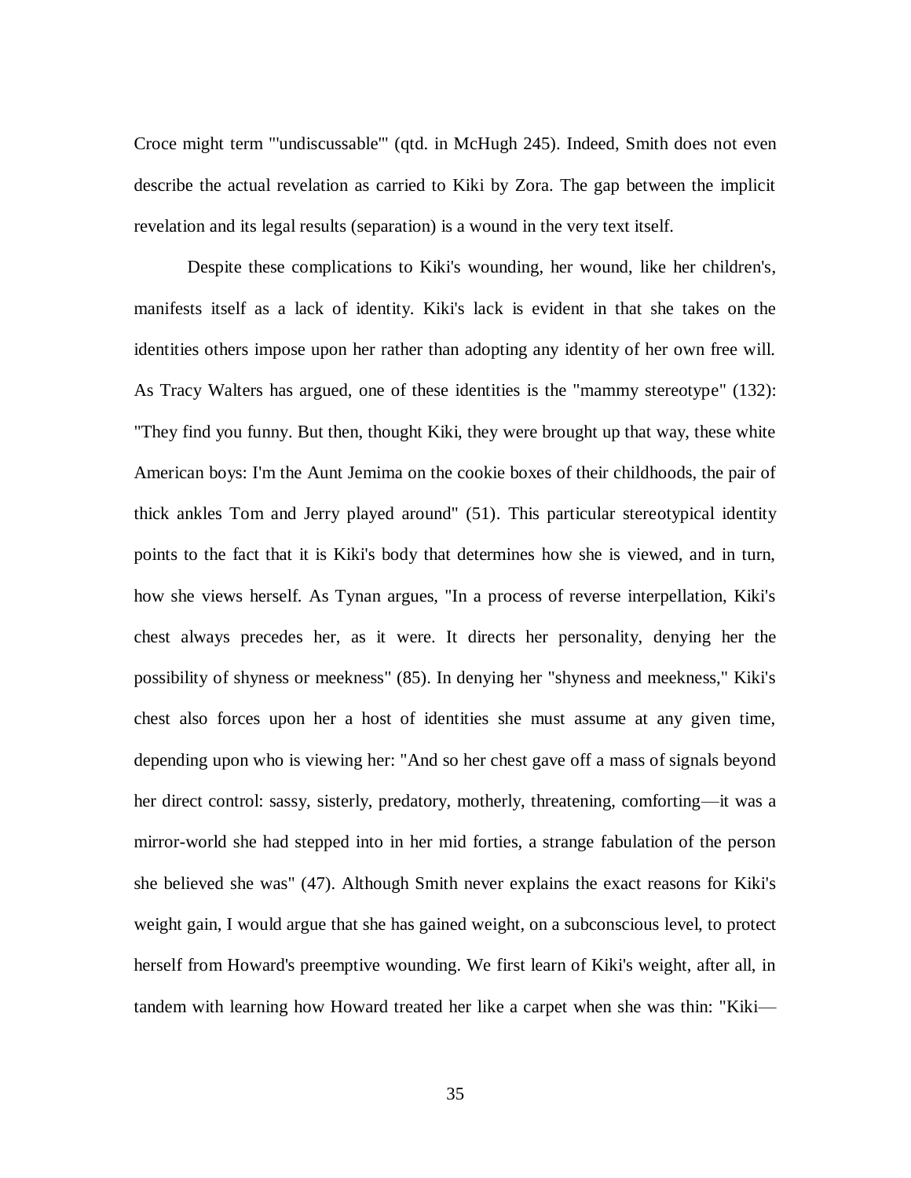Croce might term "'undiscussable'" (qtd. in McHugh 245). Indeed, Smith does not even describe the actual revelation as carried to Kiki by Zora. The gap between the implicit revelation and its legal results (separation) is a wound in the very text itself.

Despite these complications to Kiki's wounding, her wound, like her children's, manifests itself as a lack of identity. Kiki's lack is evident in that she takes on the identities others impose upon her rather than adopting any identity of her own free will. As Tracy Walters has argued, one of these identities is the "mammy stereotype" (132): "They find you funny. But then, thought Kiki, they were brought up that way, these white American boys: I'm the Aunt Jemima on the cookie boxes of their childhoods, the pair of thick ankles Tom and Jerry played around" (51). This particular stereotypical identity points to the fact that it is Kiki's body that determines how she is viewed, and in turn, how she views herself. As Tynan argues, "In a process of reverse interpellation, Kiki's chest always precedes her, as it were. It directs her personality, denying her the possibility of shyness or meekness" (85). In denying her "shyness and meekness," Kiki's chest also forces upon her a host of identities she must assume at any given time, depending upon who is viewing her: "And so her chest gave off a mass of signals beyond her direct control: sassy, sisterly, predatory, motherly, threatening, comforting—it was a mirror-world she had stepped into in her mid forties, a strange fabulation of the person she believed she was" (47). Although Smith never explains the exact reasons for Kiki's weight gain, I would argue that she has gained weight, on a subconscious level, to protect herself from Howard's preemptive wounding. We first learn of Kiki's weight, after all, in tandem with learning how Howard treated her like a carpet when she was thin: "Kiki—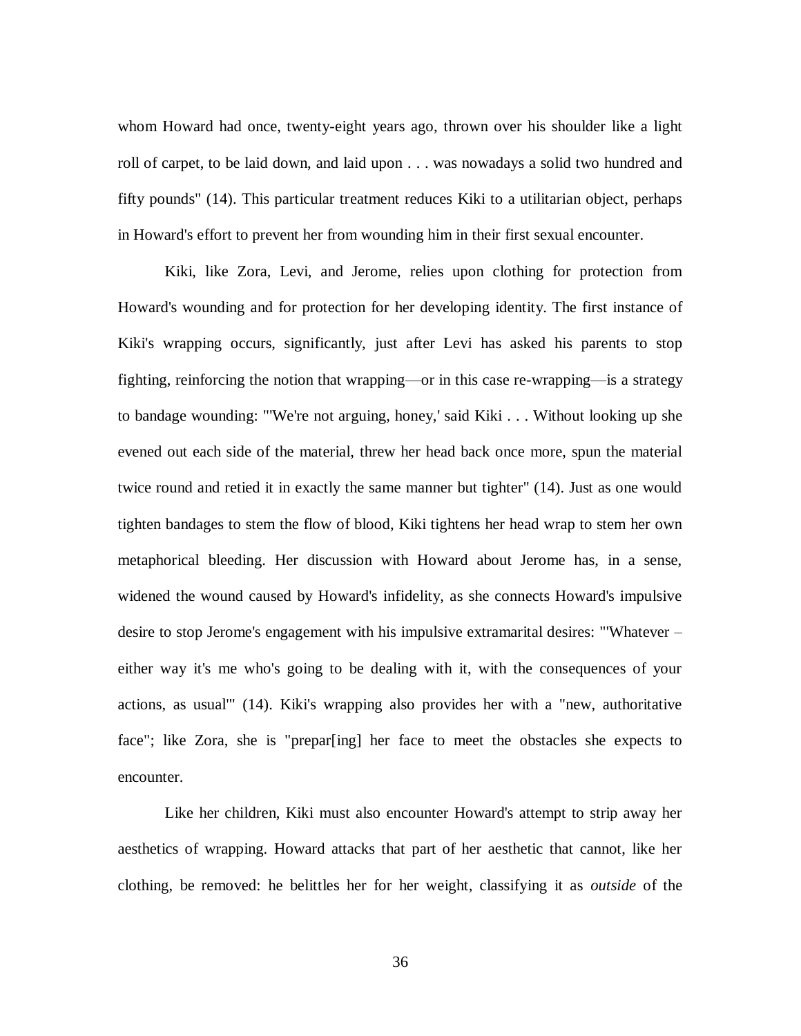whom Howard had once, twenty-eight years ago, thrown over his shoulder like a light roll of carpet, to be laid down, and laid upon . . . was nowadays a solid two hundred and fifty pounds" (14). This particular treatment reduces Kiki to a utilitarian object, perhaps in Howard's effort to prevent her from wounding him in their first sexual encounter.

Kiki, like Zora, Levi, and Jerome, relies upon clothing for protection from Howard's wounding and for protection for her developing identity. The first instance of Kiki's wrapping occurs, significantly, just after Levi has asked his parents to stop fighting, reinforcing the notion that wrapping—or in this case re-wrapping—is a strategy to bandage wounding: "'We're not arguing, honey,' said Kiki . . . Without looking up she evened out each side of the material, threw her head back once more, spun the material twice round and retied it in exactly the same manner but tighter" (14). Just as one would tighten bandages to stem the flow of blood, Kiki tightens her head wrap to stem her own metaphorical bleeding. Her discussion with Howard about Jerome has, in a sense, widened the wound caused by Howard's infidelity, as she connects Howard's impulsive desire to stop Jerome's engagement with his impulsive extramarital desires: "'Whatever – either way it's me who's going to be dealing with it, with the consequences of your actions, as usual'" (14). Kiki's wrapping also provides her with a "new, authoritative face"; like Zora, she is "prepar[ing] her face to meet the obstacles she expects to encounter.

Like her children, Kiki must also encounter Howard's attempt to strip away her aesthetics of wrapping. Howard attacks that part of her aesthetic that cannot, like her clothing, be removed: he belittles her for her weight, classifying it as *outside* of the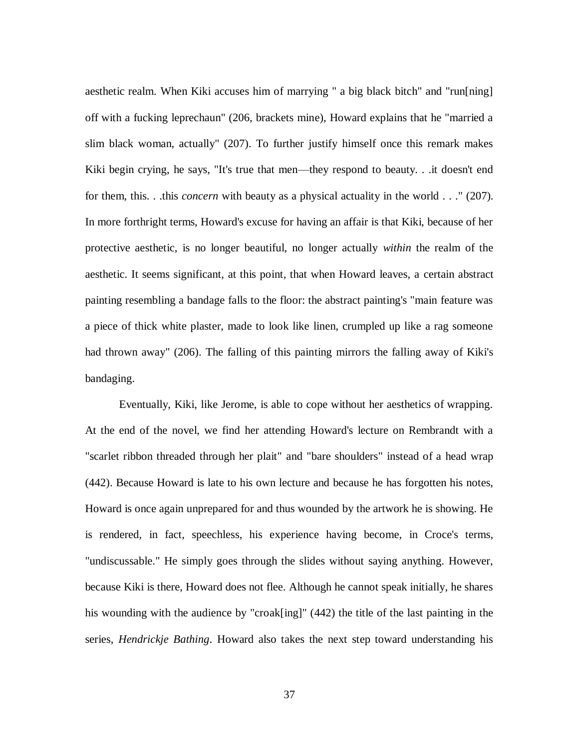aesthetic realm. When Kiki accuses him of marrying " a big black bitch" and "run[ning] off with a fucking leprechaun" (206, brackets mine), Howard explains that he "married a slim black woman, actually" (207). To further justify himself once this remark makes Kiki begin crying, he says, "It's true that men—they respond to beauty. . .it doesn't end for them, this. . .this *concern* with beauty as a physical actuality in the world . . ." (207). In more forthright terms, Howard's excuse for having an affair is that Kiki, because of her protective aesthetic, is no longer beautiful, no longer actually *within* the realm of the aesthetic. It seems significant, at this point, that when Howard leaves, a certain abstract painting resembling a bandage falls to the floor: the abstract painting's "main feature was a piece of thick white plaster, made to look like linen, crumpled up like a rag someone had thrown away" (206). The falling of this painting mirrors the falling away of Kiki's bandaging.

Eventually, Kiki, like Jerome, is able to cope without her aesthetics of wrapping. At the end of the novel, we find her attending Howard's lecture on Rembrandt with a "scarlet ribbon threaded through her plait" and "bare shoulders" instead of a head wrap (442). Because Howard is late to his own lecture and because he has forgotten his notes, Howard is once again unprepared for and thus wounded by the artwork he is showing. He is rendered, in fact, speechless, his experience having become, in Croce's terms, "undiscussable." He simply goes through the slides without saying anything. However, because Kiki is there, Howard does not flee. Although he cannot speak initially, he shares his wounding with the audience by "croak[ing]" (442) the title of the last painting in the series, *Hendrickje Bathing*. Howard also takes the next step toward understanding his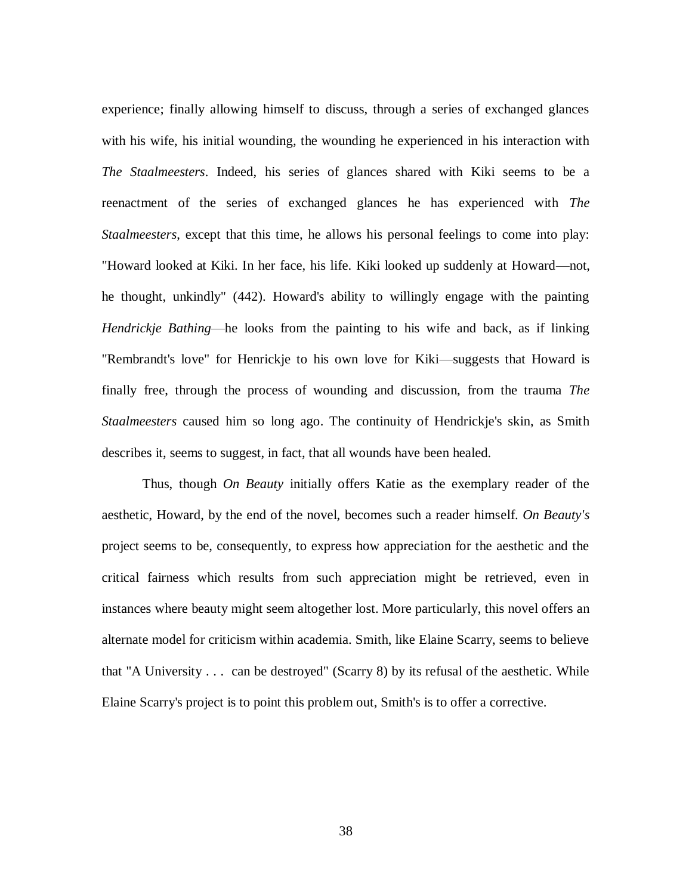experience; finally allowing himself to discuss, through a series of exchanged glances with his wife, his initial wounding, the wounding he experienced in his interaction with *The Staalmeesters*. Indeed, his series of glances shared with Kiki seems to be a reenactment of the series of exchanged glances he has experienced with *The Staalmeesters*, except that this time, he allows his personal feelings to come into play: "Howard looked at Kiki. In her face, his life. Kiki looked up suddenly at Howard—not, he thought, unkindly" (442). Howard's ability to willingly engage with the painting *Hendrickje Bathing*—he looks from the painting to his wife and back, as if linking "Rembrandt's love" for Henrickje to his own love for Kiki—suggests that Howard is finally free, through the process of wounding and discussion, from the trauma *The Staalmeesters* caused him so long ago. The continuity of Hendrickje's skin, as Smith describes it, seems to suggest, in fact, that all wounds have been healed.

Thus, though *On Beauty* initially offers Katie as the exemplary reader of the aesthetic, Howard, by the end of the novel, becomes such a reader himself. *On Beauty's* project seems to be, consequently, to express how appreciation for the aesthetic and the critical fairness which results from such appreciation might be retrieved, even in instances where beauty might seem altogether lost. More particularly, this novel offers an alternate model for criticism within academia. Smith, like Elaine Scarry, seems to believe that "A University . . . can be destroyed" (Scarry 8) by its refusal of the aesthetic. While Elaine Scarry's project is to point this problem out, Smith's is to offer a corrective.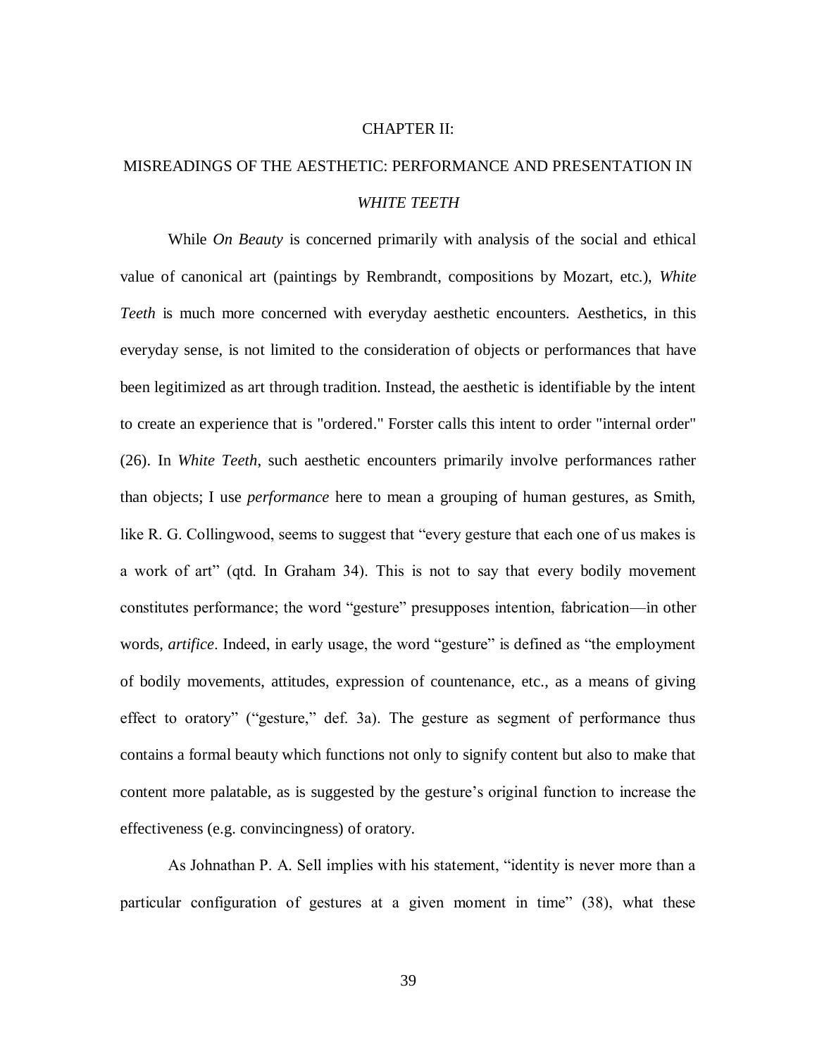# CHAPTER II:

# MISREADINGS OF THE AESTHETIC: PERFORMANCE AND PRESENTATION IN *WHITE TEETH*

While *On Beauty* is concerned primarily with analysis of the social and ethical value of canonical art (paintings by Rembrandt, compositions by Mozart, etc.), *White Teeth* is much more concerned with everyday aesthetic encounters. Aesthetics, in this everyday sense, is not limited to the consideration of objects or performances that have been legitimized as art through tradition. Instead, the aesthetic is identifiable by the intent to create an experience that is "ordered." Forster calls this intent to order "internal order" (26). In *White Teeth*, such aesthetic encounters primarily involve performances rather than objects; I use *performance* here to mean a grouping of human gestures, as Smith, like R. G. Collingwood, seems to suggest that "every gesture that each one of us makes is a work of art" (qtd. In Graham 34). This is not to say that every bodily movement constitutes performance; the word "gesture" presupposes intention, fabrication—in other words, *artifice*. Indeed, in early usage, the word "gesture" is defined as "the employment of bodily movements, attitudes, expression of countenance, etc., as a means of giving effect to oratory" ("gesture," def. 3a). The gesture as segment of performance thus contains a formal beauty which functions not only to signify content but also to make that content more palatable, as is suggested by the gesture's original function to increase the effectiveness (e.g. convincingness) of oratory.

As Johnathan P. A. Sell implies with his statement, "identity is never more than a particular configuration of gestures at a given moment in time" (38), what these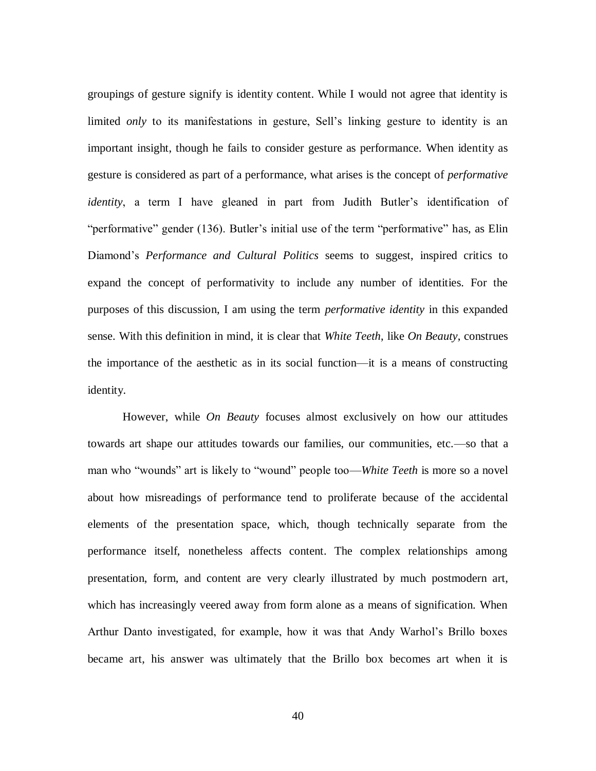groupings of gesture signify is identity content. While I would not agree that identity is limited *only* to its manifestations in gesture, Sell's linking gesture to identity is an important insight, though he fails to consider gesture as performance. When identity as gesture is considered as part of a performance, what arises is the concept of *performative identity*, a term I have gleaned in part from Judith Butler's identification of "performative" gender (136). Butler's initial use of the term "performative" has, as Elin Diamond's *Performance and Cultural Politics* seems to suggest, inspired critics to expand the concept of performativity to include any number of identities. For the purposes of this discussion, I am using the term *performative identity* in this expanded sense. With this definition in mind, it is clear that *White Teeth*, like *On Beauty*, construes the importance of the aesthetic as in its social function—it is a means of constructing identity.

However, while *On Beauty* focuses almost exclusively on how our attitudes towards art shape our attitudes towards our families, our communities, etc.—so that a man who "wounds" art is likely to "wound" people too—*White Teeth* is more so a novel about how misreadings of performance tend to proliferate because of the accidental elements of the presentation space, which, though technically separate from the performance itself, nonetheless affects content. The complex relationships among presentation, form, and content are very clearly illustrated by much postmodern art, which has increasingly veered away from form alone as a means of signification. When Arthur Danto investigated, for example, how it was that Andy Warhol's Brillo boxes became art, his answer was ultimately that the Brillo box becomes art when it is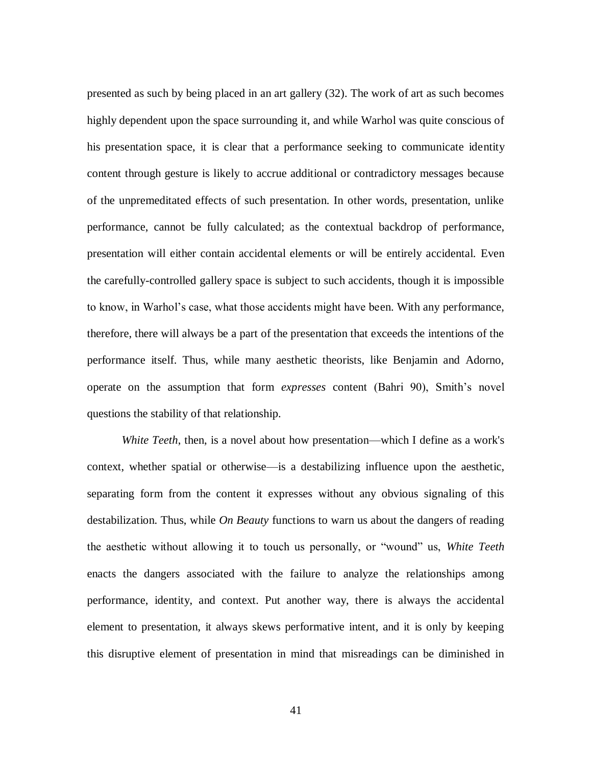presented as such by being placed in an art gallery (32). The work of art as such becomes highly dependent upon the space surrounding it, and while Warhol was quite conscious of his presentation space, it is clear that a performance seeking to communicate identity content through gesture is likely to accrue additional or contradictory messages because of the unpremeditated effects of such presentation. In other words, presentation, unlike performance, cannot be fully calculated; as the contextual backdrop of performance, presentation will either contain accidental elements or will be entirely accidental. Even the carefully-controlled gallery space is subject to such accidents, though it is impossible to know, in Warhol's case, what those accidents might have been. With any performance, therefore, there will always be a part of the presentation that exceeds the intentions of the performance itself. Thus, while many aesthetic theorists, like Benjamin and Adorno, operate on the assumption that form *expresses* content (Bahri 90), Smith's novel questions the stability of that relationship.

*White Teeth*, then, is a novel about how presentation—which I define as a work's context, whether spatial or otherwise—is a destabilizing influence upon the aesthetic, separating form from the content it expresses without any obvious signaling of this destabilization. Thus, while *On Beauty* functions to warn us about the dangers of reading the aesthetic without allowing it to touch us personally, or "wound" us, *White Teeth* enacts the dangers associated with the failure to analyze the relationships among performance, identity, and context. Put another way, there is always the accidental element to presentation, it always skews performative intent, and it is only by keeping this disruptive element of presentation in mind that misreadings can be diminished in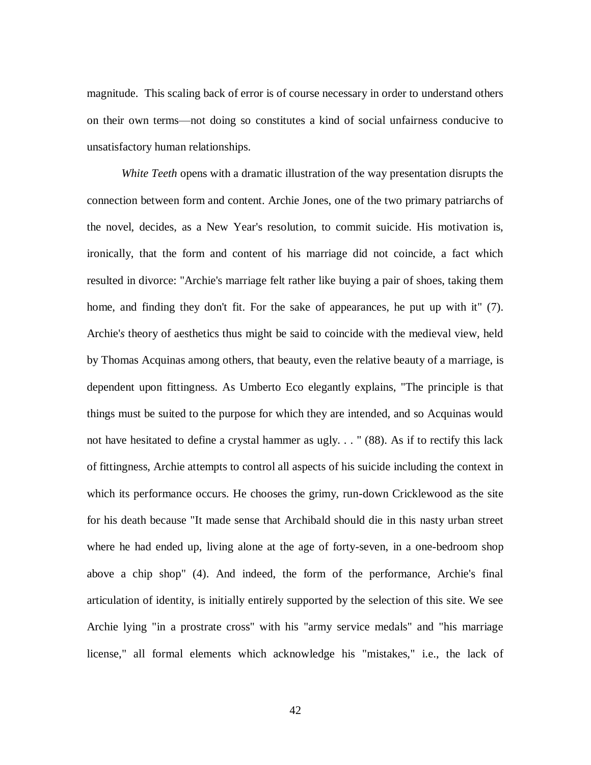magnitude. This scaling back of error is of course necessary in order to understand others on their own terms—not doing so constitutes a kind of social unfairness conducive to unsatisfactory human relationships.

*White Teeth* opens with a dramatic illustration of the way presentation disrupts the connection between form and content. Archie Jones, one of the two primary patriarchs of the novel, decides, as a New Year's resolution, to commit suicide. His motivation is, ironically, that the form and content of his marriage did not coincide, a fact which resulted in divorce: "Archie's marriage felt rather like buying a pair of shoes, taking them home, and finding they don't fit. For the sake of appearances, he put up with it" (7). Archie's theory of aesthetics thus might be said to coincide with the medieval view, held by Thomas Acquinas among others, that beauty, even the relative beauty of a marriage, is dependent upon fittingness. As Umberto Eco elegantly explains, "The principle is that things must be suited to the purpose for which they are intended, and so Acquinas would not have hesitated to define a crystal hammer as ugly. . . " (88). As if to rectify this lack of fittingness, Archie attempts to control all aspects of his suicide including the context in which its performance occurs. He chooses the grimy, run-down Cricklewood as the site for his death because "It made sense that Archibald should die in this nasty urban street where he had ended up, living alone at the age of forty-seven, in a one-bedroom shop above a chip shop" (4). And indeed, the form of the performance, Archie's final articulation of identity, is initially entirely supported by the selection of this site. We see Archie lying "in a prostrate cross" with his "army service medals" and "his marriage license," all formal elements which acknowledge his "mistakes," i.e., the lack of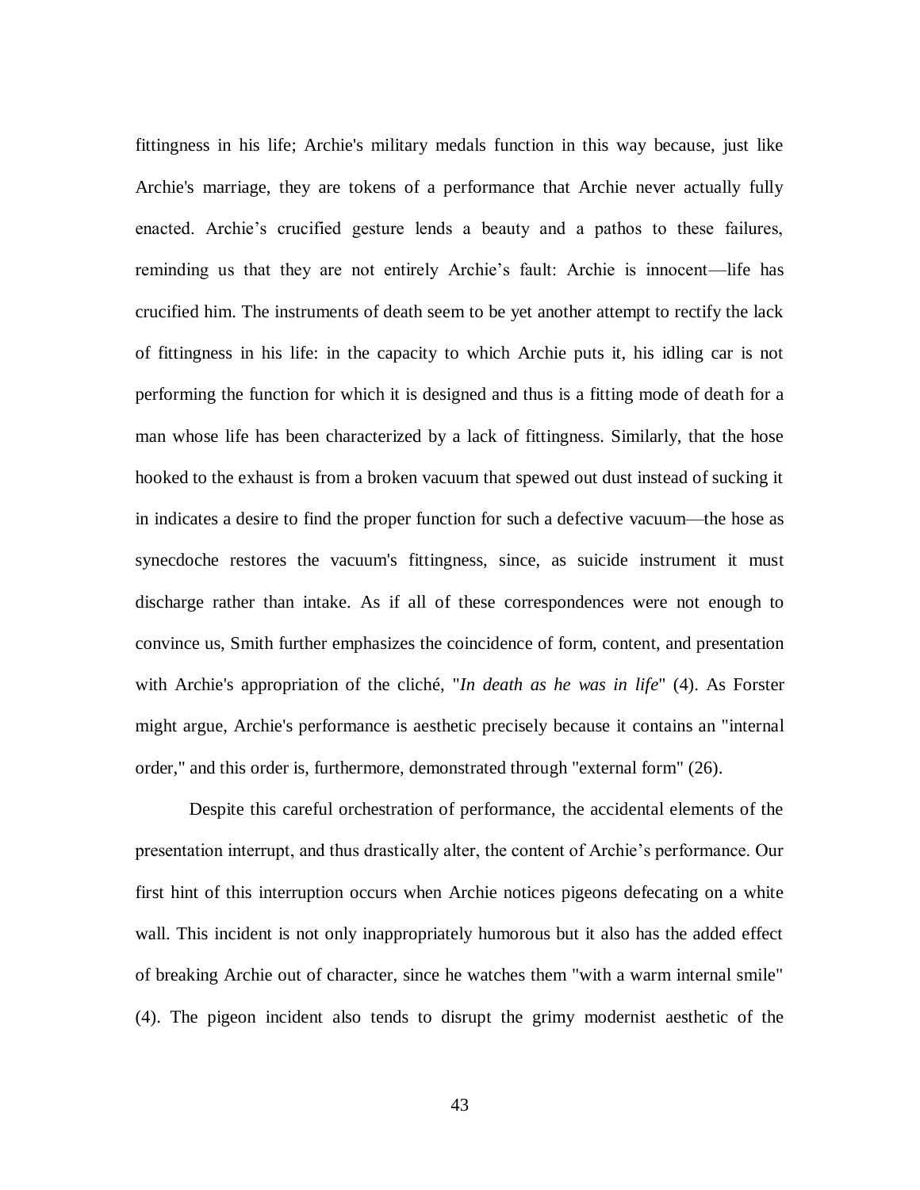fittingness in his life; Archie's military medals function in this way because, just like Archie's marriage, they are tokens of a performance that Archie never actually fully enacted. Archie’s crucified gesture lends a beauty and a pathos to these failures, reminding us that they are not entirely Archie’s fault: Archie is innocent—life has crucified him. The instruments of death seem to be yet another attempt to rectify the lack of fittingness in his life: in the capacity to which Archie puts it, his idling car is not performing the function for which it is designed and thus is a fitting mode of death for a man whose life has been characterized by a lack of fittingness. Similarly, that the hose hooked to the exhaust is from a broken vacuum that spewed out dust instead of sucking it in indicates a desire to find the proper function for such a defective vacuum—the hose as synecdoche restores the vacuum's fittingness, since, as suicide instrument it must discharge rather than intake. As if all of these correspondences were not enough to convince us, Smith further emphasizes the coincidence of form, content, and presentation with Archie's appropriation of the cliché, "*In death as he was in life*" (4). As Forster might argue, Archie's performance is aesthetic precisely because it contains an "internal order," and this order is, furthermore, demonstrated through "external form" (26).

Despite this careful orchestration of performance, the accidental elements of the presentation interrupt, and thus drastically alter, the content of Archie’s performance. Our first hint of this interruption occurs when Archie notices pigeons defecating on a white wall. This incident is not only inappropriately humorous but it also has the added effect of breaking Archie out of character, since he watches them "with a warm internal smile" (4). The pigeon incident also tends to disrupt the grimy modernist aesthetic of the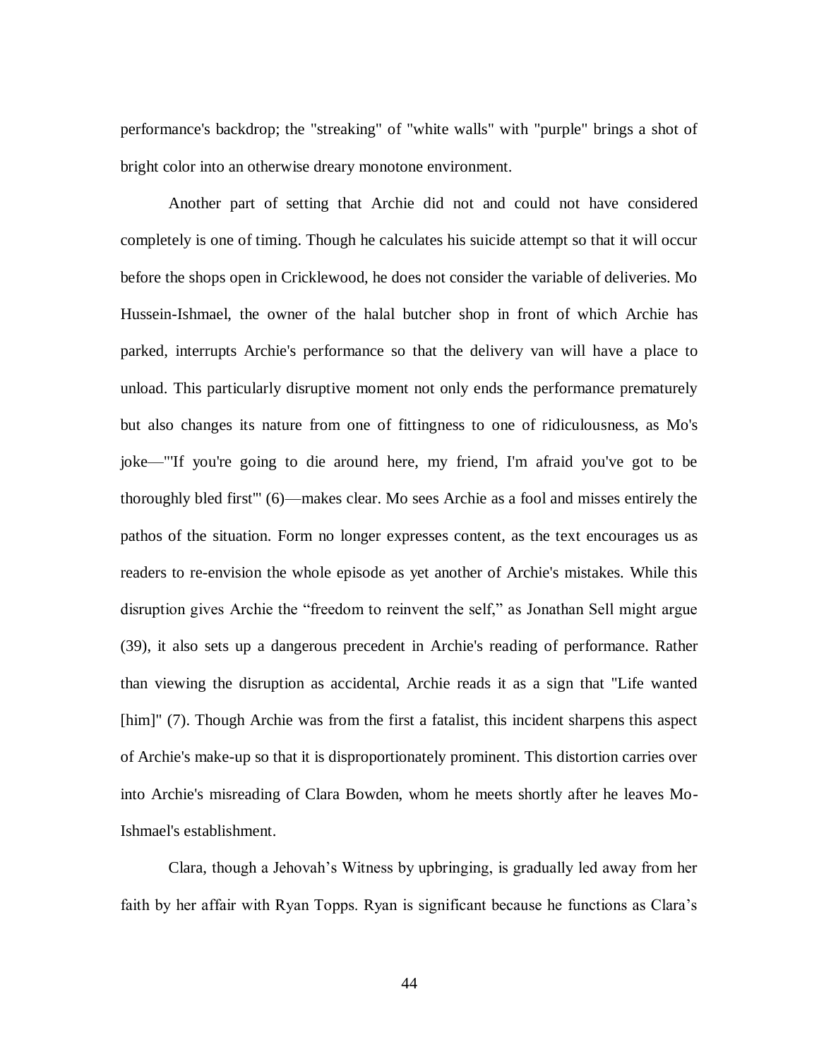performance's backdrop; the "streaking" of "white walls" with "purple" brings a shot of bright color into an otherwise dreary monotone environment.

Another part of setting that Archie did not and could not have considered completely is one of timing. Though he calculates his suicide attempt so that it will occur before the shops open in Cricklewood, he does not consider the variable of deliveries. Mo Hussein-Ishmael, the owner of the halal butcher shop in front of which Archie has parked, interrupts Archie's performance so that the delivery van will have a place to unload. This particularly disruptive moment not only ends the performance prematurely but also changes its nature from one of fittingness to one of ridiculousness, as Mo's joke—"'If you're going to die around here, my friend, I'm afraid you've got to be thoroughly bled first'" (6)—makes clear. Mo sees Archie as a fool and misses entirely the pathos of the situation. Form no longer expresses content, as the text encourages us as readers to re-envision the whole episode as yet another of Archie's mistakes. While this disruption gives Archie the "freedom to reinvent the self," as Jonathan Sell might argue (39), it also sets up a dangerous precedent in Archie's reading of performance. Rather than viewing the disruption as accidental, Archie reads it as a sign that "Life wanted [him]" (7). Though Archie was from the first a fatalist, this incident sharpens this aspect of Archie's make-up so that it is disproportionately prominent. This distortion carries over into Archie's misreading of Clara Bowden, whom he meets shortly after he leaves Mo-Ishmael's establishment.

Clara, though a Jehovah's Witness by upbringing, is gradually led away from her faith by her affair with Ryan Topps. Ryan is significant because he functions as Clara's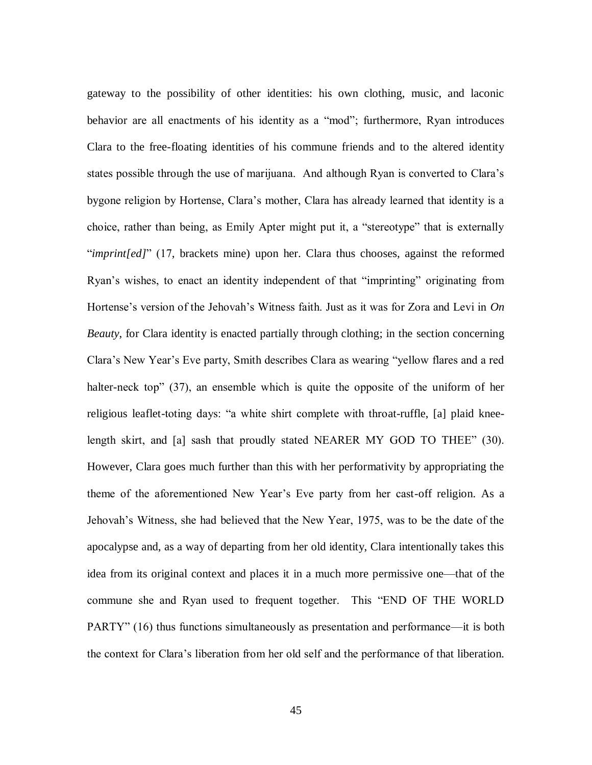gateway to the possibility of other identities: his own clothing, music, and laconic behavior are all enactments of his identity as a "mod"; furthermore, Ryan introduces Clara to the free-floating identities of his commune friends and to the altered identity states possible through the use of marijuana. And although Ryan is converted to Clara's bygone religion by Hortense, Clara's mother, Clara has already learned that identity is a choice, rather than being, as Emily Apter might put it, a "stereotype" that is externally "*imprint[ed]*" (17, brackets mine) upon her. Clara thus chooses, against the reformed Ryan's wishes, to enact an identity independent of that "imprinting" originating from Hortense's version of the Jehovah's Witness faith. Just as it was for Zora and Levi in *On Beauty*, for Clara identity is enacted partially through clothing; in the section concerning Clara's New Year's Eve party, Smith describes Clara as wearing "yellow flares and a red halter-neck top" (37), an ensemble which is quite the opposite of the uniform of her religious leaflet-toting days: "a white shirt complete with throat-ruffle, [a] plaid knee-length skirt, and [a] sash that proudly stated NEARER MY GOD TO THEE" (30). However, Clara goes much further than this with her performativity by appropriating the theme of the aforementioned New Year's Eve party from her cast-off religion. As a Jehovah's Witness, she had believed that the New Year, 1975, was to be the date of the apocalypse and, as a way of departing from her old identity, Clara intentionally takes this idea from its original context and places it in a much more permissive one—that of the commune she and Ryan used to frequent together. This "END OF THE WORLD PARTY" (16) thus functions simultaneously as presentation and performance—it is both the context for Clara's liberation from her old self and the performance of that liberation.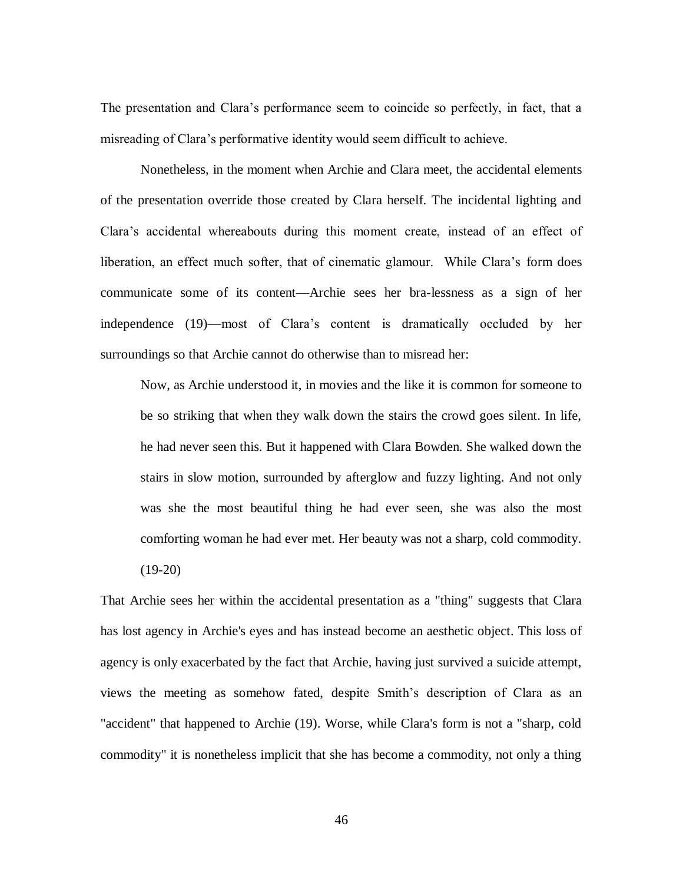The presentation and Clara's performance seem to coincide so perfectly, in fact, that a misreading of Clara's performative identity would seem difficult to achieve.

Nonetheless, in the moment when Archie and Clara meet, the accidental elements of the presentation override those created by Clara herself. The incidental lighting and Clara's accidental whereabouts during this moment create, instead of an effect of liberation, an effect much softer, that of cinematic glamour. While Clara's form does communicate some of its content—Archie sees her bra-lessness as a sign of her independence (19)—most of Clara's content is dramatically occluded by her surroundings so that Archie cannot do otherwise than to misread her:

> Now, as Archie understood it, in movies and the like it is common for someone to be so striking that when they walk down the stairs the crowd goes silent. In life, he had never seen this. But it happened with Clara Bowden. She walked down the stairs in slow motion, surrounded by afterglow and fuzzy lighting. And not only was she the most beautiful thing he had ever seen, she was also the most comforting woman he had ever met. Her beauty was not a sharp, cold commodity. (19-20)

That Archie sees her within the accidental presentation as a "thing" suggests that Clara has lost agency in Archie's eyes and has instead become an aesthetic object. This loss of agency is only exacerbated by the fact that Archie, having just survived a suicide attempt, views the meeting as somehow fated, despite Smith's description of Clara as an "accident" that happened to Archie (19). Worse, while Clara's form is not a "sharp, cold commodity" it is nonetheless implicit that she has become a commodity, not only a thing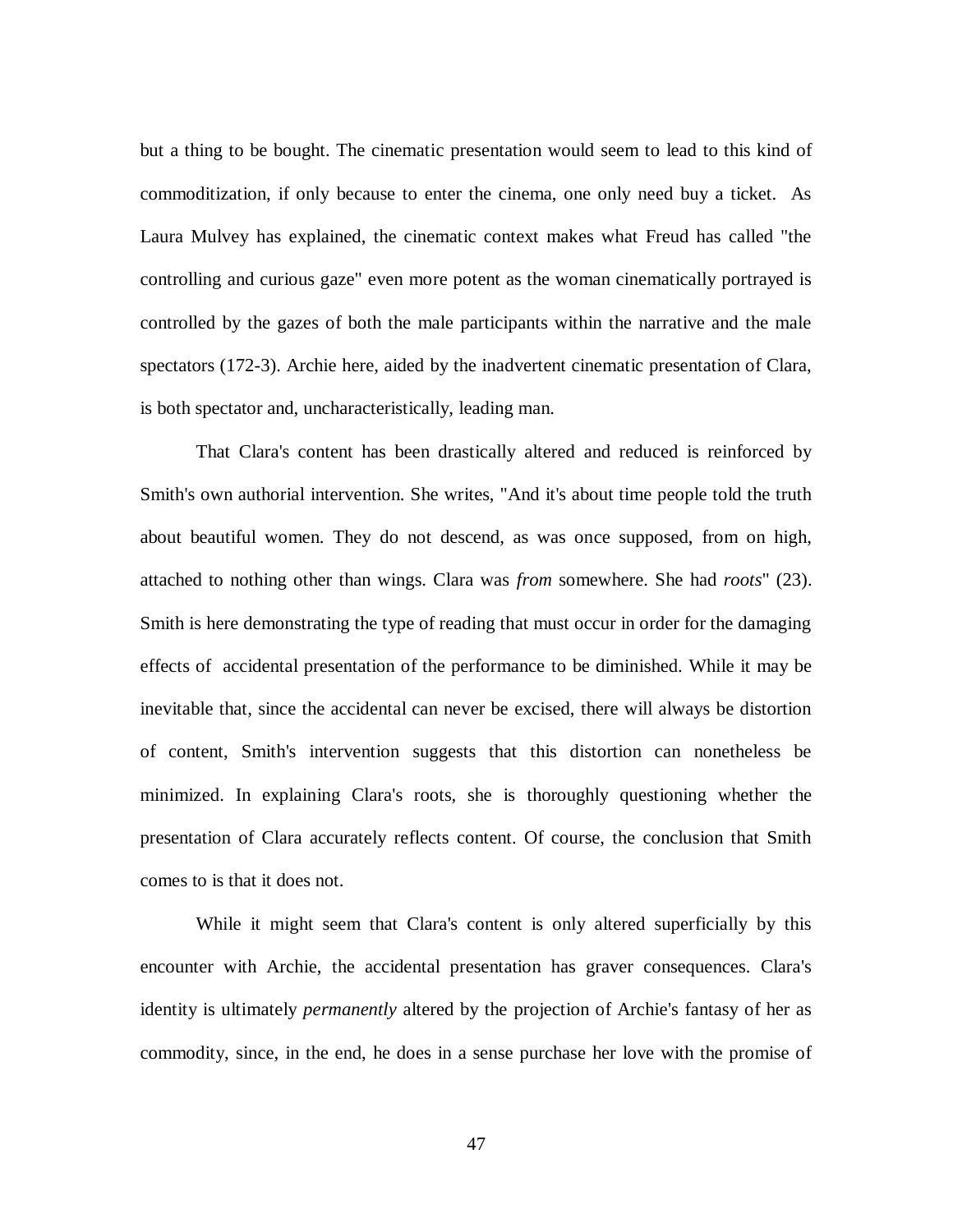but a thing to be bought. The cinematic presentation would seem to lead to this kind of commoditization, if only because to enter the cinema, one only need buy a ticket. As Laura Mulvey has explained, the cinematic context makes what Freud has called "the controlling and curious gaze" even more potent as the woman cinematically portrayed is controlled by the gazes of both the male participants within the narrative and the male spectators (172-3). Archie here, aided by the inadvertent cinematic presentation of Clara, is both spectator and, uncharacteristically, leading man.

That Clara's content has been drastically altered and reduced is reinforced by Smith's own authorial intervention. She writes, "And it's about time people told the truth about beautiful women. They do not descend, as was once supposed, from on high, attached to nothing other than wings. Clara was *from* somewhere. She had *roots*" (23). Smith is here demonstrating the type of reading that must occur in order for the damaging effects of accidental presentation of the performance to be diminished. While it may be inevitable that, since the accidental can never be excised, there will always be distortion of content, Smith's intervention suggests that this distortion can nonetheless be minimized. In explaining Clara's roots, she is thoroughly questioning whether the presentation of Clara accurately reflects content. Of course, the conclusion that Smith comes to is that it does not.

While it might seem that Clara's content is only altered superficially by this encounter with Archie, the accidental presentation has graver consequences. Clara's identity is ultimately *permanently* altered by the projection of Archie's fantasy of her as commodity, since, in the end, he does in a sense purchase her love with the promise of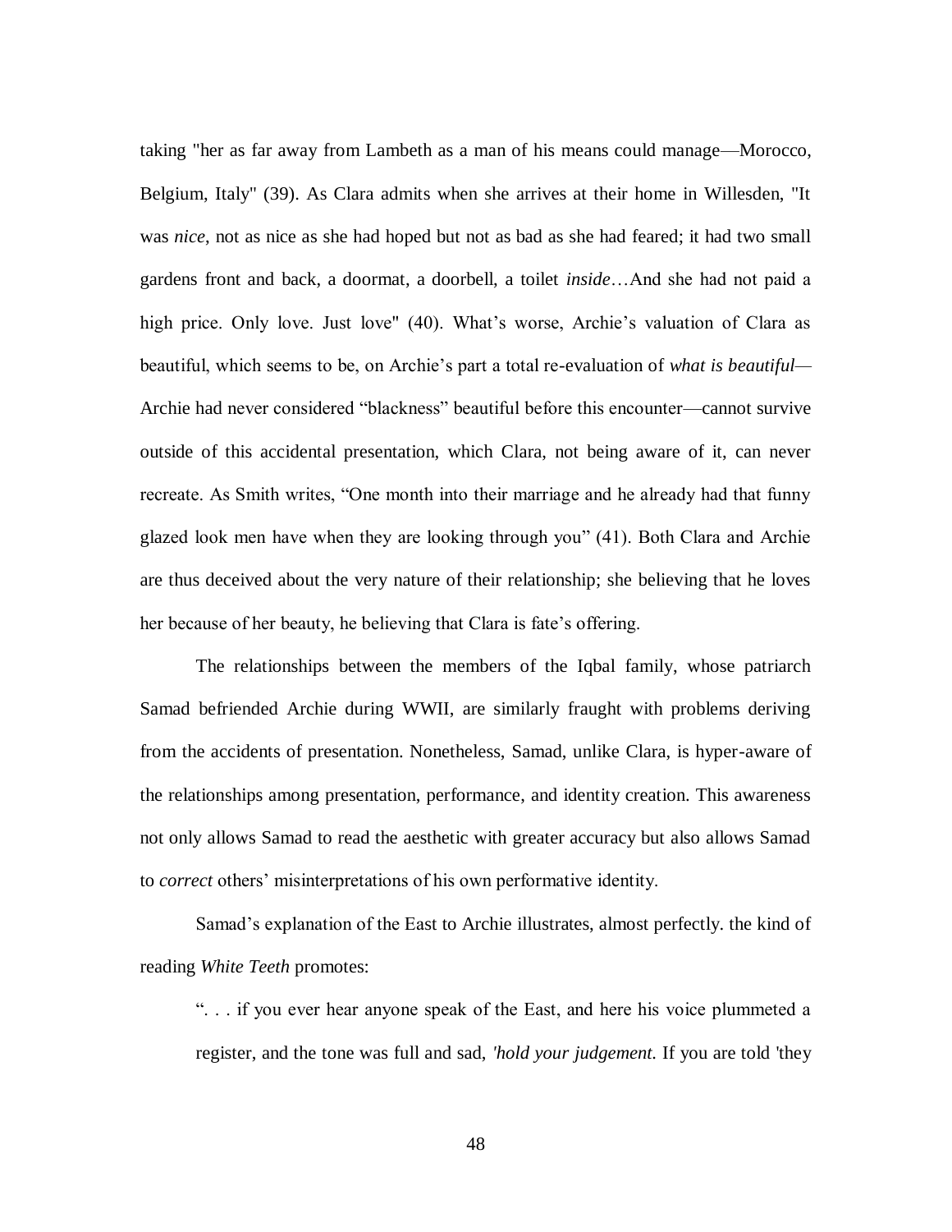taking "her as far away from Lambeth as a man of his means could manage—Morocco, Belgium, Italy" (39). As Clara admits when she arrives at their home in Willesden, "It was *nice*, not as nice as she had hoped but not as bad as she had feared; it had two small gardens front and back, a doormat, a doorbell, a toilet *inside*…And she had not paid a high price. Only love. Just love" (40). What's worse, Archie's valuation of Clara as beautiful, which seems to be, on Archie's part a total re-evaluation of *what is beautiful*—Archie had never considered "blackness" beautiful before this encounter—cannot survive outside of this accidental presentation, which Clara, not being aware of it, can never recreate. As Smith writes, "One month into their marriage and he already had that funny glazed look men have when they are looking through you" (41). Both Clara and Archie are thus deceived about the very nature of their relationship; she believing that he loves her because of her beauty, he believing that Clara is fate's offering.

The relationships between the members of the Iqbal family, whose patriarch Samad befriended Archie during WWII, are similarly fraught with problems deriving from the accidents of presentation. Nonetheless, Samad, unlike Clara, is hyper-aware of the relationships among presentation, performance, and identity creation. This awareness not only allows Samad to read the aesthetic with greater accuracy but also allows Samad to *correct* others' misinterpretations of his own performative identity.

Samad's explanation of the East to Archie illustrates, almost perfectly. the kind of reading *White Teeth* promotes:

> ". . . if you ever hear anyone speak of the East, and here his voice plummeted a register, and the tone was full and sad, *'hold your judgement.* If you are told 'they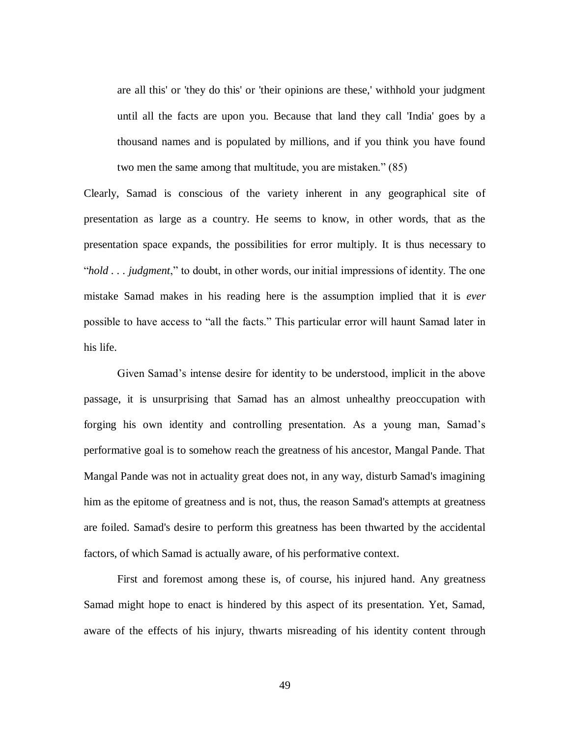are all this' or 'they do this' or 'their opinions are these,' withhold your judgment until all the facts are upon you. Because that land they call 'India' goes by a thousand names and is populated by millions, and if you think you have found two men the same among that multitude, you are mistaken." (85)

Clearly, Samad is conscious of the variety inherent in any geographical site of presentation as large as a country. He seems to know, in other words, that as the presentation space expands, the possibilities for error multiply. It is thus necessary to "*hold . . . judgment*," to doubt, in other words, our initial impressions of identity. The one mistake Samad makes in his reading here is the assumption implied that it is *ever* possible to have access to "all the facts." This particular error will haunt Samad later in his life.

Given Samad's intense desire for identity to be understood, implicit in the above passage, it is unsurprising that Samad has an almost unhealthy preoccupation with forging his own identity and controlling presentation. As a young man, Samad's performative goal is to somehow reach the greatness of his ancestor, Mangal Pande. That Mangal Pande was not in actuality great does not, in any way, disturb Samad's imagining him as the epitome of greatness and is not, thus, the reason Samad's attempts at greatness are foiled. Samad's desire to perform this greatness has been thwarted by the accidental factors, of which Samad is actually aware, of his performative context.

First and foremost among these is, of course, his injured hand. Any greatness Samad might hope to enact is hindered by this aspect of its presentation. Yet, Samad, aware of the effects of his injury, thwarts misreading of his identity content through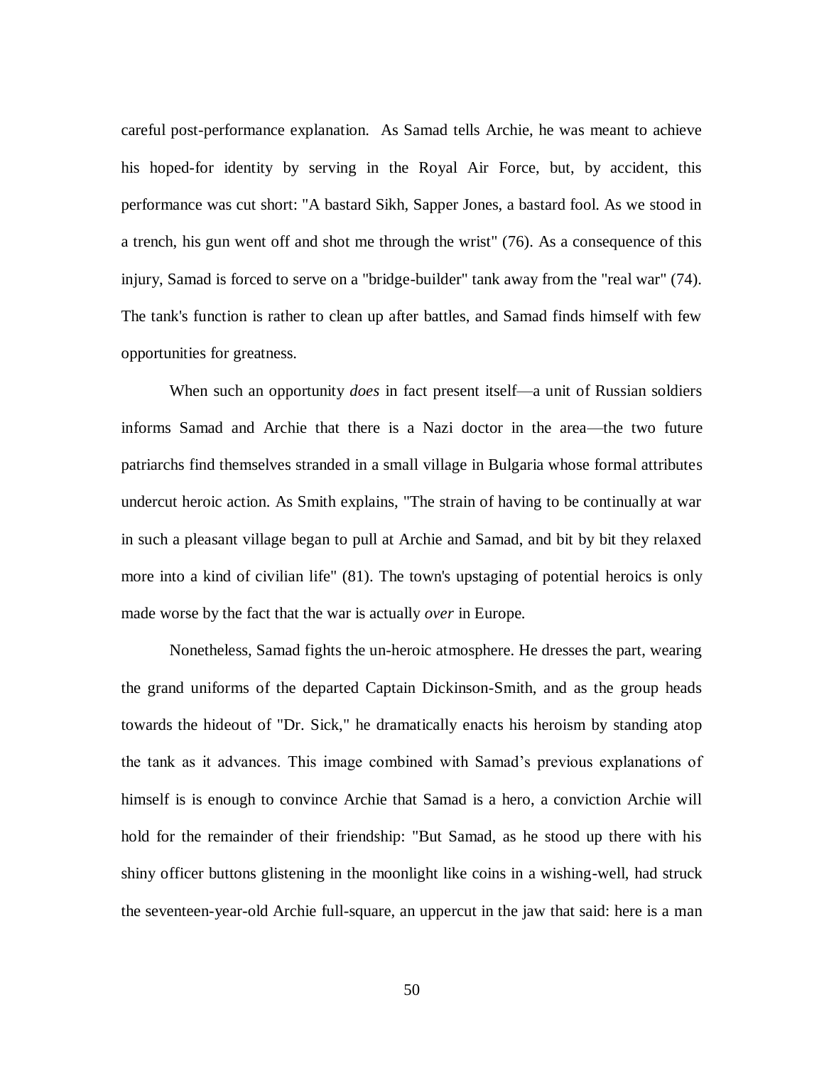careful post-performance explanation. As Samad tells Archie, he was meant to achieve his hoped-for identity by serving in the Royal Air Force, but, by accident, this performance was cut short: "A bastard Sikh, Sapper Jones, a bastard fool. As we stood in a trench, his gun went off and shot me through the wrist" (76). As a consequence of this injury, Samad is forced to serve on a "bridge-builder" tank away from the "real war" (74). The tank's function is rather to clean up after battles, and Samad finds himself with few opportunities for greatness.

When such an opportunity *does* in fact present itself—a unit of Russian soldiers informs Samad and Archie that there is a Nazi doctor in the area—the two future patriarchs find themselves stranded in a small village in Bulgaria whose formal attributes undercut heroic action. As Smith explains, "The strain of having to be continually at war in such a pleasant village began to pull at Archie and Samad, and bit by bit they relaxed more into a kind of civilian life" (81). The town's upstaging of potential heroics is only made worse by the fact that the war is actually *over* in Europe.

Nonetheless, Samad fights the un-heroic atmosphere. He dresses the part, wearing the grand uniforms of the departed Captain Dickinson-Smith, and as the group heads towards the hideout of "Dr. Sick," he dramatically enacts his heroism by standing atop the tank as it advances. This image combined with Samad's previous explanations of himself is is enough to convince Archie that Samad is a hero, a conviction Archie will hold for the remainder of their friendship: "But Samad, as he stood up there with his shiny officer buttons glistening in the moonlight like coins in a wishing-well, had struck the seventeen-year-old Archie full-square, an uppercut in the jaw that said: here is a man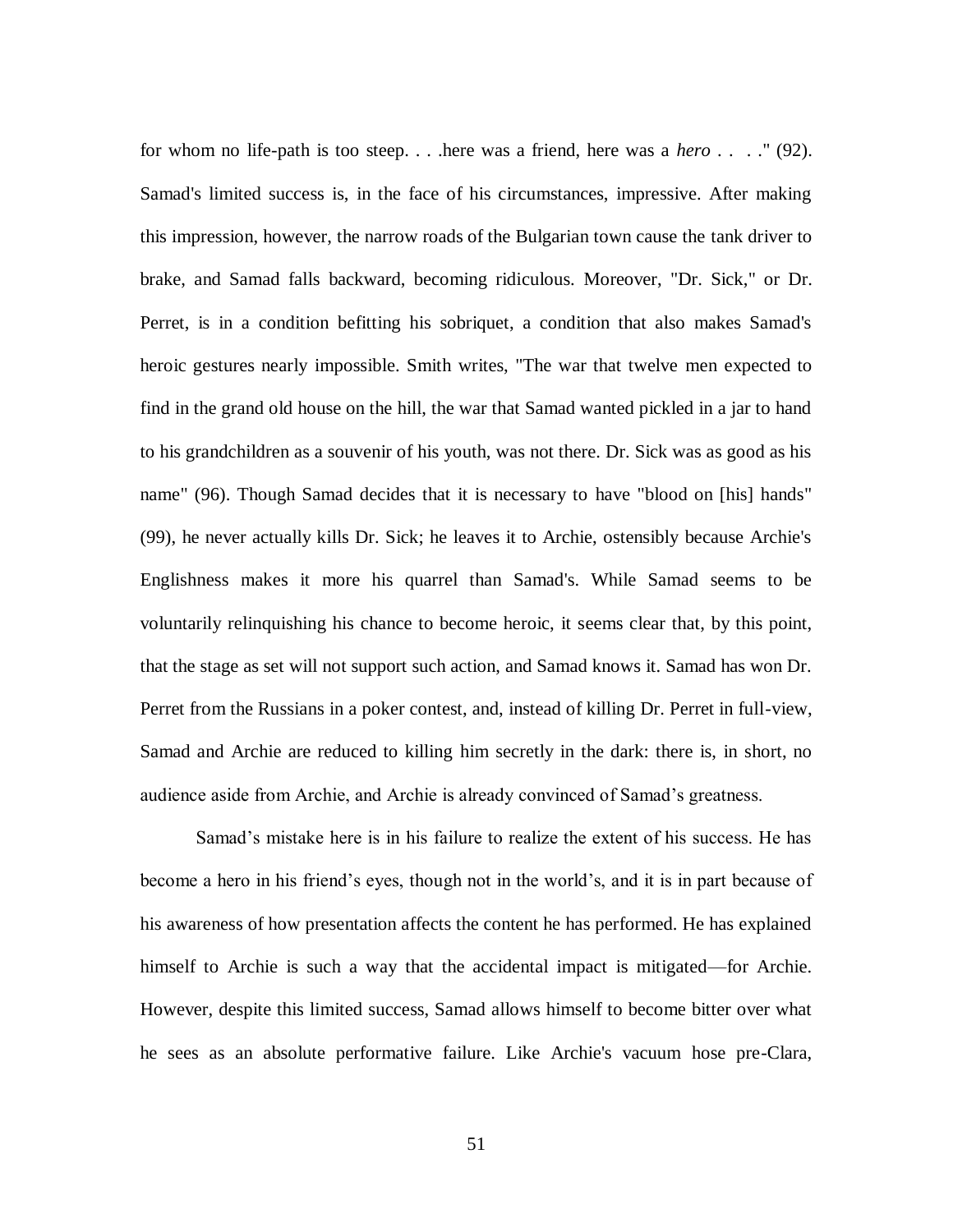for whom no life-path is too steep. . . .here was a friend, here was a *hero* . . . ." (92). Samad's limited success is, in the face of his circumstances, impressive. After making this impression, however, the narrow roads of the Bulgarian town cause the tank driver to brake, and Samad falls backward, becoming ridiculous. Moreover, "Dr. Sick," or Dr. Perret, is in a condition befitting his sobriquet, a condition that also makes Samad's heroic gestures nearly impossible. Smith writes, "The war that twelve men expected to find in the grand old house on the hill, the war that Samad wanted pickled in a jar to hand to his grandchildren as a souvenir of his youth, was not there. Dr. Sick was as good as his name" (96). Though Samad decides that it is necessary to have "blood on [his] hands" (99), he never actually kills Dr. Sick; he leaves it to Archie, ostensibly because Archie's Englishness makes it more his quarrel than Samad's. While Samad seems to be voluntarily relinquishing his chance to become heroic, it seems clear that, by this point, that the stage as set will not support such action, and Samad knows it. Samad has won Dr. Perret from the Russians in a poker contest, and, instead of killing Dr. Perret in full-view, Samad and Archie are reduced to killing him secretly in the dark: there is, in short, no audience aside from Archie, and Archie is already convinced of Samad's greatness.

Samad's mistake here is in his failure to realize the extent of his success. He has become a hero in his friend's eyes, though not in the world's, and it is in part because of his awareness of how presentation affects the content he has performed. He has explained himself to Archie is such a way that the accidental impact is mitigated—for Archie. However, despite this limited success, Samad allows himself to become bitter over what he sees as an absolute performative failure. Like Archie's vacuum hose pre-Clara,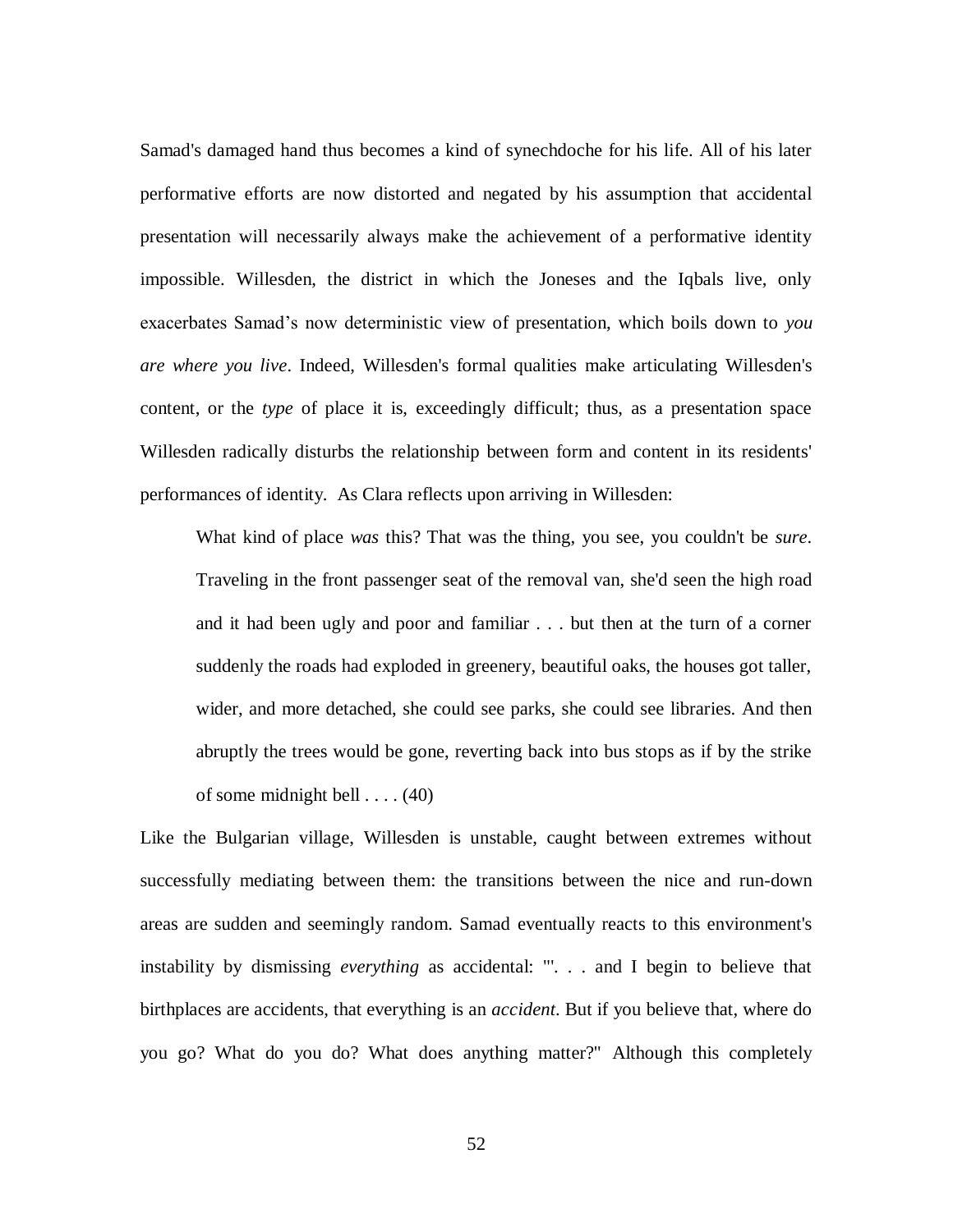Samad's damaged hand thus becomes a kind of synechdoche for his life. All of his later performative efforts are now distorted and negated by his assumption that accidental presentation will necessarily always make the achievement of a performative identity impossible. Willesden, the district in which the Joneses and the Iqbals live, only exacerbates Samad's now deterministic view of presentation, which boils down to *you are where you live*. Indeed, Willesden's formal qualities make articulating Willesden's content, or the *type* of place it is, exceedingly difficult; thus, as a presentation space Willesden radically disturbs the relationship between form and content in its residents' performances of identity. As Clara reflects upon arriving in Willesden:

> What kind of place *was* this? That was the thing, you see, you couldn't be *sure*. Traveling in the front passenger seat of the removal van, she'd seen the high road and it had been ugly and poor and familiar . . . but then at the turn of a corner suddenly the roads had exploded in greenery, beautiful oaks, the houses got taller, wider, and more detached, she could see parks, she could see libraries. And then abruptly the trees would be gone, reverting back into bus stops as if by the strike of some midnight bell . . . . (40)

Like the Bulgarian village, Willesden is unstable, caught between extremes without successfully mediating between them: the transitions between the nice and run-down areas are sudden and seemingly random. Samad eventually reacts to this environment's instability by dismissing *everything* as accidental: "'. . . and I begin to believe that birthplaces are accidents, that everything is an *accident*. But if you believe that, where do you go? What do you do? What does anything matter?" Although this completely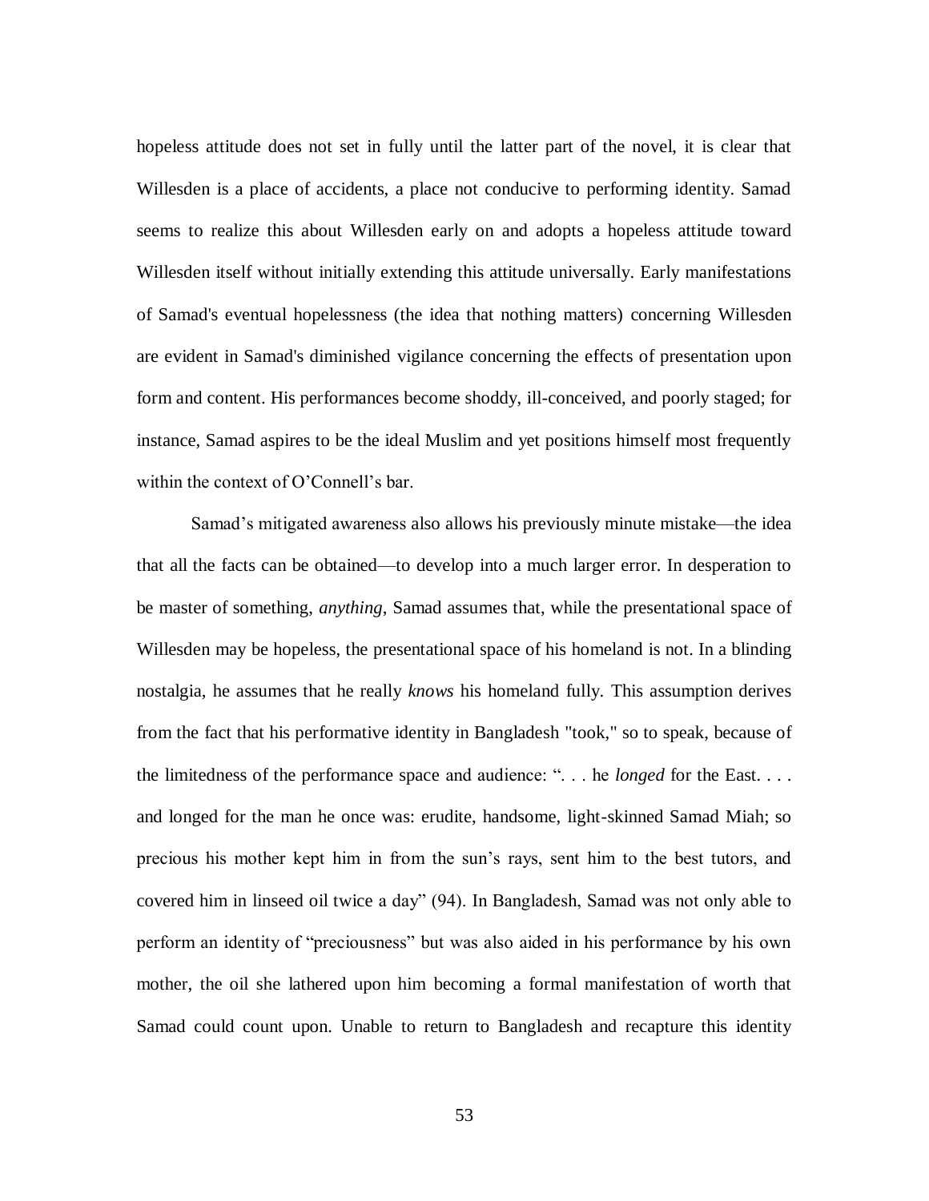hopeless attitude does not set in fully until the latter part of the novel, it is clear that Willesden is a place of accidents, a place not conducive to performing identity. Samad seems to realize this about Willesden early on and adopts a hopeless attitude toward Willesden itself without initially extending this attitude universally. Early manifestations of Samad's eventual hopelessness (the idea that nothing matters) concerning Willesden are evident in Samad's diminished vigilance concerning the effects of presentation upon form and content. His performances become shoddy, ill-conceived, and poorly staged; for instance, Samad aspires to be the ideal Muslim and yet positions himself most frequently within the context of O'Connell's bar.

Samad's mitigated awareness also allows his previously minute mistake—the idea that all the facts can be obtained—to develop into a much larger error. In desperation to be master of something, *anything*, Samad assumes that, while the presentational space of Willesden may be hopeless, the presentational space of his homeland is not. In a blinding nostalgia, he assumes that he really *knows* his homeland fully. This assumption derives from the fact that his performative identity in Bangladesh "took," so to speak, because of the limitedness of the performance space and audience: ". . . he *longed* for the East. . . . and longed for the man he once was: erudite, handsome, light-skinned Samad Miah; so precious his mother kept him in from the sun's rays, sent him to the best tutors, and covered him in linseed oil twice a day" (94). In Bangladesh, Samad was not only able to perform an identity of "preciousness" but was also aided in his performance by his own mother, the oil she lathered upon him becoming a formal manifestation of worth that Samad could count upon. Unable to return to Bangladesh and recapture this identity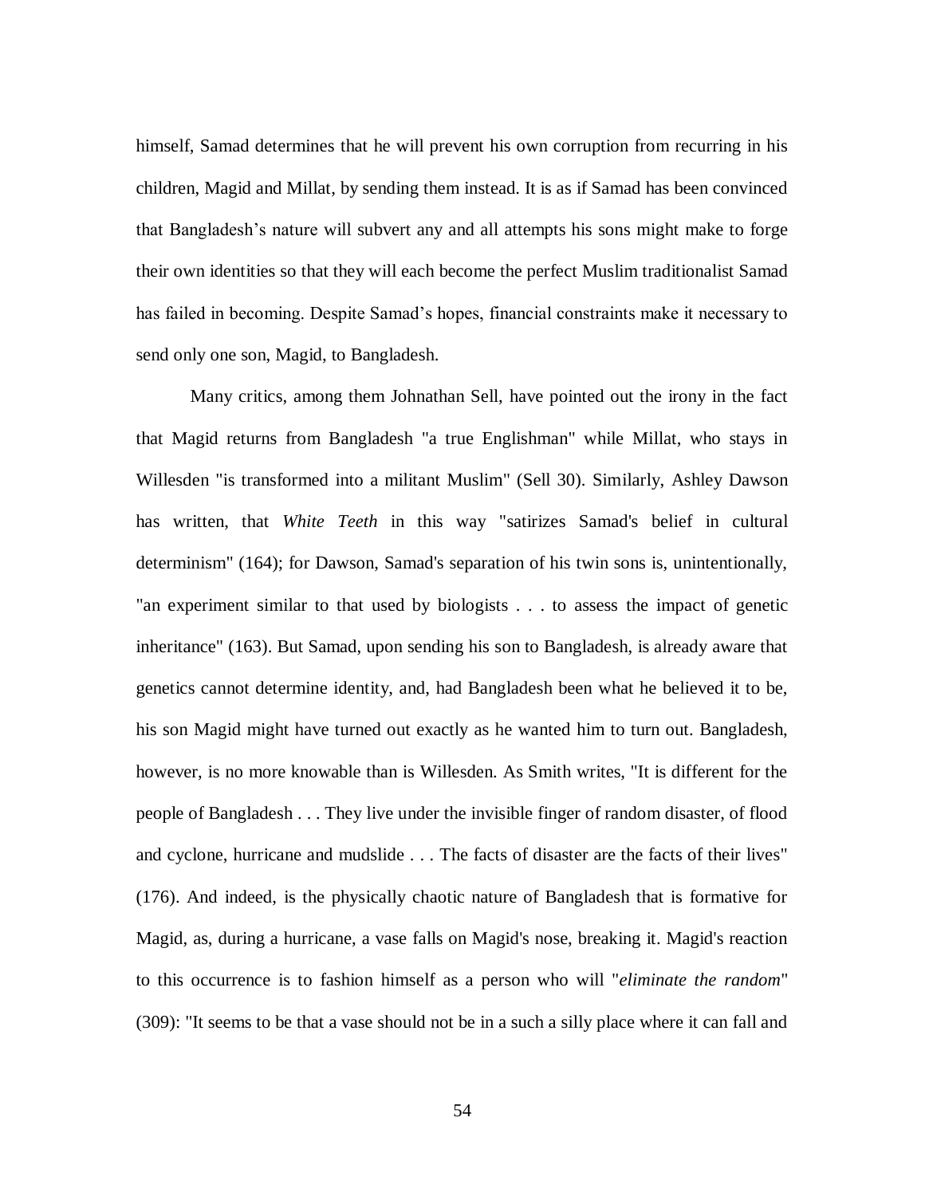himself, Samad determines that he will prevent his own corruption from recurring in his children, Magid and Millat, by sending them instead. It is as if Samad has been convinced that Bangladesh's nature will subvert any and all attempts his sons might make to forge their own identities so that they will each become the perfect Muslim traditionalist Samad has failed in becoming. Despite Samad's hopes, financial constraints make it necessary to send only one son, Magid, to Bangladesh.

Many critics, among them Johnathan Sell, have pointed out the irony in the fact that Magid returns from Bangladesh "a true Englishman" while Millat, who stays in Willesden "is transformed into a militant Muslim" (Sell 30). Similarly, Ashley Dawson has written, that *White Teeth* in this way "satirizes Samad's belief in cultural determinism" (164); for Dawson, Samad's separation of his twin sons is, unintentionally, "an experiment similar to that used by biologists . . . to assess the impact of genetic inheritance" (163). But Samad, upon sending his son to Bangladesh, is already aware that genetics cannot determine identity, and, had Bangladesh been what he believed it to be, his son Magid might have turned out exactly as he wanted him to turn out. Bangladesh, however, is no more knowable than is Willesden. As Smith writes, "It is different for the people of Bangladesh . . . They live under the invisible finger of random disaster, of flood and cyclone, hurricane and mudslide . . . The facts of disaster are the facts of their lives" (176). And indeed, is the physically chaotic nature of Bangladesh that is formative for Magid, as, during a hurricane, a vase falls on Magid's nose, breaking it. Magid's reaction to this occurrence is to fashion himself as a person who will "*eliminate the random*" (309): "It seems to be that a vase should not be in a such a silly place where it can fall and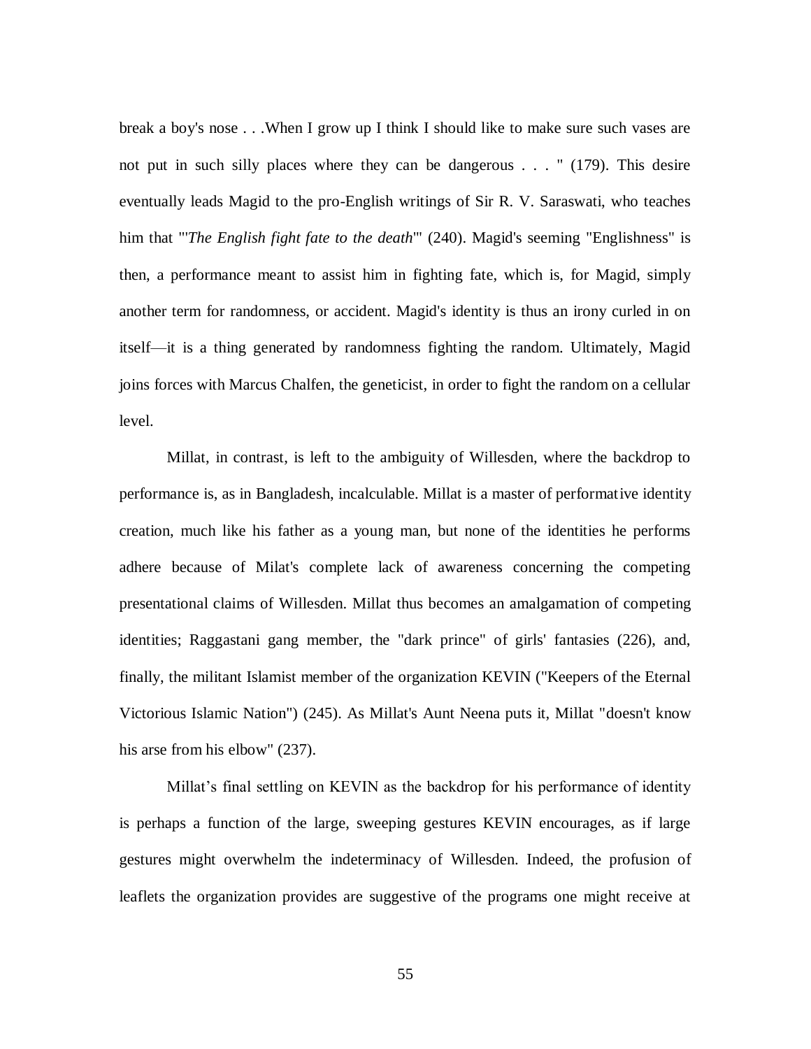break a boy's nose . . .When I grow up I think I should like to make sure such vases are not put in such silly places where they can be dangerous . . . " (179). This desire eventually leads Magid to the pro-English writings of Sir R. V. Saraswati, who teaches him that "'*The English fight fate to the death*'" (240). Magid's seeming "Englishness" is then, a performance meant to assist him in fighting fate, which is, for Magid, simply another term for randomness, or accident. Magid's identity is thus an irony curled in on itself—it is a thing generated by randomness fighting the random. Ultimately, Magid joins forces with Marcus Chalfen, the geneticist, in order to fight the random on a cellular level.

Millat, in contrast, is left to the ambiguity of Willesden, where the backdrop to performance is, as in Bangladesh, incalculable. Millat is a master of performative identity creation, much like his father as a young man, but none of the identities he performs adhere because of Milat's complete lack of awareness concerning the competing presentational claims of Willesden. Millat thus becomes an amalgamation of competing identities; Raggastani gang member, the "dark prince" of girls' fantasies (226), and, finally, the militant Islamist member of the organization KEVIN ("Keepers of the Eternal Victorious Islamic Nation") (245). As Millat's Aunt Neena puts it, Millat "doesn't know his arse from his elbow" (237).

Millat's final settling on KEVIN as the backdrop for his performance of identity is perhaps a function of the large, sweeping gestures KEVIN encourages, as if large gestures might overwhelm the indeterminacy of Willesden. Indeed, the profusion of leaflets the organization provides are suggestive of the programs one might receive at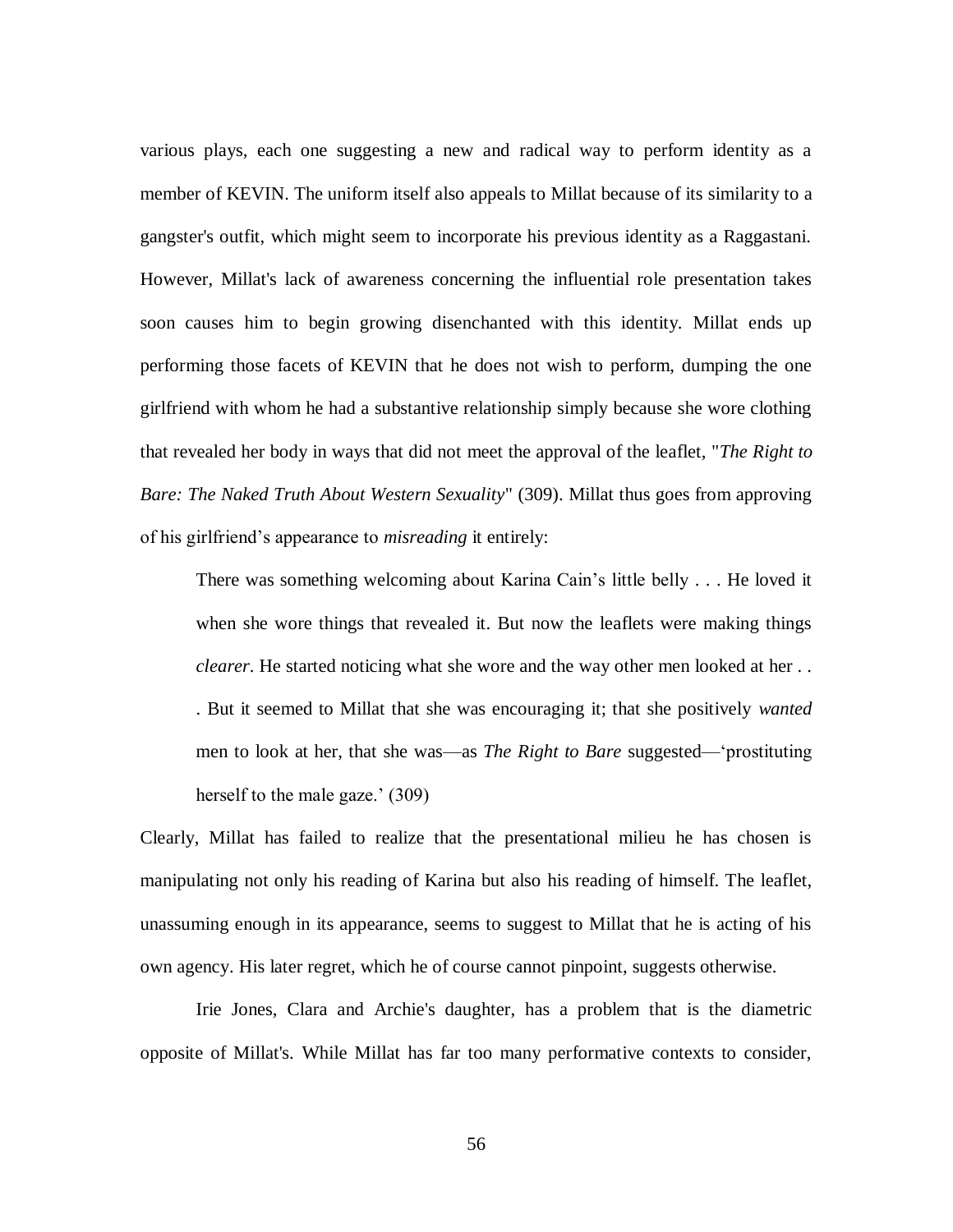various plays, each one suggesting a new and radical way to perform identity as a member of KEVIN. The uniform itself also appeals to Millat because of its similarity to a gangster's outfit, which might seem to incorporate his previous identity as a Raggastani. However, Millat's lack of awareness concerning the influential role presentation takes soon causes him to begin growing disenchanted with this identity. Millat ends up performing those facets of KEVIN that he does not wish to perform, dumping the one girlfriend with whom he had a substantive relationship simply because she wore clothing that revealed her body in ways that did not meet the approval of the leaflet, "*The Right to Bare: The Naked Truth About Western Sexuality*" (309). Millat thus goes from approving of his girlfriend's appearance to *misreading* it entirely:

> There was something welcoming about Karina Cain's little belly . . . He loved it when she wore things that revealed it. But now the leaflets were making things *clearer*. He started noticing what she wore and the way other men looked at her . . . But it seemed to Millat that she was encouraging it; that she positively *wanted* men to look at her, that she was—as *The Right to Bare* suggested—'prostituting herself to the male gaze.' (309)

Clearly, Millat has failed to realize that the presentational milieu he has chosen is manipulating not only his reading of Karina but also his reading of himself. The leaflet, unassuming enough in its appearance, seems to suggest to Millat that he is acting of his own agency. His later regret, which he of course cannot pinpoint, suggests otherwise.

Irie Jones, Clara and Archie's daughter, has a problem that is the diametric opposite of Millat's. While Millat has far too many performative contexts to consider,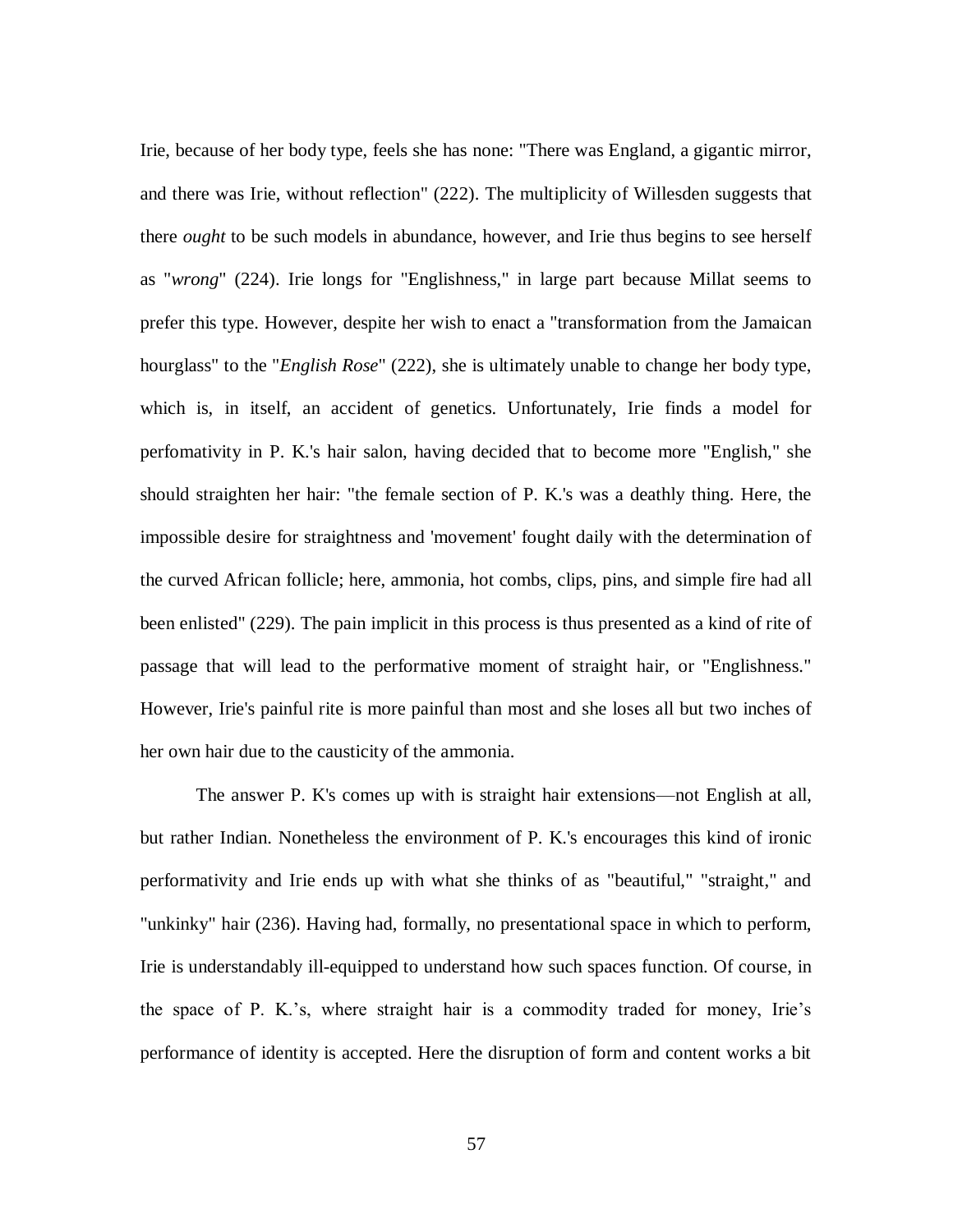Irie, because of her body type, feels she has none: "There was England, a gigantic mirror, and there was Irie, without reflection" (222). The multiplicity of Willesden suggests that there *ought* to be such models in abundance, however, and Irie thus begins to see herself as "*wrong*" (224). Irie longs for "Englishness," in large part because Millat seems to prefer this type. However, despite her wish to enact a "transformation from the Jamaican hourglass" to the "*English Rose*" (222), she is ultimately unable to change her body type, which is, in itself, an accident of genetics. Unfortunately, Irie finds a model for perfomativity in P. K.'s hair salon, having decided that to become more "English," she should straighten her hair: "the female section of P. K.'s was a deathly thing. Here, the impossible desire for straightness and 'movement' fought daily with the determination of the curved African follicle; here, ammonia, hot combs, clips, pins, and simple fire had all been enlisted" (229). The pain implicit in this process is thus presented as a kind of rite of passage that will lead to the performative moment of straight hair, or "Englishness." However, Irie's painful rite is more painful than most and she loses all but two inches of her own hair due to the causticity of the ammonia.

The answer P. K's comes up with is straight hair extensions—not English at all, but rather Indian. Nonetheless the environment of P. K.'s encourages this kind of ironic performativity and Irie ends up with what she thinks of as "beautiful," "straight," and "unkinky" hair (236). Having had, formally, no presentational space in which to perform, Irie is understandably ill-equipped to understand how such spaces function. Of course, in the space of P. K.'s, where straight hair is a commodity traded for money, Irie's performance of identity is accepted. Here the disruption of form and content works a bit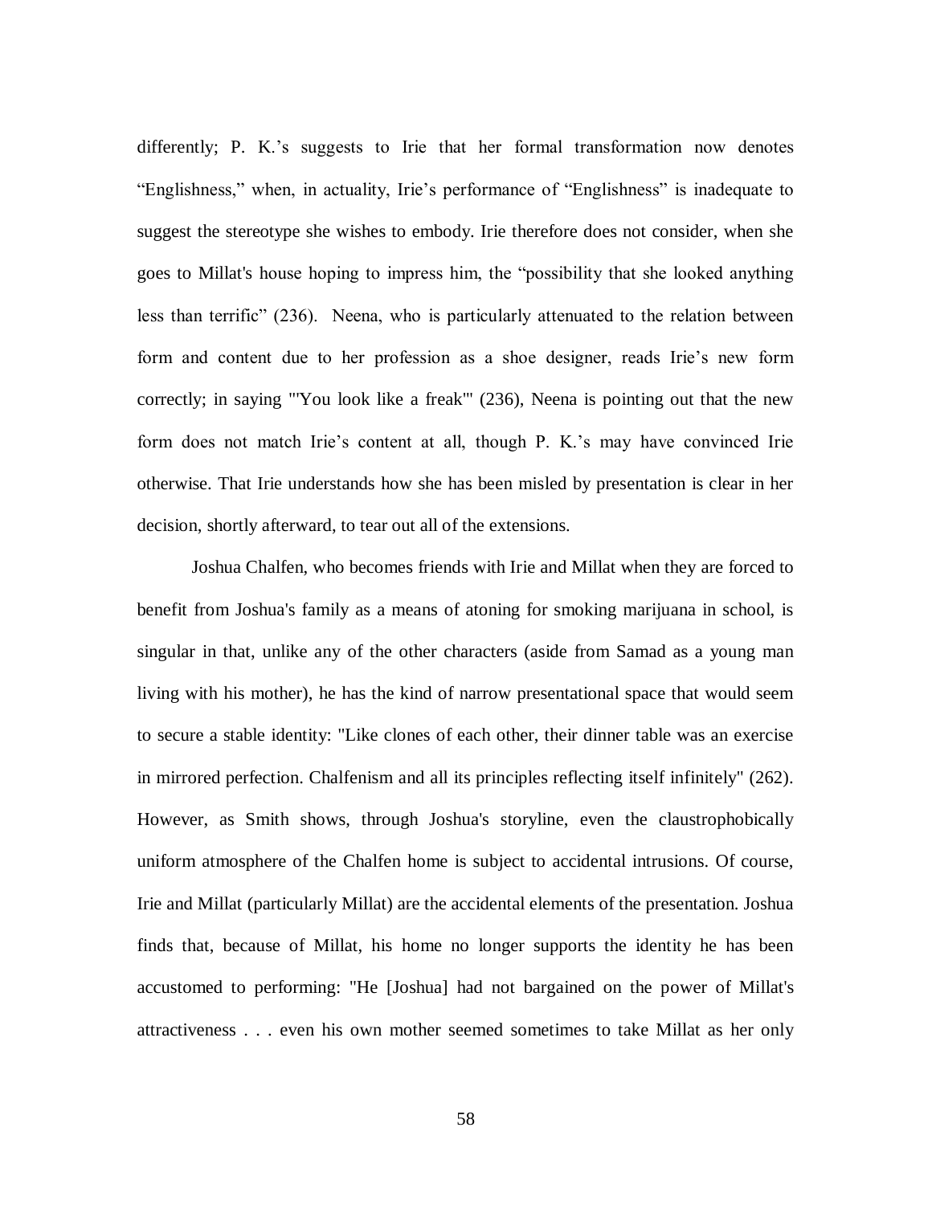differently; P. K.'s suggests to Irie that her formal transformation now denotes "Englishness," when, in actuality, Irie's performance of "Englishness" is inadequate to suggest the stereotype she wishes to embody. Irie therefore does not consider, when she goes to Millat's house hoping to impress him, the "possibility that she looked anything less than terrific" (236). Neena, who is particularly attenuated to the relation between form and content due to her profession as a shoe designer, reads Irie's new form correctly; in saying "'You look like a freak'" (236), Neena is pointing out that the new form does not match Irie's content at all, though P. K.'s may have convinced Irie otherwise. That Irie understands how she has been misled by presentation is clear in her decision, shortly afterward, to tear out all of the extensions.

Joshua Chalfen, who becomes friends with Irie and Millat when they are forced to benefit from Joshua's family as a means of atoning for smoking marijuana in school, is singular in that, unlike any of the other characters (aside from Samad as a young man living with his mother), he has the kind of narrow presentational space that would seem to secure a stable identity: "Like clones of each other, their dinner table was an exercise in mirrored perfection. Chalfenism and all its principles reflecting itself infinitely" (262). However, as Smith shows, through Joshua's storyline, even the claustrophobically uniform atmosphere of the Chalfen home is subject to accidental intrusions. Of course, Irie and Millat (particularly Millat) are the accidental elements of the presentation. Joshua finds that, because of Millat, his home no longer supports the identity he has been accustomed to performing: "He [Joshua] had not bargained on the power of Millat's attractiveness . . . even his own mother seemed sometimes to take Millat as her only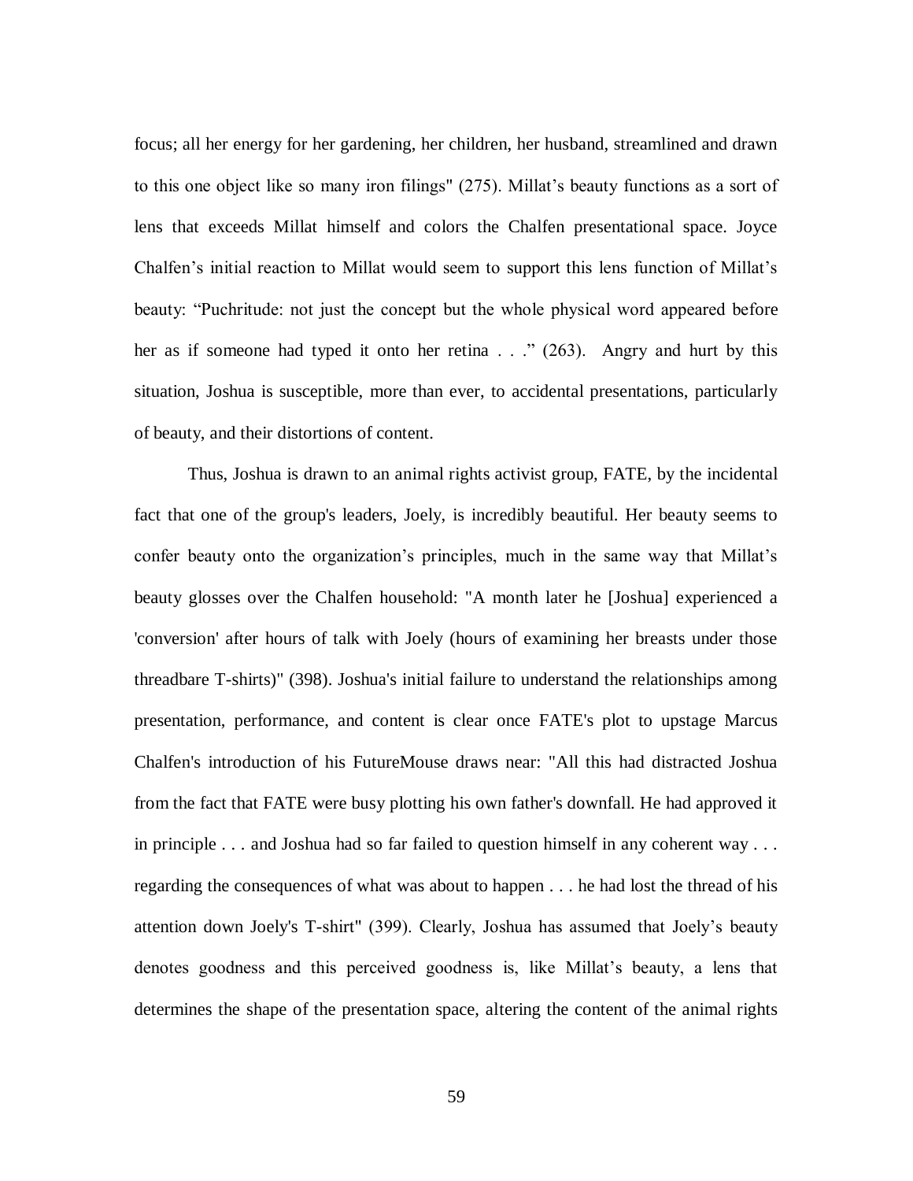focus; all her energy for her gardening, her children, her husband, streamlined and drawn to this one object like so many iron filings" (275). Millat's beauty functions as a sort of lens that exceeds Millat himself and colors the Chalfen presentational space. Joyce Chalfen's initial reaction to Millat would seem to support this lens function of Millat's beauty: "Puchritude: not just the concept but the whole physical word appeared before her as if someone had typed it onto her retina . . ." (263). Angry and hurt by this situation, Joshua is susceptible, more than ever, to accidental presentations, particularly of beauty, and their distortions of content.

Thus, Joshua is drawn to an animal rights activist group, FATE, by the incidental fact that one of the group's leaders, Joely, is incredibly beautiful. Her beauty seems to confer beauty onto the organization's principles, much in the same way that Millat's beauty glosses over the Chalfen household: "A month later he [Joshua] experienced a 'conversion' after hours of talk with Joely (hours of examining her breasts under those threadbare T-shirts)" (398). Joshua's initial failure to understand the relationships among presentation, performance, and content is clear once FATE's plot to upstage Marcus Chalfen's introduction of his FutureMouse draws near: "All this had distracted Joshua from the fact that FATE were busy plotting his own father's downfall. He had approved it in principle . . . and Joshua had so far failed to question himself in any coherent way . . . regarding the consequences of what was about to happen . . . he had lost the thread of his attention down Joely's T-shirt" (399). Clearly, Joshua has assumed that Joely's beauty denotes goodness and this perceived goodness is, like Millat's beauty, a lens that determines the shape of the presentation space, altering the content of the animal rights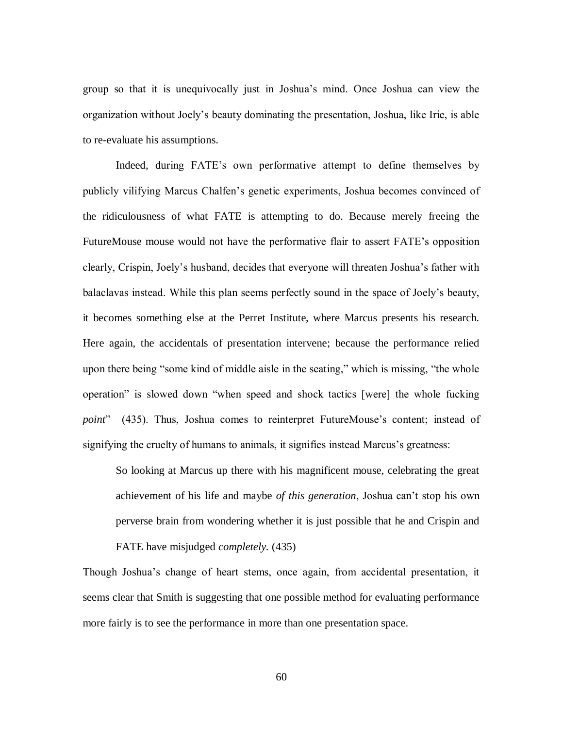group so that it is unequivocally just in Joshua's mind. Once Joshua can view the organization without Joely's beauty dominating the presentation, Joshua, like Irie, is able to re-evaluate his assumptions.

Indeed, during FATE's own performative attempt to define themselves by publicly vilifying Marcus Chalfen's genetic experiments, Joshua becomes convinced of the ridiculousness of what FATE is attempting to do. Because merely freeing the FutureMouse mouse would not have the performative flair to assert FATE's opposition clearly, Crispin, Joely's husband, decides that everyone will threaten Joshua's father with balaclavas instead. While this plan seems perfectly sound in the space of Joely's beauty, it becomes something else at the Perret Institute, where Marcus presents his research. Here again, the accidentals of presentation intervene; because the performance relied upon there being "some kind of middle aisle in the seating," which is missing, "the whole operation" is slowed down "when speed and shock tactics [were] the whole fucking *point*" (435). Thus, Joshua comes to reinterpret FutureMouse's content; instead of signifying the cruelty of humans to animals, it signifies instead Marcus's greatness:

> So looking at Marcus up there with his magnificent mouse, celebrating the great achievement of his life and maybe *of this generation*, Joshua can't stop his own perverse brain from wondering whether it is just possible that he and Crispin and FATE have misjudged *completely*. (435)

Though Joshua's change of heart stems, once again, from accidental presentation, it seems clear that Smith is suggesting that one possible method for evaluating performance more fairly is to see the performance in more than one presentation space.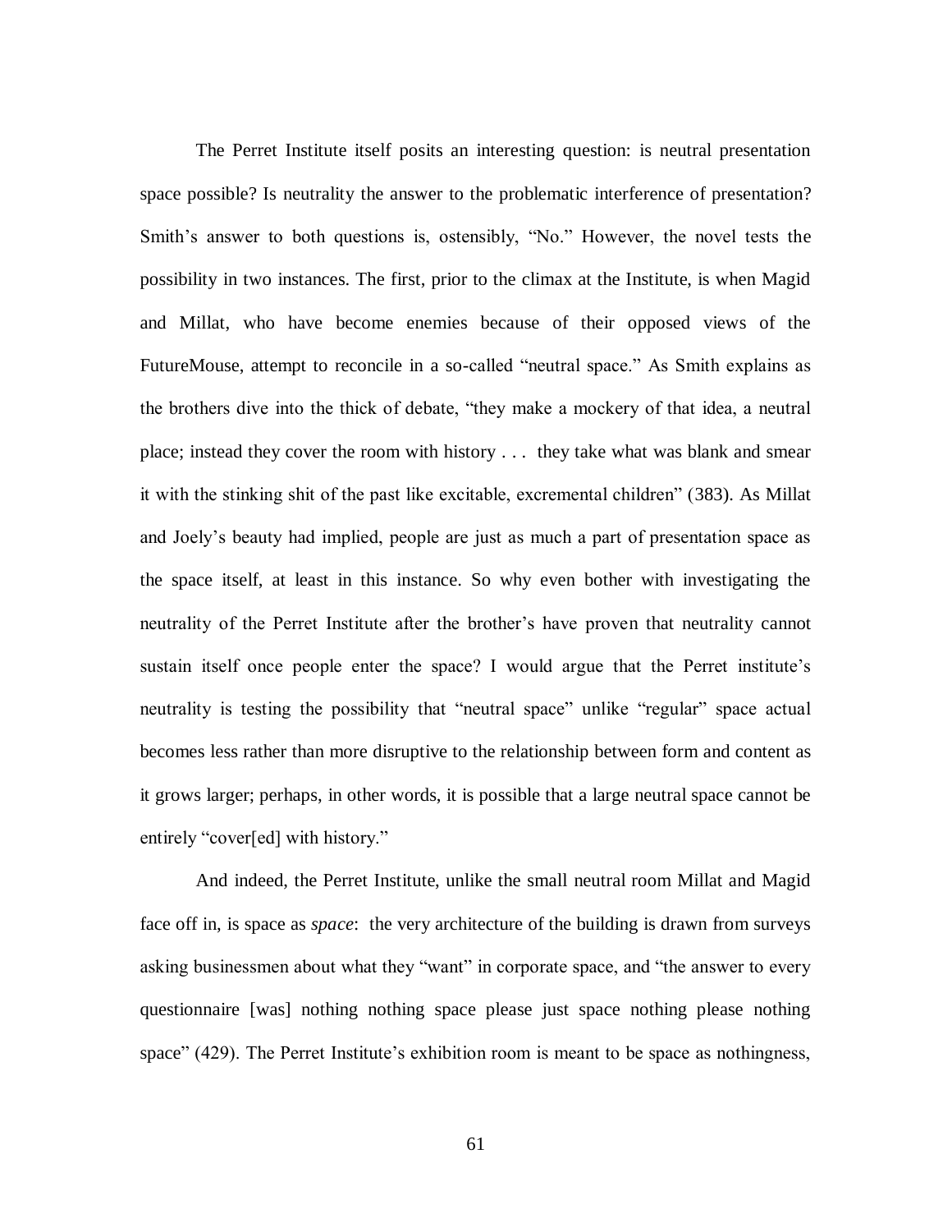The Perret Institute itself posits an interesting question: is neutral presentation space possible? Is neutrality the answer to the problematic interference of presentation? Smith's answer to both questions is, ostensibly, "No." However, the novel tests the possibility in two instances. The first, prior to the climax at the Institute, is when Magid and Millat, who have become enemies because of their opposed views of the FutureMouse, attempt to reconcile in a so-called "neutral space." As Smith explains as the brothers dive into the thick of debate, "they make a mockery of that idea, a neutral place; instead they cover the room with history . . . they take what was blank and smear it with the stinking shit of the past like excitable, excremental children" (383). As Millat and Joely's beauty had implied, people are just as much a part of presentation space as the space itself, at least in this instance. So why even bother with investigating the neutrality of the Perret Institute after the brother's have proven that neutrality cannot sustain itself once people enter the space? I would argue that the Perret institute's neutrality is testing the possibility that "neutral space" unlike "regular" space actual becomes less rather than more disruptive to the relationship between form and content as it grows larger; perhaps, in other words, it is possible that a large neutral space cannot be entirely "cover[ed] with history."

And indeed, the Perret Institute, unlike the small neutral room Millat and Magid face off in, is space as *space*: the very architecture of the building is drawn from surveys asking businessmen about what they "want" in corporate space, and "the answer to every questionnaire [was] nothing nothing space please just space nothing please nothing space" (429). The Perret Institute's exhibition room is meant to be space as nothingness,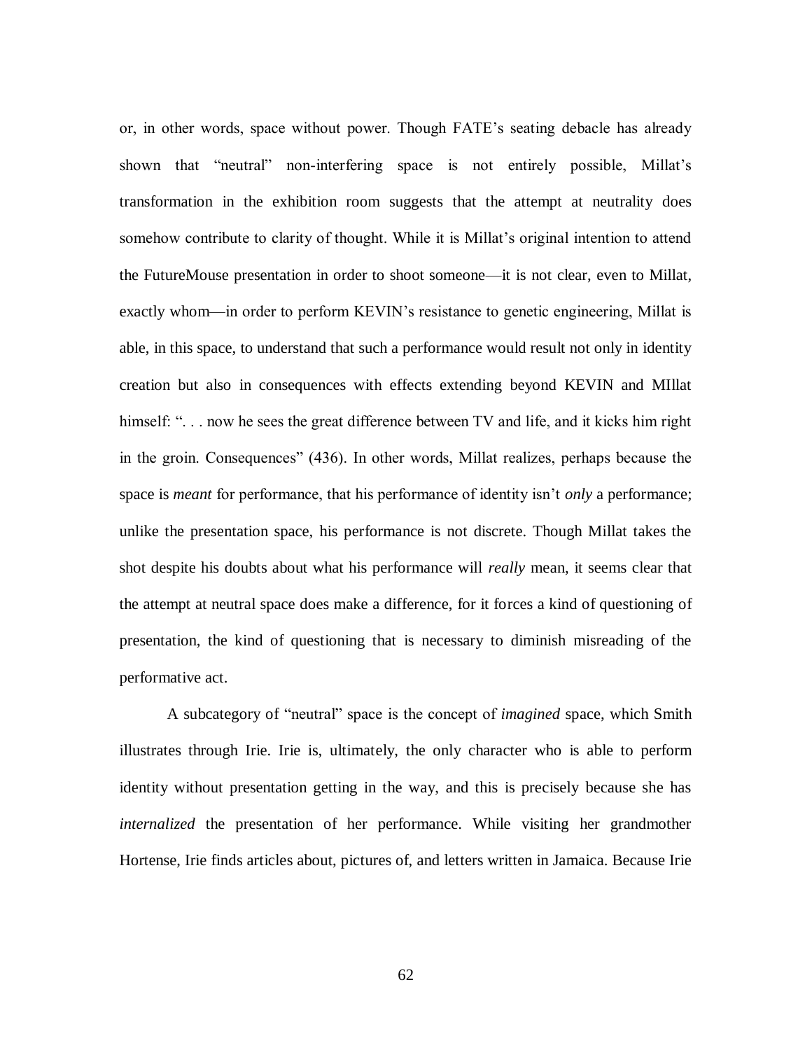or, in other words, space without power. Though FATE's seating debacle has already shown that "neutral" non-interfering space is not entirely possible, Millat's transformation in the exhibition room suggests that the attempt at neutrality does somehow contribute to clarity of thought. While it is Millat's original intention to attend the FutureMouse presentation in order to shoot someone—it is not clear, even to Millat, exactly whom—in order to perform KEVIN's resistance to genetic engineering, Millat is able, in this space, to understand that such a performance would result not only in identity creation but also in consequences with effects extending beyond KEVIN and MIllat himself: ". . . now he sees the great difference between TV and life, and it kicks him right in the groin. Consequences" (436). In other words, Millat realizes, perhaps because the space is *meant* for performance, that his performance of identity isn't *only* a performance; unlike the presentation space, his performance is not discrete. Though Millat takes the shot despite his doubts about what his performance will *really* mean, it seems clear that the attempt at neutral space does make a difference, for it forces a kind of questioning of presentation, the kind of questioning that is necessary to diminish misreading of the performative act.

A subcategory of "neutral" space is the concept of *imagined* space, which Smith illustrates through Irie. Irie is, ultimately, the only character who is able to perform identity without presentation getting in the way, and this is precisely because she has *internalized* the presentation of her performance. While visiting her grandmother Hortense, Irie finds articles about, pictures of, and letters written in Jamaica. Because Irie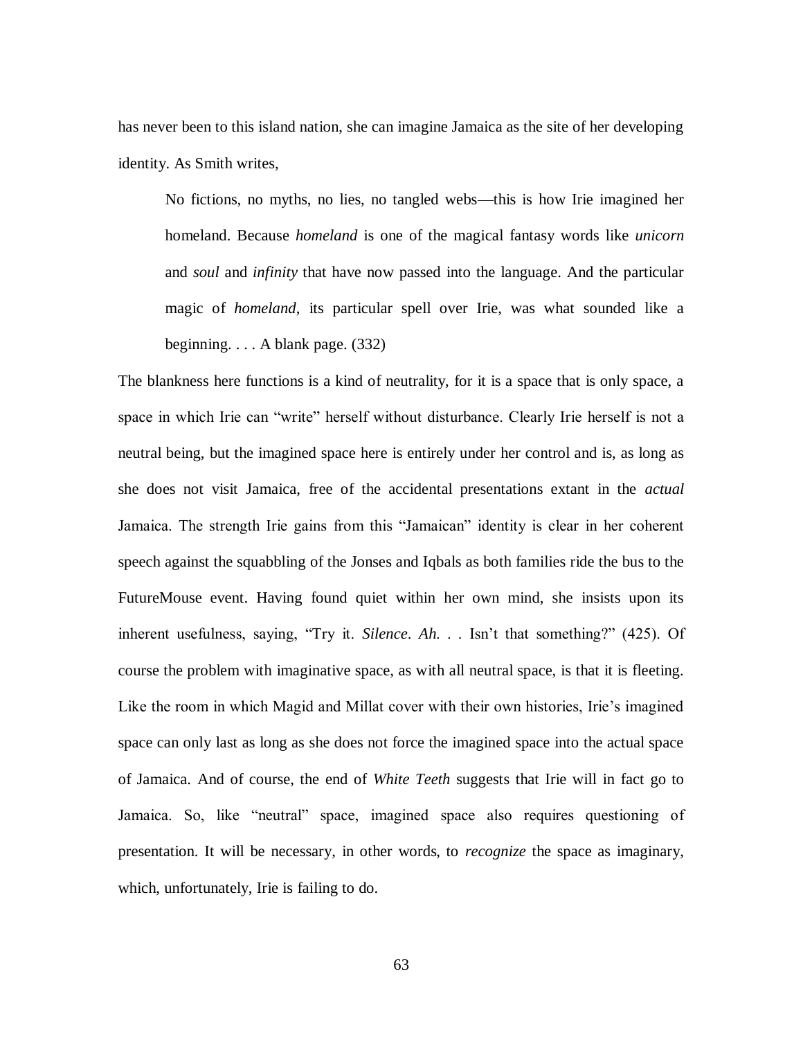has never been to this island nation, she can imagine Jamaica as the site of her developing identity. As Smith writes,

> No fictions, no myths, no lies, no tangled webs—this is how Irie imagined her homeland. Because *homeland* is one of the magical fantasy words like *unicorn* and *soul* and *infinity* that have now passed into the language. And the particular magic of *homeland*, its particular spell over Irie, was what sounded like a beginning. . . . A blank page. (332)

The blankness here functions is a kind of neutrality, for it is a space that is only space, a space in which Irie can "write" herself without disturbance. Clearly Irie herself is not a neutral being, but the imagined space here is entirely under her control and is, as long as she does not visit Jamaica, free of the accidental presentations extant in the *actual* Jamaica. The strength Irie gains from this "Jamaican" identity is clear in her coherent speech against the squabbling of the Jonses and Iqbals as both families ride the bus to the FutureMouse event. Having found quiet within her own mind, she insists upon its inherent usefulness, saying, "Try it. *Silence*. *Ah*. . . Isn't that something?" (425). Of course the problem with imaginative space, as with all neutral space, is that it is fleeting. Like the room in which Magid and Millat cover with their own histories, Irie's imagined space can only last as long as she does not force the imagined space into the actual space of Jamaica. And of course, the end of *White Teeth* suggests that Irie will in fact go to Jamaica. So, like "neutral" space, imagined space also requires questioning of presentation. It will be necessary, in other words, to *recognize* the space as imaginary, which, unfortunately, Irie is failing to do.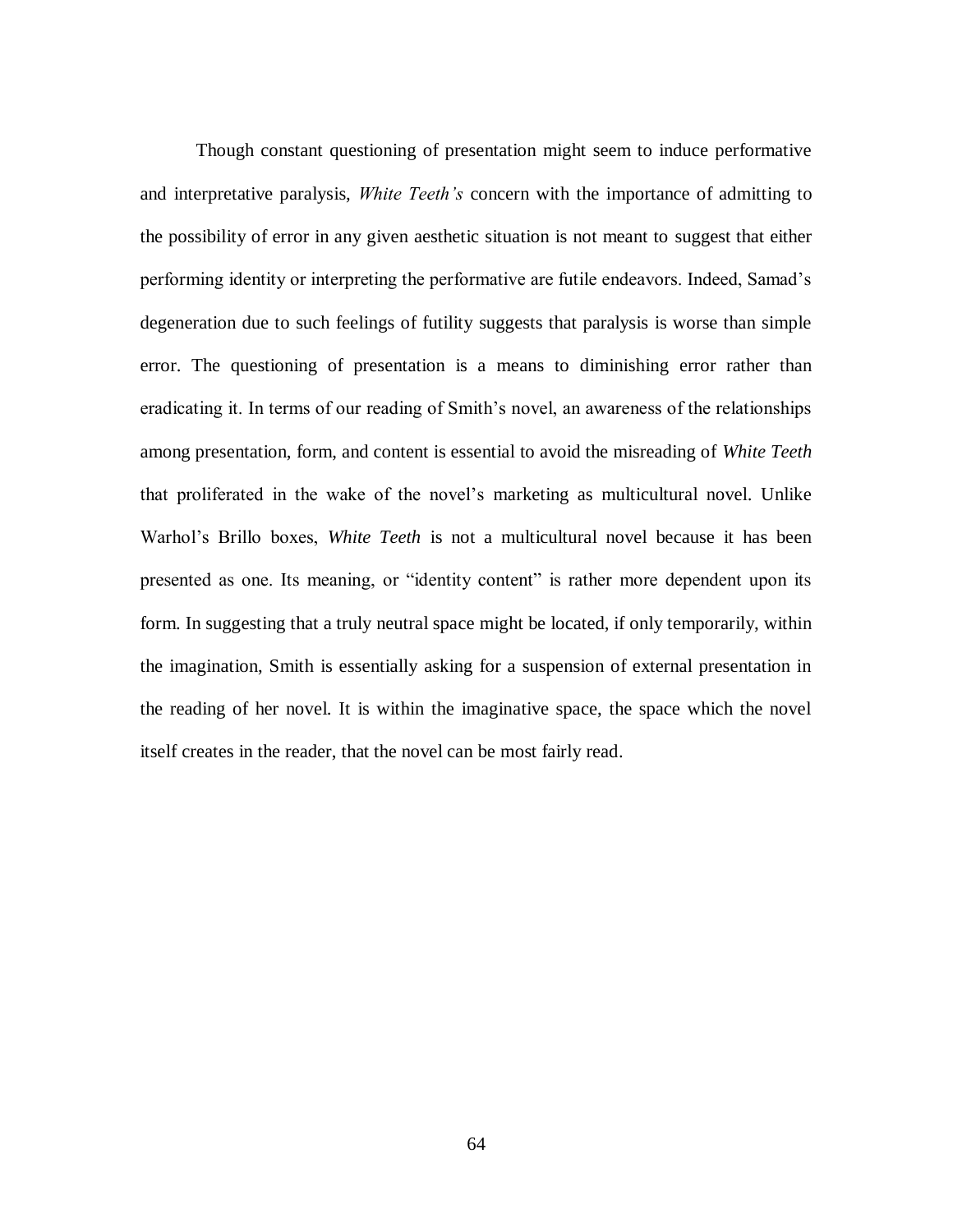Though constant questioning of presentation might seem to induce performative and interpretative paralysis, *White Teeth's* concern with the importance of admitting to the possibility of error in any given aesthetic situation is not meant to suggest that either performing identity or interpreting the performative are futile endeavors. Indeed, Samad's degeneration due to such feelings of futility suggests that paralysis is worse than simple error. The questioning of presentation is a means to diminishing error rather than eradicating it. In terms of our reading of Smith's novel, an awareness of the relationships among presentation, form, and content is essential to avoid the misreading of *White Teeth* that proliferated in the wake of the novel's marketing as multicultural novel. Unlike Warhol's Brillo boxes, *White Teeth* is not a multicultural novel because it has been presented as one. Its meaning, or "identity content" is rather more dependent upon its form. In suggesting that a truly neutral space might be located, if only temporarily, within the imagination, Smith is essentially asking for a suspension of external presentation in the reading of her novel. It is within the imaginative space, the space which the novel itself creates in the reader, that the novel can be most fairly read.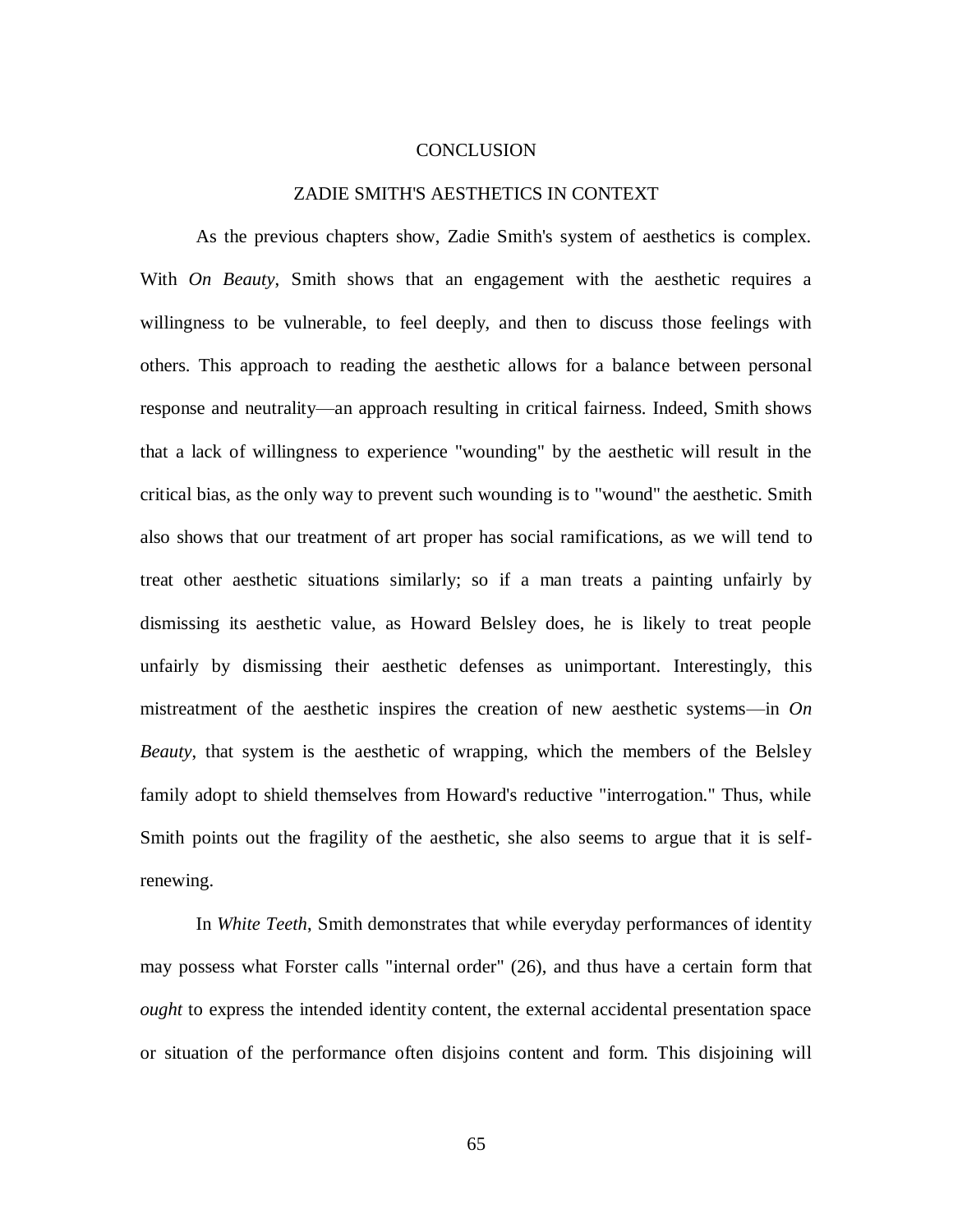# CONCLUSION

## ZADIE SMITH'S AESTHETICS IN CONTEXT

As the previous chapters show, Zadie Smith's system of aesthetics is complex. With *On Beauty*, Smith shows that an engagement with the aesthetic requires a willingness to be vulnerable, to feel deeply, and then to discuss those feelings with others. This approach to reading the aesthetic allows for a balance between personal response and neutrality—an approach resulting in critical fairness. Indeed, Smith shows that a lack of willingness to experience "wounding" by the aesthetic will result in the critical bias, as the only way to prevent such wounding is to "wound" the aesthetic. Smith also shows that our treatment of art proper has social ramifications, as we will tend to treat other aesthetic situations similarly; so if a man treats a painting unfairly by dismissing its aesthetic value, as Howard Belsley does, he is likely to treat people unfairly by dismissing their aesthetic defenses as unimportant. Interestingly, this mistreatment of the aesthetic inspires the creation of new aesthetic systems—in *On Beauty*, that system is the aesthetic of wrapping, which the members of the Belsley family adopt to shield themselves from Howard's reductive "interrogation." Thus, while Smith points out the fragility of the aesthetic, she also seems to argue that it is self-renewing.

In *White Teeth*, Smith demonstrates that while everyday performances of identity may possess what Forster calls "internal order" (26), and thus have a certain form that *ought* to express the intended identity content, the external accidental presentation space or situation of the performance often disjoins content and form. This disjoining will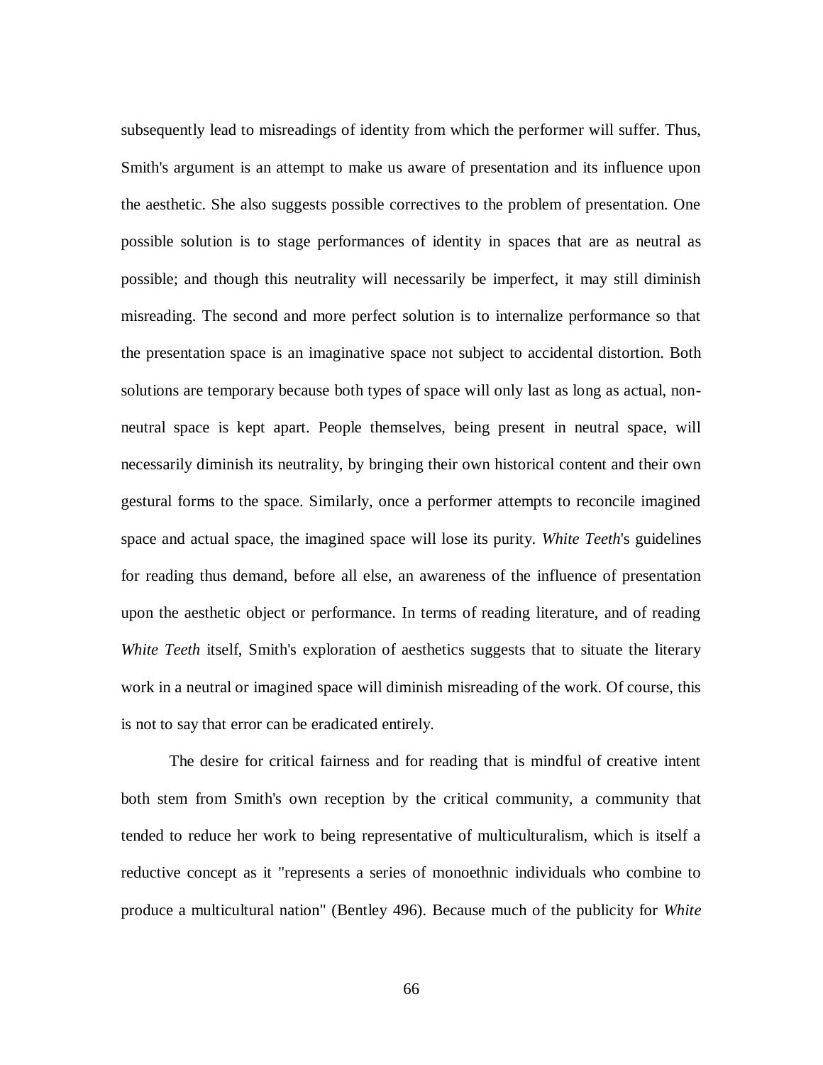subsequently lead to misreadings of identity from which the performer will suffer. Thus, Smith's argument is an attempt to make us aware of presentation and its influence upon the aesthetic. She also suggests possible correctives to the problem of presentation. One possible solution is to stage performances of identity in spaces that are as neutral as possible; and though this neutrality will necessarily be imperfect, it may still diminish misreading. The second and more perfect solution is to internalize performance so that the presentation space is an imaginative space not subject to accidental distortion. Both solutions are temporary because both types of space will only last as long as actual, non-neutral space is kept apart. People themselves, being present in neutral space, will necessarily diminish its neutrality, by bringing their own historical content and their own gestural forms to the space. Similarly, once a performer attempts to reconcile imagined space and actual space, the imagined space will lose its purity. *White Teeth*'s guidelines for reading thus demand, before all else, an awareness of the influence of presentation upon the aesthetic object or performance. In terms of reading literature, and of reading *White Teeth* itself, Smith's exploration of aesthetics suggests that to situate the literary work in a neutral or imagined space will diminish misreading of the work. Of course, this is not to say that error can be eradicated entirely.

The desire for critical fairness and for reading that is mindful of creative intent both stem from Smith's own reception by the critical community, a community that tended to reduce her work to being representative of multiculturalism, which is itself a reductive concept as it "represents a series of monoethnic individuals who combine to produce a multicultural nation" (Bentley 496). Because much of the publicity for *White*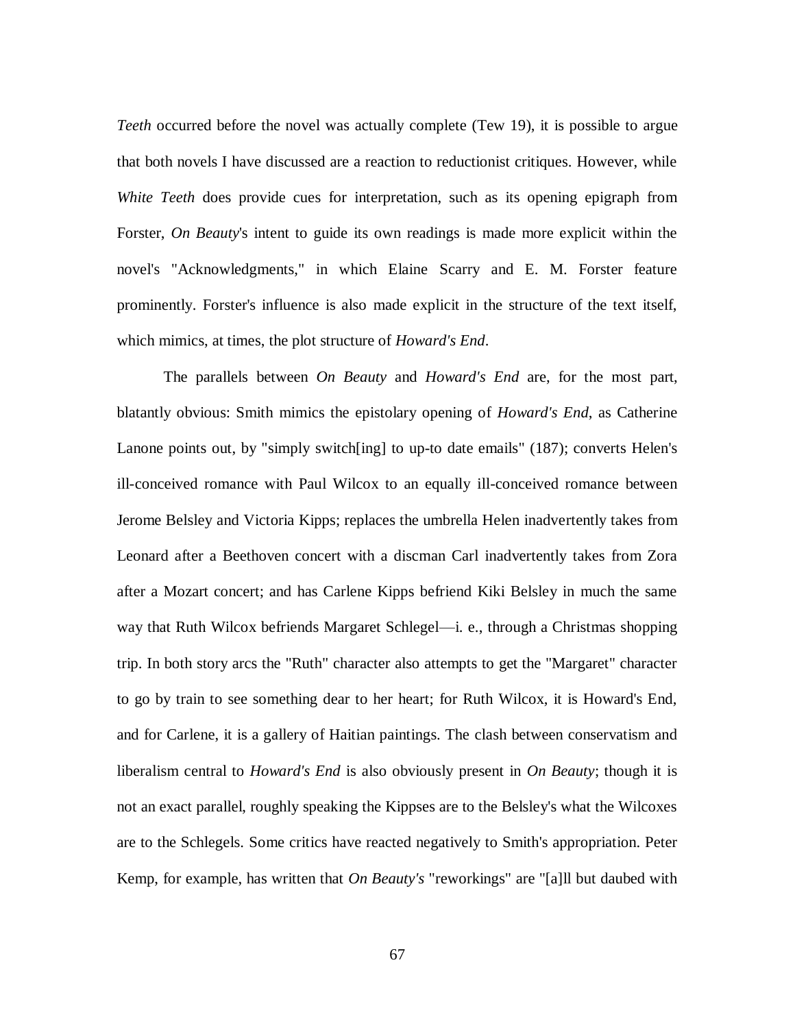*Teeth* occurred before the novel was actually complete (Tew 19), it is possible to argue that both novels I have discussed are a reaction to reductionist critiques. However, while *White Teeth* does provide cues for interpretation, such as its opening epigraph from Forster, *On Beauty*'s intent to guide its own readings is made more explicit within the novel's "Acknowledgments," in which Elaine Scarry and E. M. Forster feature prominently. Forster's influence is also made explicit in the structure of the text itself, which mimics, at times, the plot structure of *Howard's End*.

The parallels between *On Beauty* and *Howard's End* are, for the most part, blatantly obvious: Smith mimics the epistolary opening of *Howard's End*, as Catherine Lanone points out, by "simply switch[ing] to up-to date emails" (187); converts Helen's ill-conceived romance with Paul Wilcox to an equally ill-conceived romance between Jerome Belsley and Victoria Kipps; replaces the umbrella Helen inadvertently takes from Leonard after a Beethoven concert with a discman Carl inadvertently takes from Zora after a Mozart concert; and has Carlene Kipps befriend Kiki Belsley in much the same way that Ruth Wilcox befriends Margaret Schlegel—i. e., through a Christmas shopping trip. In both story arcs the "Ruth" character also attempts to get the "Margaret" character to go by train to see something dear to her heart; for Ruth Wilcox, it is Howard's End, and for Carlene, it is a gallery of Haitian paintings. The clash between conservatism and liberalism central to *Howard's End* is also obviously present in *On Beauty*; though it is not an exact parallel, roughly speaking the Kippses are to the Belsley's what the Wilcoxes are to the Schlegels. Some critics have reacted negatively to Smith's appropriation. Peter Kemp, for example, has written that *On Beauty's* "reworkings" are "[a]ll but daubed with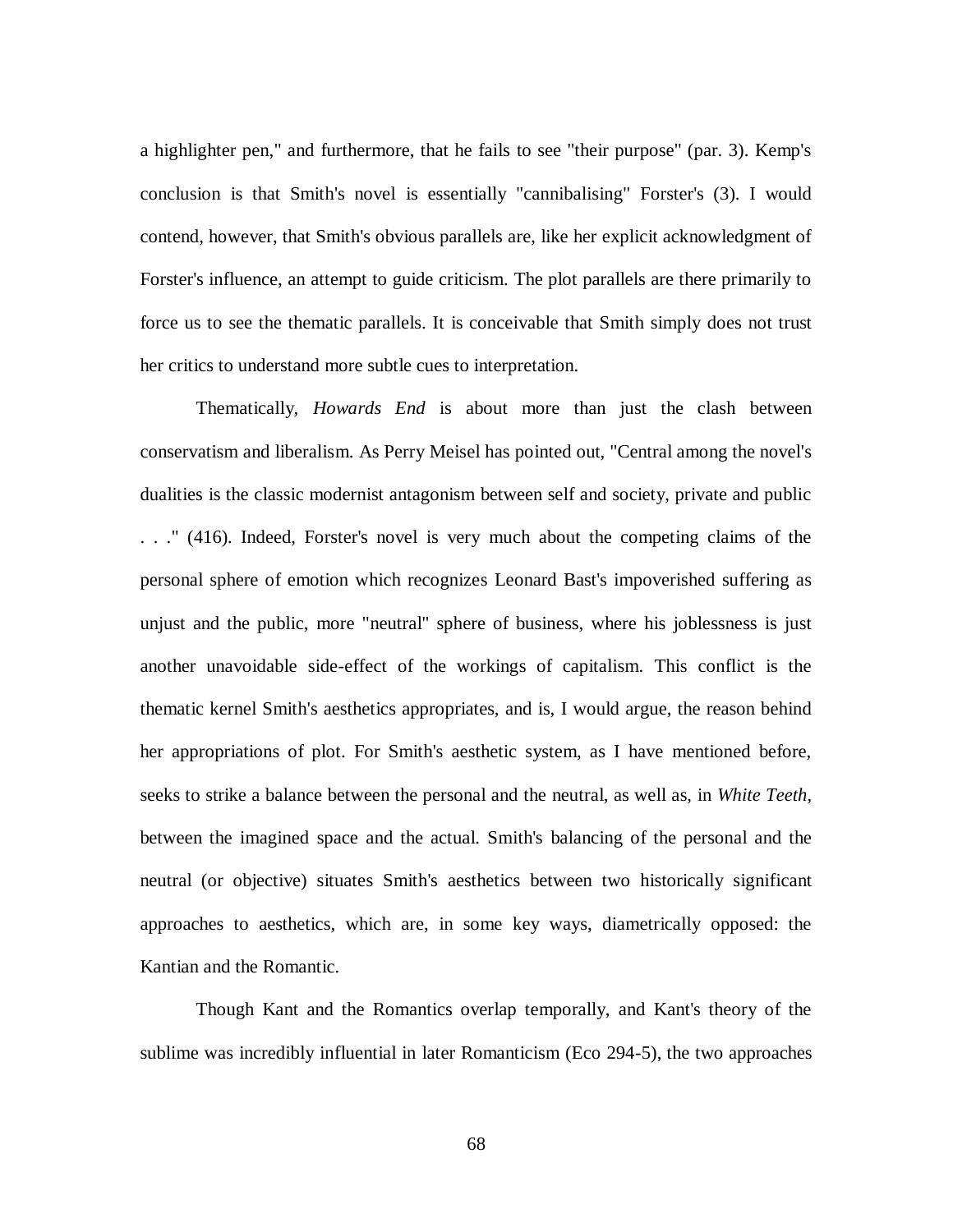a highlighter pen," and furthermore, that he fails to see "their purpose" (par. 3). Kemp's conclusion is that Smith's novel is essentially "cannibalising" Forster's (3). I would contend, however, that Smith's obvious parallels are, like her explicit acknowledgment of Forster's influence, an attempt to guide criticism. The plot parallels are there primarily to force us to see the thematic parallels. It is conceivable that Smith simply does not trust her critics to understand more subtle cues to interpretation.

Thematically, *Howards End* is about more than just the clash between conservatism and liberalism. As Perry Meisel has pointed out, "Central among the novel's dualities is the classic modernist antagonism between self and society, private and public . . ." (416). Indeed, Forster's novel is very much about the competing claims of the personal sphere of emotion which recognizes Leonard Bast's impoverished suffering as unjust and the public, more "neutral" sphere of business, where his joblessness is just another unavoidable side-effect of the workings of capitalism. This conflict is the thematic kernel Smith's aesthetics appropriates, and is, I would argue, the reason behind her appropriations of plot. For Smith's aesthetic system, as I have mentioned before, seeks to strike a balance between the personal and the neutral, as well as, in *White Teeth*, between the imagined space and the actual. Smith's balancing of the personal and the neutral (or objective) situates Smith's aesthetics between two historically significant approaches to aesthetics, which are, in some key ways, diametrically opposed: the Kantian and the Romantic.

Though Kant and the Romantics overlap temporally, and Kant's theory of the sublime was incredibly influential in later Romanticism (Eco 294-5), the two approaches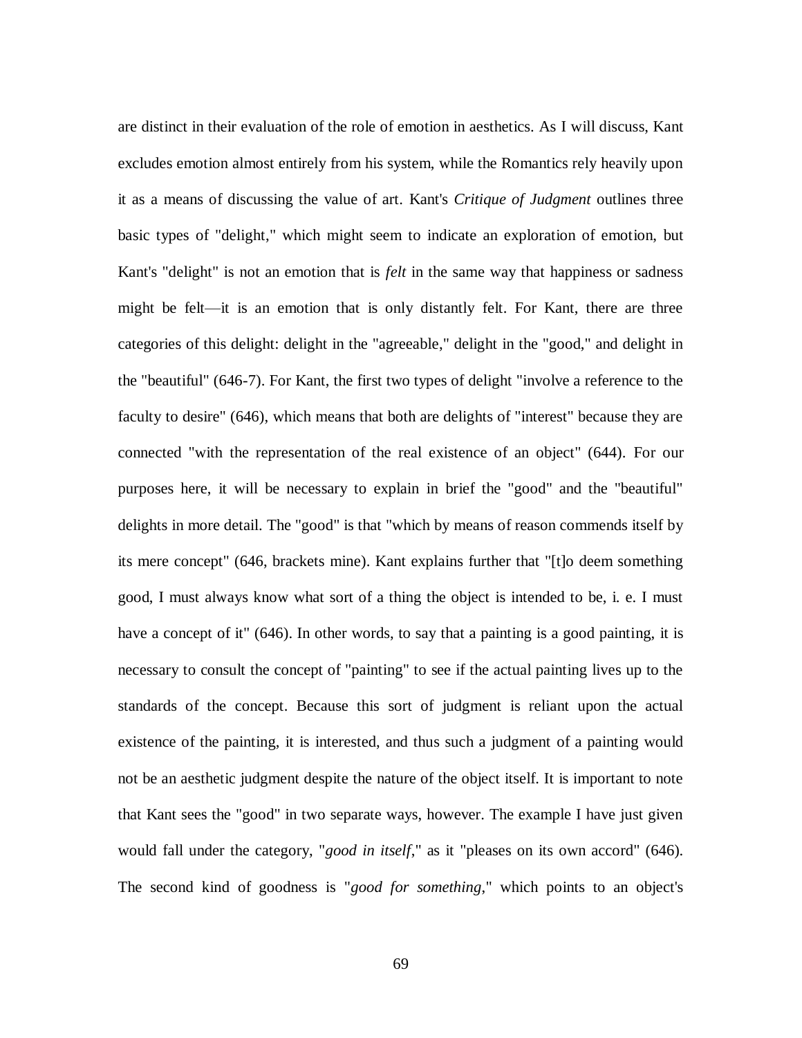are distinct in their evaluation of the role of emotion in aesthetics. As I will discuss, Kant excludes emotion almost entirely from his system, while the Romantics rely heavily upon it as a means of discussing the value of art. Kant's *Critique of Judgment* outlines three basic types of "delight," which might seem to indicate an exploration of emotion, but Kant's "delight" is not an emotion that is *felt* in the same way that happiness or sadness might be felt—it is an emotion that is only distantly felt. For Kant, there are three categories of this delight: delight in the "agreeable," delight in the "good," and delight in the "beautiful" (646-7). For Kant, the first two types of delight "involve a reference to the faculty to desire" (646), which means that both are delights of "interest" because they are connected "with the representation of the real existence of an object" (644). For our purposes here, it will be necessary to explain in brief the "good" and the "beautiful" delights in more detail. The "good" is that "which by means of reason commends itself by its mere concept" (646, brackets mine). Kant explains further that "[t]o deem something good, I must always know what sort of a thing the object is intended to be, i. e. I must have a concept of it" (646). In other words, to say that a painting is a good painting, it is necessary to consult the concept of "painting" to see if the actual painting lives up to the standards of the concept. Because this sort of judgment is reliant upon the actual existence of the painting, it is interested, and thus such a judgment of a painting would not be an aesthetic judgment despite the nature of the object itself. It is important to note that Kant sees the "good" in two separate ways, however. The example I have just given would fall under the category, "*good in itself*," as it "pleases on its own accord" (646). The second kind of goodness is "*good for something*," which points to an object's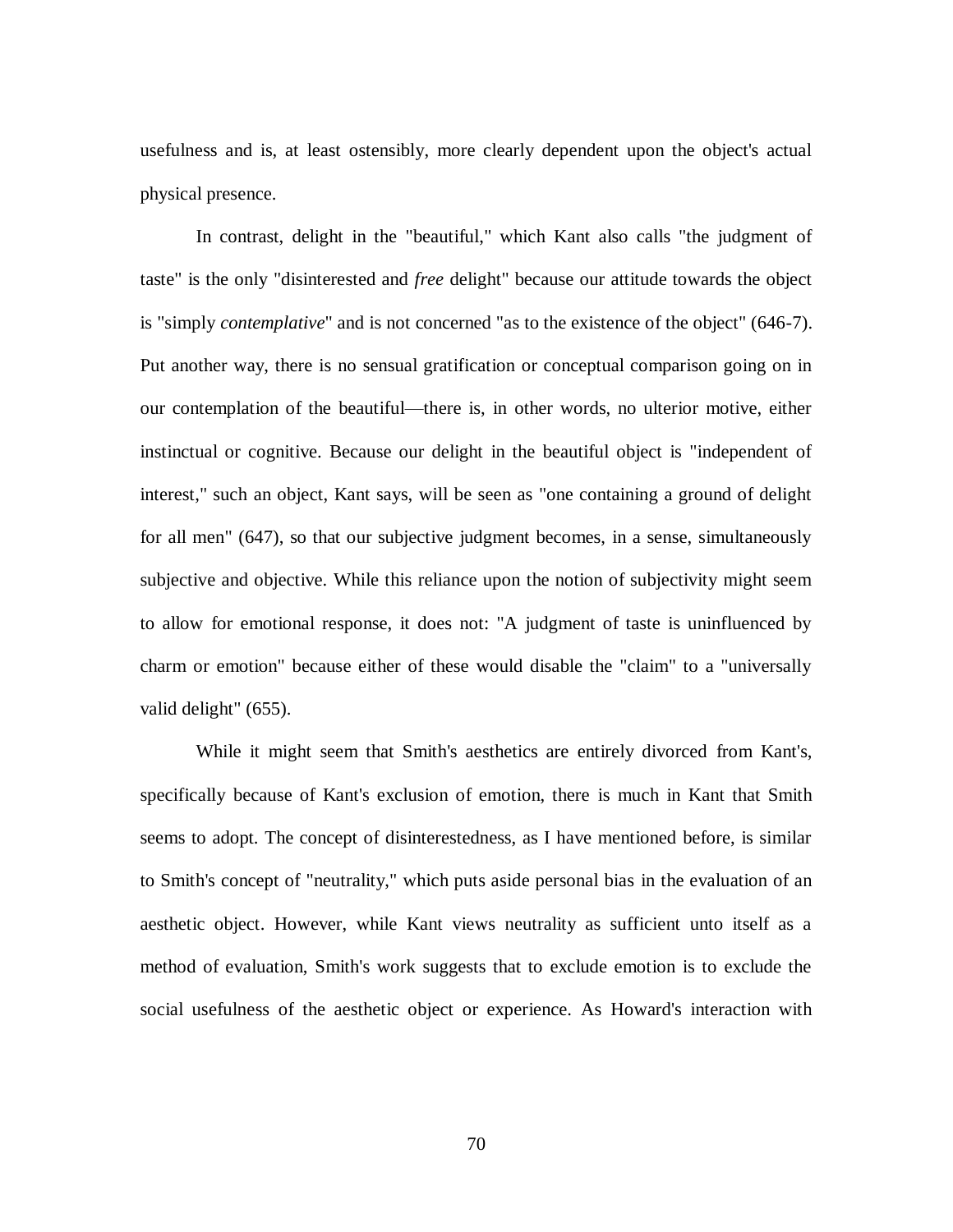usefulness and is, at least ostensibly, more clearly dependent upon the object's actual physical presence.

In contrast, delight in the "beautiful," which Kant also calls "the judgment of taste" is the only "disinterested and *free* delight" because our attitude towards the object is "simply *contemplative*" and is not concerned "as to the existence of the object" (646-7). Put another way, there is no sensual gratification or conceptual comparison going on in our contemplation of the beautiful—there is, in other words, no ulterior motive, either instinctual or cognitive. Because our delight in the beautiful object is "independent of interest," such an object, Kant says, will be seen as "one containing a ground of delight for all men" (647), so that our subjective judgment becomes, in a sense, simultaneously subjective and objective. While this reliance upon the notion of subjectivity might seem to allow for emotional response, it does not: "A judgment of taste is uninfluenced by charm or emotion" because either of these would disable the "claim" to a "universally valid delight" (655).

While it might seem that Smith's aesthetics are entirely divorced from Kant's, specifically because of Kant's exclusion of emotion, there is much in Kant that Smith seems to adopt. The concept of disinterestedness, as I have mentioned before, is similar to Smith's concept of "neutrality," which puts aside personal bias in the evaluation of an aesthetic object. However, while Kant views neutrality as sufficient unto itself as a method of evaluation, Smith's work suggests that to exclude emotion is to exclude the social usefulness of the aesthetic object or experience. As Howard's interaction with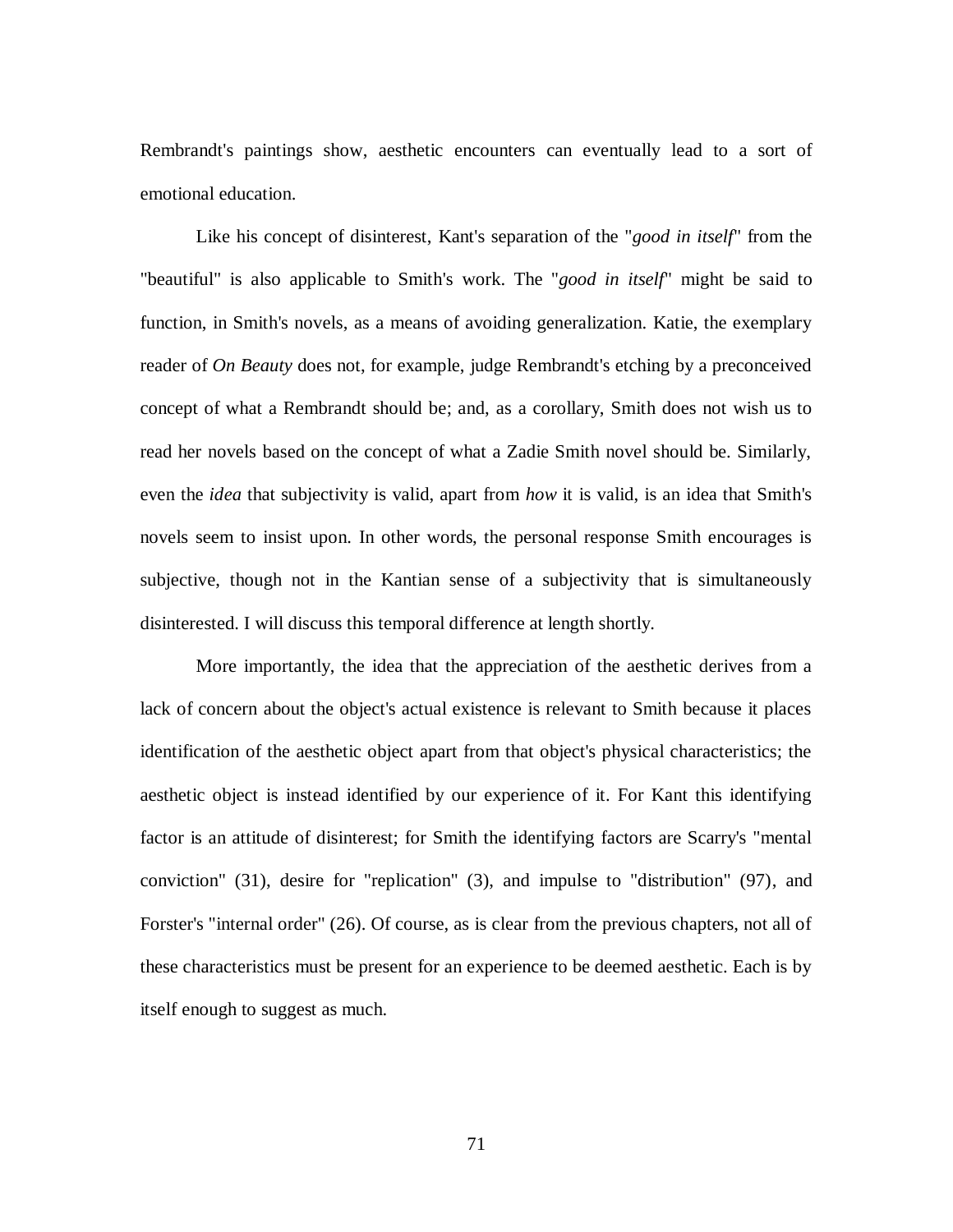Rembrandt's paintings show, aesthetic encounters can eventually lead to a sort of emotional education.

Like his concept of disinterest, Kant's separation of the "*good in itself*" from the "beautiful" is also applicable to Smith's work. The "*good in itself*" might be said to function, in Smith's novels, as a means of avoiding generalization. Katie, the exemplary reader of *On Beauty* does not, for example, judge Rembrandt's etching by a preconceived concept of what a Rembrandt should be; and, as a corollary, Smith does not wish us to read her novels based on the concept of what a Zadie Smith novel should be. Similarly, even the *idea* that subjectivity is valid, apart from *how* it is valid, is an idea that Smith's novels seem to insist upon. In other words, the personal response Smith encourages is subjective, though not in the Kantian sense of a subjectivity that is simultaneously disinterested. I will discuss this temporal difference at length shortly.

More importantly, the idea that the appreciation of the aesthetic derives from a lack of concern about the object's actual existence is relevant to Smith because it places identification of the aesthetic object apart from that object's physical characteristics; the aesthetic object is instead identified by our experience of it. For Kant this identifying factor is an attitude of disinterest; for Smith the identifying factors are Scarry's "mental conviction" (31), desire for "replication" (3), and impulse to "distribution" (97), and Forster's "internal order" (26). Of course, as is clear from the previous chapters, not all of these characteristics must be present for an experience to be deemed aesthetic. Each is by itself enough to suggest as much.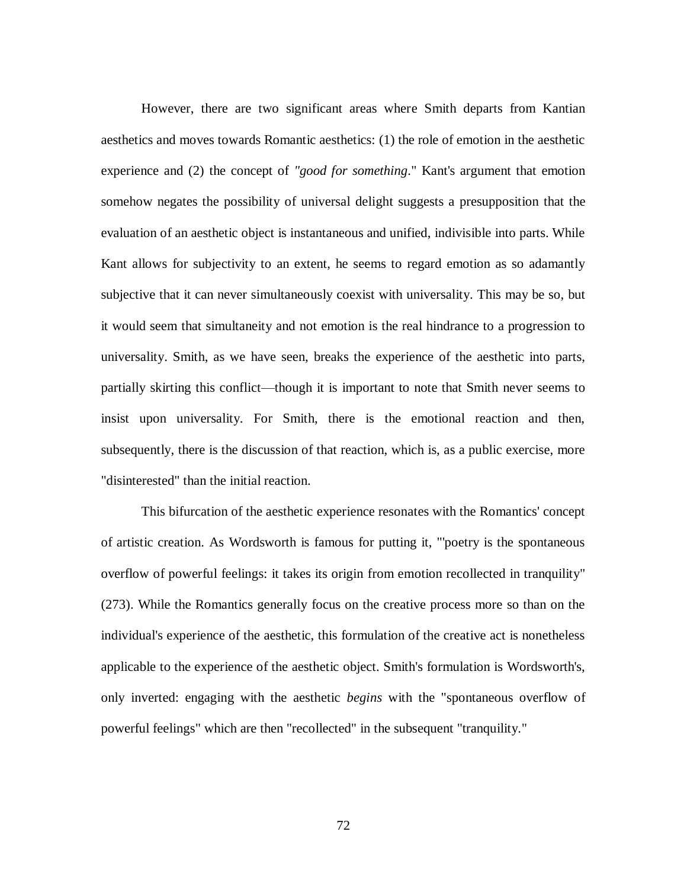However, there are two significant areas where Smith departs from Kantian aesthetics and moves towards Romantic aesthetics: (1) the role of emotion in the aesthetic experience and (2) the concept of *"good for something*." Kant's argument that emotion somehow negates the possibility of universal delight suggests a presupposition that the evaluation of an aesthetic object is instantaneous and unified, indivisible into parts. While Kant allows for subjectivity to an extent, he seems to regard emotion as so adamantly subjective that it can never simultaneously coexist with universality. This may be so, but it would seem that simultaneity and not emotion is the real hindrance to a progression to universality. Smith, as we have seen, breaks the experience of the aesthetic into parts, partially skirting this conflict—though it is important to note that Smith never seems to insist upon universality. For Smith, there is the emotional reaction and then, subsequently, there is the discussion of that reaction, which is, as a public exercise, more "disinterested" than the initial reaction.

This bifurcation of the aesthetic experience resonates with the Romantics' concept of artistic creation. As Wordsworth is famous for putting it, "'poetry is the spontaneous overflow of powerful feelings: it takes its origin from emotion recollected in tranquility" (273). While the Romantics generally focus on the creative process more so than on the individual's experience of the aesthetic, this formulation of the creative act is nonetheless applicable to the experience of the aesthetic object. Smith's formulation is Wordsworth's, only inverted: engaging with the aesthetic *begins* with the "spontaneous overflow of powerful feelings" which are then "recollected" in the subsequent "tranquility."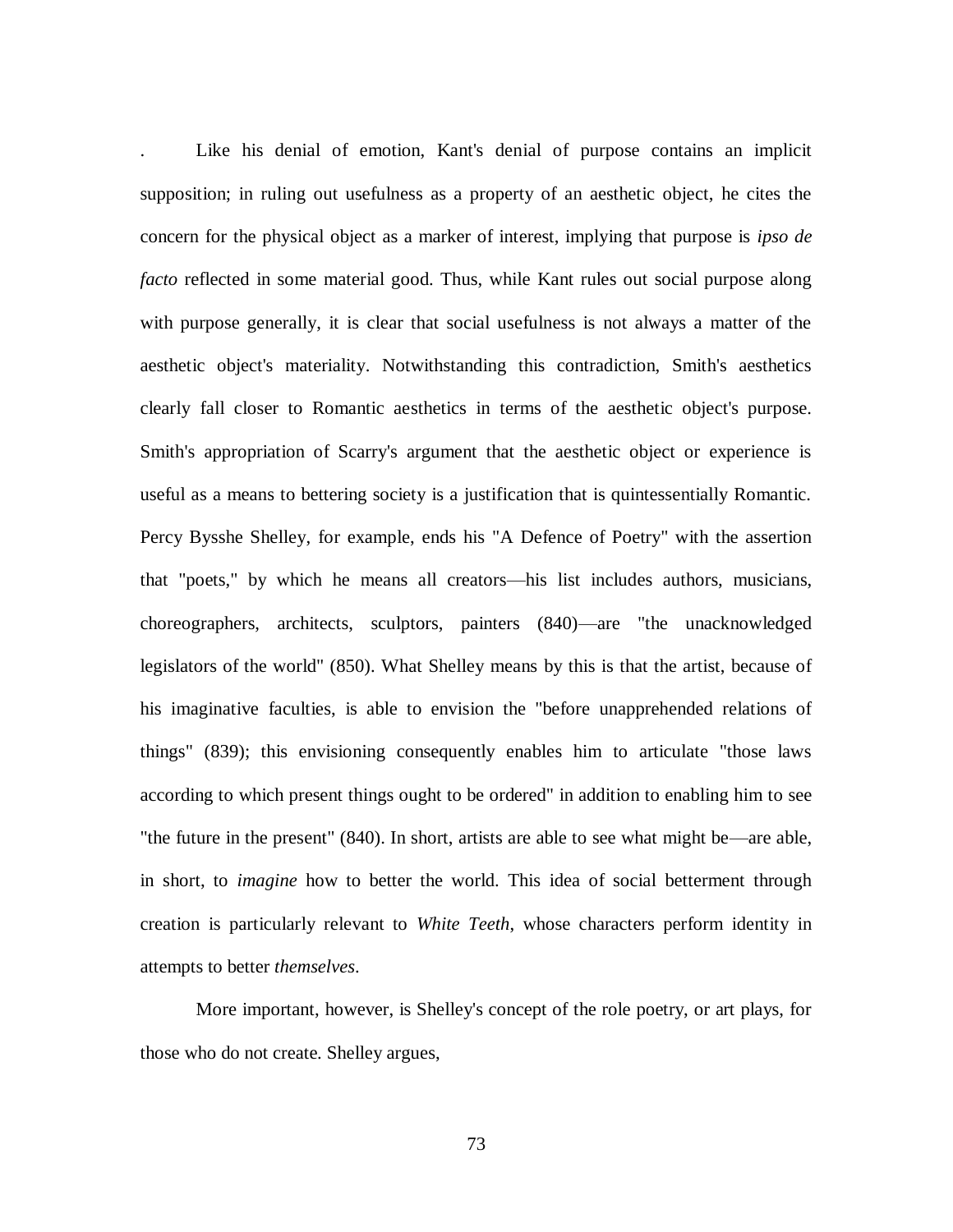. Like his denial of emotion, Kant's denial of purpose contains an implicit supposition; in ruling out usefulness as a property of an aesthetic object, he cites the concern for the physical object as a marker of interest, implying that purpose is *ipso de facto* reflected in some material good. Thus, while Kant rules out social purpose along with purpose generally, it is clear that social usefulness is not always a matter of the aesthetic object's materiality. Notwithstanding this contradiction, Smith's aesthetics clearly fall closer to Romantic aesthetics in terms of the aesthetic object's purpose. Smith's appropriation of Scarry's argument that the aesthetic object or experience is useful as a means to bettering society is a justification that is quintessentially Romantic. Percy Bysshe Shelley, for example, ends his "A Defence of Poetry" with the assertion that "poets," by which he means all creators—his list includes authors, musicians, choreographers, architects, sculptors, painters (840)—are "the unacknowledged legislators of the world" (850). What Shelley means by this is that the artist, because of his imaginative faculties, is able to envision the "before unapprehended relations of things" (839); this envisioning consequently enables him to articulate "those laws according to which present things ought to be ordered" in addition to enabling him to see "the future in the present" (840). In short, artists are able to see what might be—are able, in short, to *imagine* how to better the world. This idea of social betterment through creation is particularly relevant to *White Teeth*, whose characters perform identity in attempts to better *themselves*.

More important, however, is Shelley's concept of the role poetry, or art plays, for those who do not create. Shelley argues,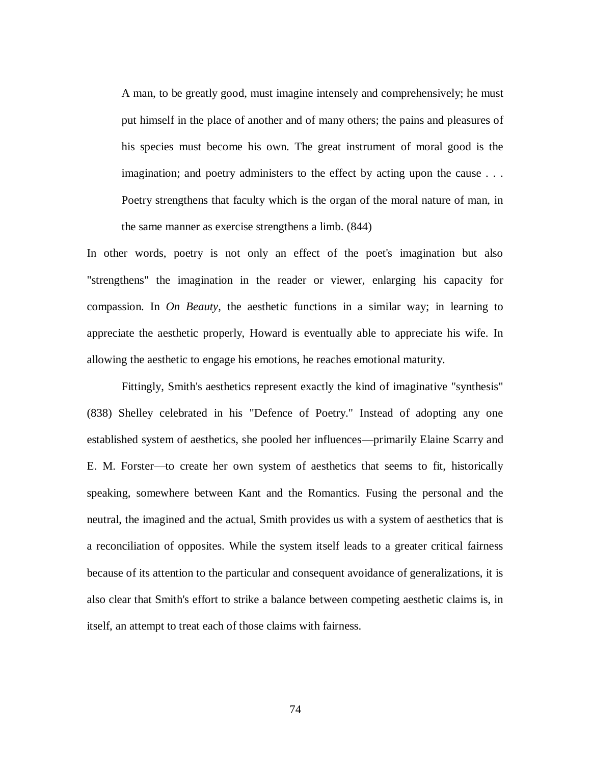> A man, to be greatly good, must imagine intensely and comprehensively; he must put himself in the place of another and of many others; the pains and pleasures of his species must become his own. The great instrument of moral good is the imagination; and poetry administers to the effect by acting upon the cause . . . Poetry strengthens that faculty which is the organ of the moral nature of man, in the same manner as exercise strengthens a limb. (844)

In other words, poetry is not only an effect of the poet's imagination but also "strengthens" the imagination in the reader or viewer, enlarging his capacity for compassion. In *On Beauty*, the aesthetic functions in a similar way; in learning to appreciate the aesthetic properly, Howard is eventually able to appreciate his wife. In allowing the aesthetic to engage his emotions, he reaches emotional maturity.

Fittingly, Smith's aesthetics represent exactly the kind of imaginative "synthesis" (838) Shelley celebrated in his "Defence of Poetry." Instead of adopting any one established system of aesthetics, she pooled her influences—primarily Elaine Scarry and E. M. Forster—to create her own system of aesthetics that seems to fit, historically speaking, somewhere between Kant and the Romantics. Fusing the personal and the neutral, the imagined and the actual, Smith provides us with a system of aesthetics that is a reconciliation of opposites. While the system itself leads to a greater critical fairness because of its attention to the particular and consequent avoidance of generalizations, it is also clear that Smith's effort to strike a balance between competing aesthetic claims is, in itself, an attempt to treat each of those claims with fairness.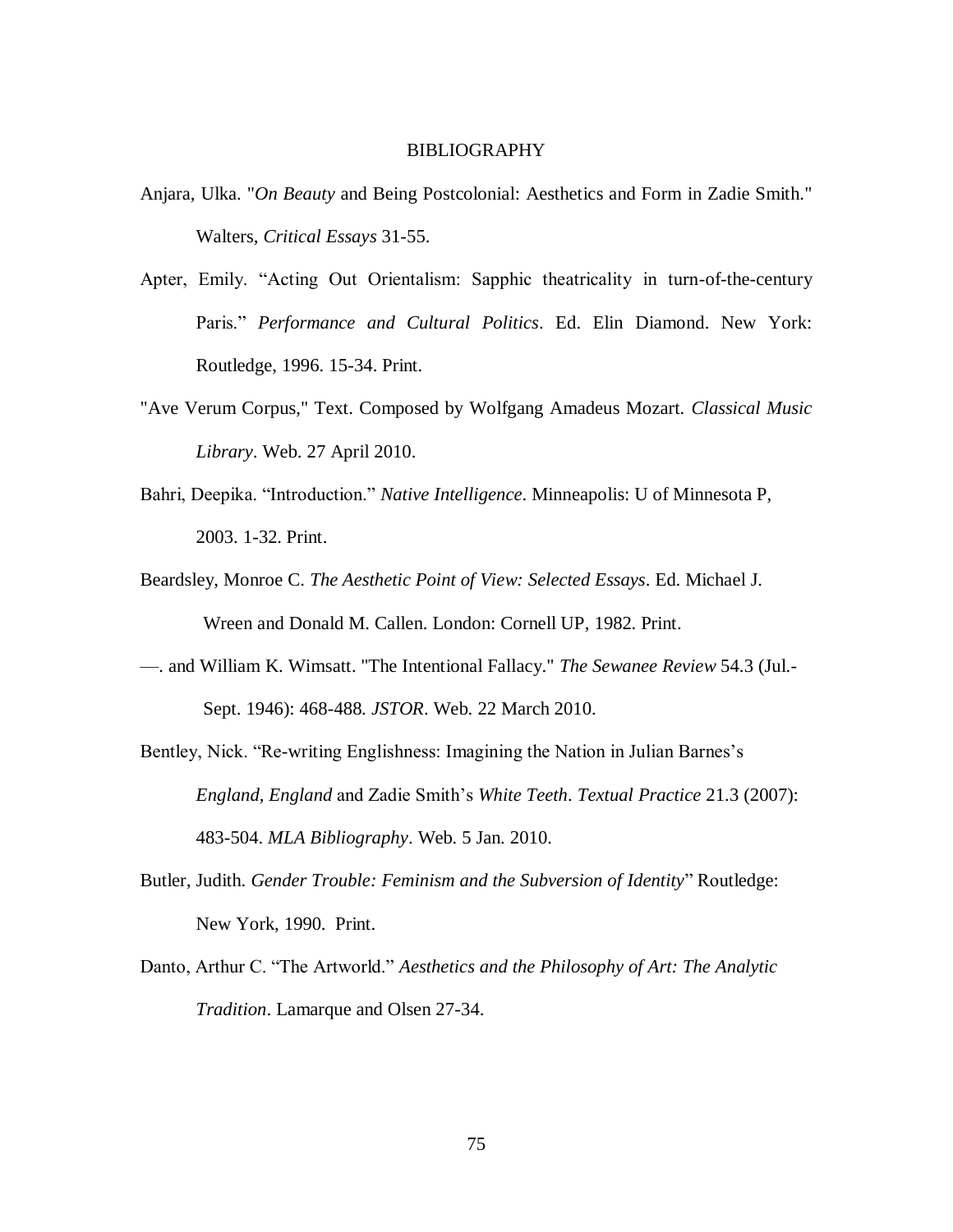# BIBLIOGRAPHY

Anjara, Ulka. "*On Beauty* and Being Postcolonial: Aesthetics and Form in Zadie Smith." Walters, *Critical Essays* 31-55.

Apter, Emily. "Acting Out Orientalism: Sapphic theatricality in turn-of-the-century Paris." *Performance and Cultural Politics*. Ed. Elin Diamond. New York: Routledge, 1996. 15-34. Print.

"Ave Verum Corpus," Text. Composed by Wolfgang Amadeus Mozart. *Classical Music Library*. Web. 27 April 2010.

Bahri, Deepika. "Introduction." *Native Intelligence*. Minneapolis: U of Minnesota P, 2003. 1-32. Print.

Beardsley, Monroe C. *The Aesthetic Point of View: Selected Essays*. Ed. Michael J. Wreen and Donald M. Callen. London: Cornell UP, 1982. Print.

—. and William K. Wimsatt. "The Intentional Fallacy." *The Sewanee Review* 54.3 (Jul.-Sept. 1946): 468-488. *JSTOR*. Web. 22 March 2010.

Bentley, Nick. "Re-writing Englishness: Imagining the Nation in Julian Barnes's *England, England* and Zadie Smith's *White Teeth*. *Textual Practice* 21.3 (2007): 483-504. *MLA Bibliography*. Web. 5 Jan. 2010.

Butler, Judith. *Gender Trouble: Feminism and the Subversion of Identity*" Routledge: New York, 1990. Print.

Danto, Arthur C. "The Artworld." *Aesthetics and the Philosophy of Art: The Analytic Tradition*. Lamarque and Olsen 27-34.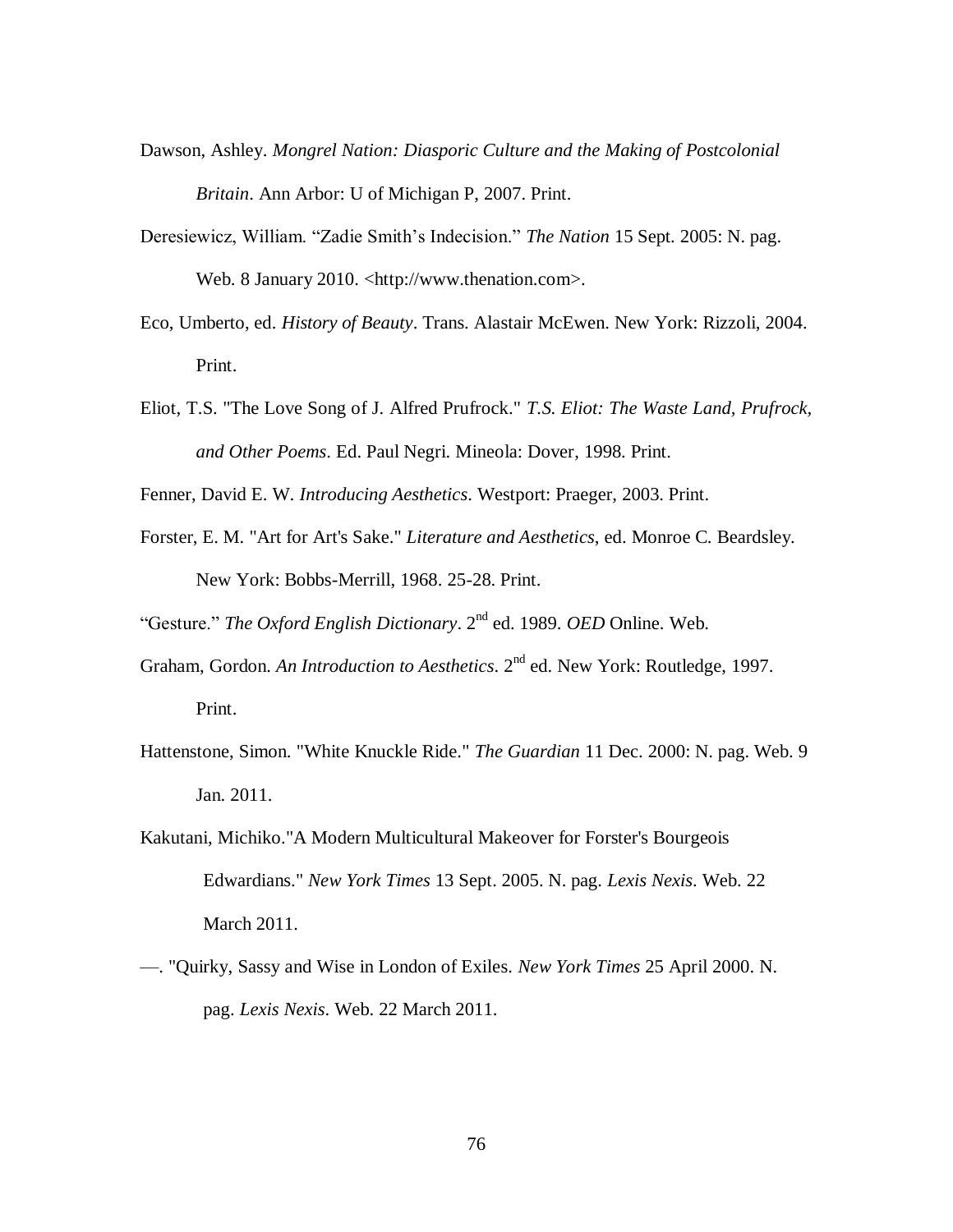Dawson, Ashley. *Mongrel Nation: Diasporic Culture and the Making of Postcolonial Britain*. Ann Arbor: U of Michigan P, 2007. Print.

Deresiewicz, William. "Zadie Smith's Indecision." *The Nation* 15 Sept. 2005: N. pag. Web. 8 January 2010. <http://www.thenation.com>.

Eco, Umberto, ed. *History of Beauty*. Trans. Alastair McEwen. New York: Rizzoli, 2004. Print.

Eliot, T.S. "The Love Song of J. Alfred Prufrock." *T.S. Eliot: The Waste Land, Prufrock, and Other Poems*. Ed. Paul Negri. Mineola: Dover, 1998. Print.

Fenner, David E. W. *Introducing Aesthetics*. Westport: Praeger, 2003. Print.

Forster, E. M. "Art for Art's Sake." *Literature and Aesthetics*, ed. Monroe C. Beardsley. New York: Bobbs-Merrill, 1968. 25-28. Print.

"Gesture." *The Oxford English Dictionary*. 2nd ed. 1989. *OED* Online. Web.

Graham, Gordon. *An Introduction to Aesthetics*. 2nd ed. New York: Routledge, 1997. Print.

Hattenstone, Simon. "White Knuckle Ride." *The Guardian* 11 Dec. 2000: N. pag. Web. 9 Jan. 2011.

Kakutani, Michiko."A Modern Multicultural Makeover for Forster's Bourgeois Edwardians." *New York Times* 13 Sept. 2005. N. pag. *Lexis Nexis*. Web. 22 March 2011.

—. "Quirky, Sassy and Wise in London of Exiles. *New York Times* 25 April 2000. N. pag. *Lexis Nexis*. Web. 22 March 2011.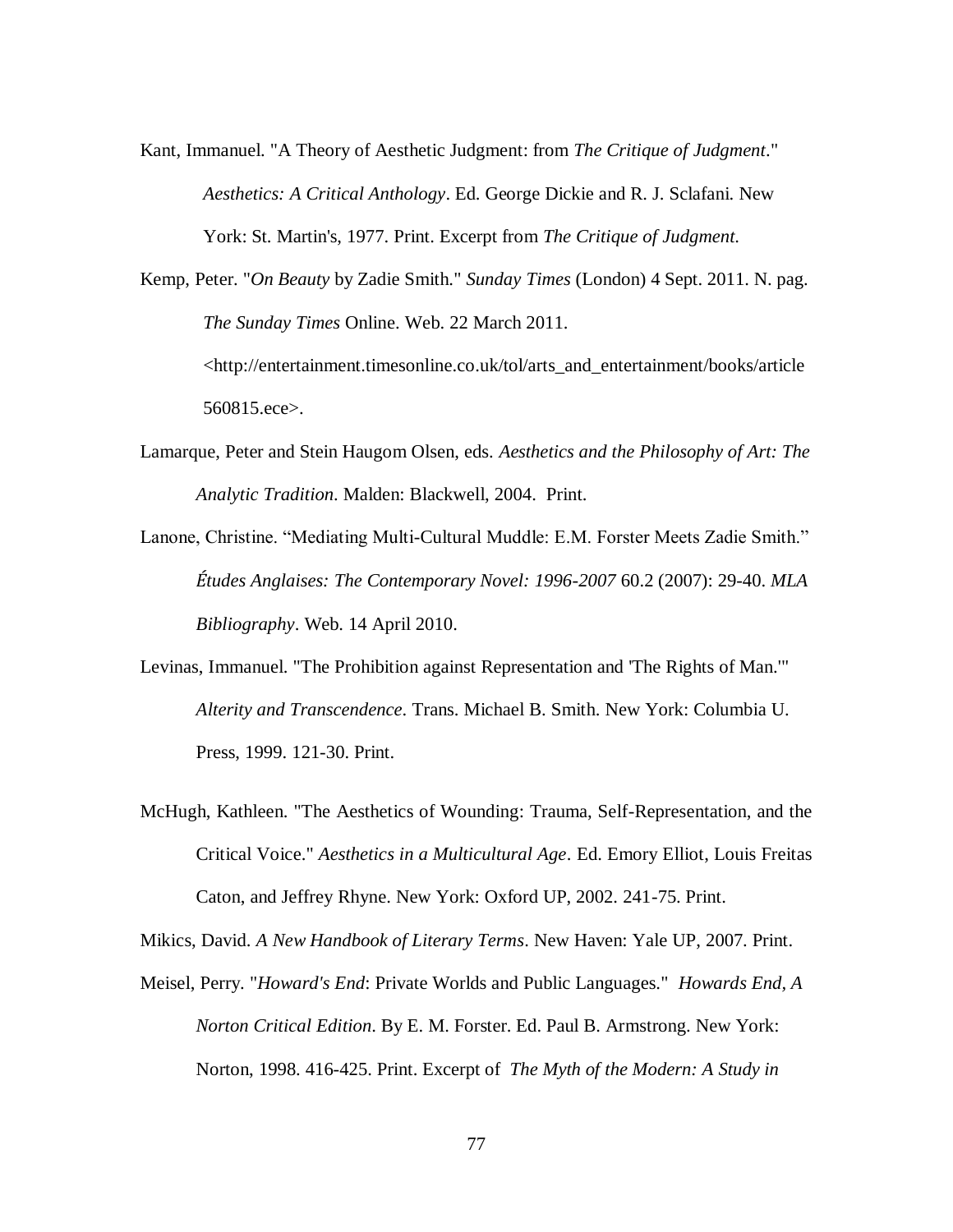Kant, Immanuel. "A Theory of Aesthetic Judgment: from *The Critique of Judgment*." *Aesthetics: A Critical Anthology*. Ed. George Dickie and R. J. Sclafani. New York: St. Martin's, 1977. Print. Excerpt from *The Critique of Judgment*.

Kemp, Peter. "*On Beauty* by Zadie Smith." *Sunday Times* (London) 4 Sept. 2011. N. pag. *The Sunday Times* Online. Web. 22 March 2011. <http://entertainment.timesonline.co.uk/tol/arts_and_entertainment/books/article 560815.ece>.

Lamarque, Peter and Stein Haugom Olsen, eds. *Aesthetics and the Philosophy of Art: The Analytic Tradition*. Malden: Blackwell, 2004. Print.

Lanone, Christine. "Mediating Multi-Cultural Muddle: E.M. Forster Meets Zadie Smith." *Études Anglaises: The Contemporary Novel: 1996-2007* 60.2 (2007): 29-40. *MLA Bibliography*. Web. 14 April 2010.

Levinas, Immanuel. "The Prohibition against Representation and 'The Rights of Man.'" *Alterity and Transcendence*. Trans. Michael B. Smith. New York: Columbia U. Press, 1999. 121-30. Print.

McHugh, Kathleen. "The Aesthetics of Wounding: Trauma, Self-Representation, and the Critical Voice." *Aesthetics in a Multicultural Age*. Ed. Emory Elliot, Louis Freitas Caton, and Jeffrey Rhyne. New York: Oxford UP, 2002. 241-75. Print.

Mikics, David. *A New Handbook of Literary Terms*. New Haven: Yale UP, 2007. Print.

Meisel, Perry. "*Howard's End*: Private Worlds and Public Languages." *Howards End, A Norton Critical Edition*. By E. M. Forster. Ed. Paul B. Armstrong. New York: Norton, 1998. 416-425. Print. Excerpt of *The Myth of the Modern: A Study in*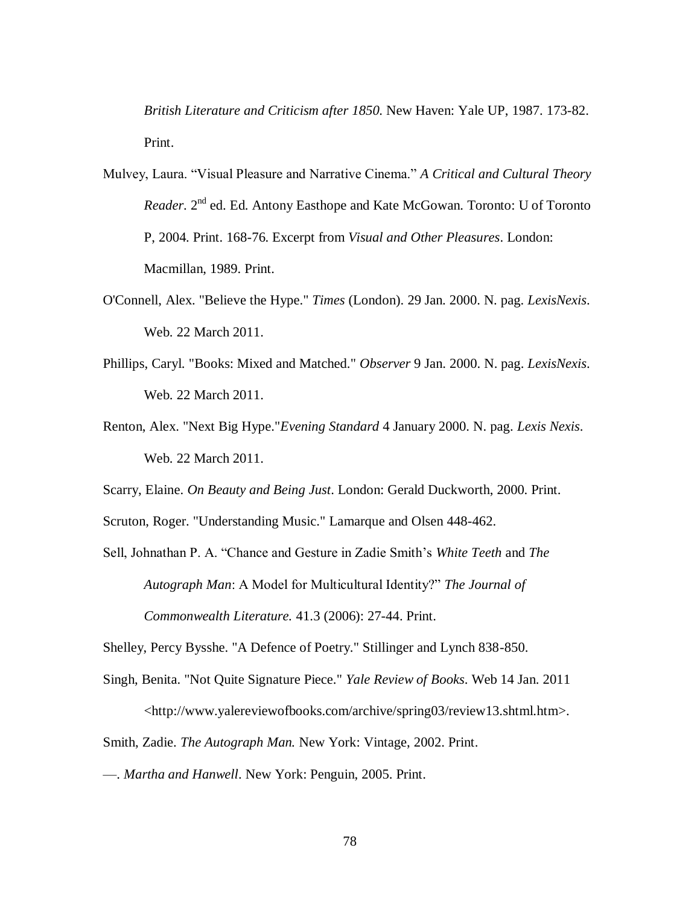*British Literature and Criticism after 1850.* New Haven: Yale UP, 1987. 173-82. Print.

Mulvey, Laura. "Visual Pleasure and Narrative Cinema." *A Critical and Cultural Theory Reader*. 2nd ed. Ed. Antony Easthope and Kate McGowan. Toronto: U of Toronto P, 2004. Print. 168-76. Excerpt from *Visual and Other Pleasures*. London: Macmillan, 1989. Print.

O'Connell, Alex. "Believe the Hype." *Times* (London). 29 Jan. 2000. N. pag. *LexisNexis*. Web. 22 March 2011.

Phillips, Caryl. "Books: Mixed and Matched." *Observer* 9 Jan. 2000. N. pag. *LexisNexis*. Web. 22 March 2011.

Renton, Alex. "Next Big Hype."*Evening Standard* 4 January 2000. N. pag. *Lexis Nexis*. Web. 22 March 2011.

Scarry, Elaine. *On Beauty and Being Just*. London: Gerald Duckworth, 2000. Print.

Scruton, Roger. "Understanding Music." Lamarque and Olsen 448-462.

Sell, Johnathan P. A. "Chance and Gesture in Zadie Smith's *White Teeth* and *The Autograph Man*: A Model for Multicultural Identity?" *The Journal of Commonwealth Literature.* 41.3 (2006): 27-44. Print.

Shelley, Percy Bysshe. "A Defence of Poetry." Stillinger and Lynch 838-850.

Singh, Benita. "Not Quite Signature Piece." *Yale Review of Books*. Web 14 Jan. 2011 <http://www.yalereviewofbooks.com/archive/spring03/review13.shtml.htm>.

Smith, Zadie. *The Autograph Man.* New York: Vintage, 2002. Print.

—. *Martha and Hanwell*. New York: Penguin, 2005. Print.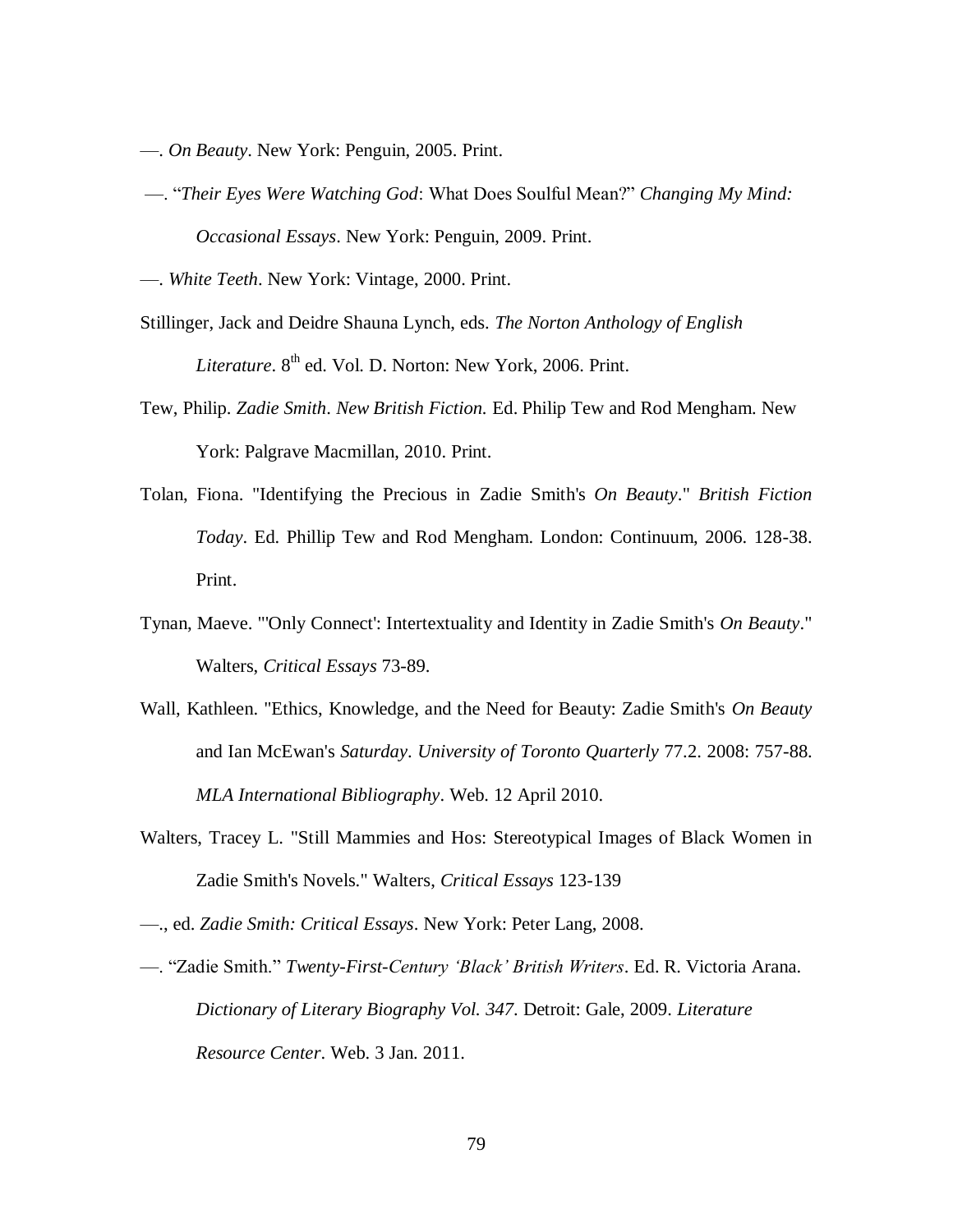—. *On Beauty*. New York: Penguin, 2005. Print.

—. "*Their Eyes Were Watching God*: What Does Soulful Mean?" *Changing My Mind: Occasional Essays*. New York: Penguin, 2009. Print.

—. *White Teeth*. New York: Vintage, 2000. Print.

Stillinger, Jack and Deidre Shauna Lynch, eds. *The Norton Anthology of English Literature*. 8th ed. Vol. D. Norton: New York, 2006. Print.

Tew, Philip. *Zadie Smith*. *New British Fiction.* Ed. Philip Tew and Rod Mengham. New York: Palgrave Macmillan, 2010. Print.

Tolan, Fiona. "Identifying the Precious in Zadie Smith's *On Beauty*." *British Fiction Today*. Ed. Phillip Tew and Rod Mengham. London: Continuum, 2006. 128-38. Print.

Tynan, Maeve. "'Only Connect': Intertextuality and Identity in Zadie Smith's *On Beauty*." Walters, *Critical Essays* 73-89.

Wall, Kathleen. "Ethics, Knowledge, and the Need for Beauty: Zadie Smith's *On Beauty* and Ian McEwan's *Saturday*. *University of Toronto Quarterly* 77.2. 2008: 757-88. *MLA International Bibliography*. Web. 12 April 2010.

Walters, Tracey L. "Still Mammies and Hos: Stereotypical Images of Black Women in Zadie Smith's Novels." Walters, *Critical Essays* 123-139

—., ed. *Zadie Smith: Critical Essays*. New York: Peter Lang, 2008.

—. "Zadie Smith." *Twenty-First-Century 'Black' British Writers*. Ed. R. Victoria Arana. *Dictionary of Literary Biography Vol. 347*. Detroit: Gale, 2009. *Literature Resource Center*. Web. 3 Jan. 2011.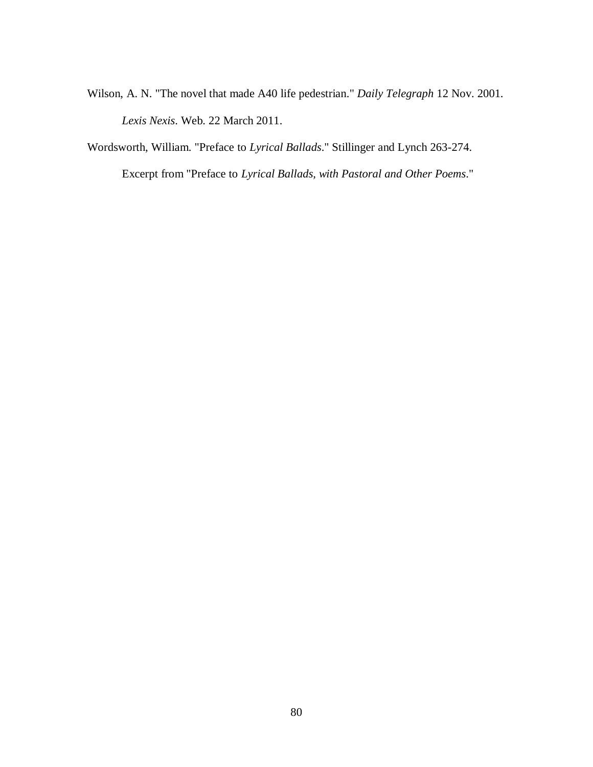Wilson, A. N. "The novel that made A40 life pedestrian." *Daily Telegraph* 12 Nov. 2001. *Lexis Nexis*. Web. 22 March 2011.

Wordsworth, William. "Preface to *Lyrical Ballads*." Stillinger and Lynch 263-274. Excerpt from "Preface to *Lyrical Ballads, with Pastoral and Other Poems*."